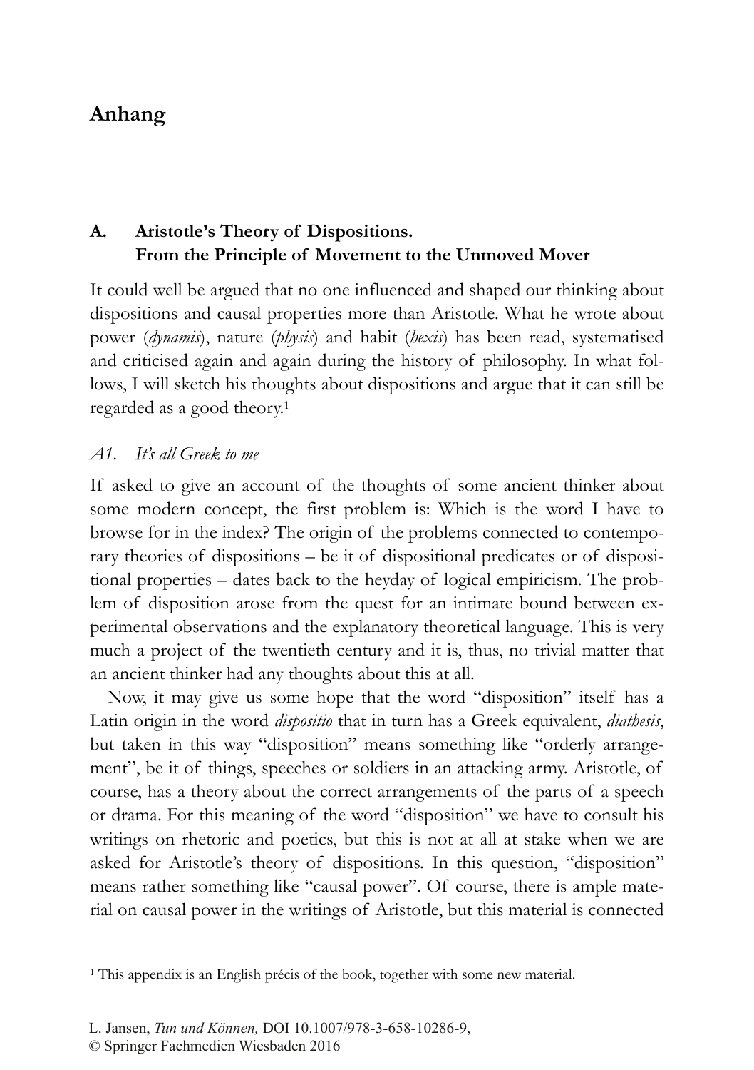# Anhang

## A. Aristotle's Theory of Dispositions. From the Principle of Movement to the Unmoved Mover

It could well be argued that no one influenced and shaped our thinking about dispositions and causal properties more than Aristotle. What he wrote about power (*dynamis*), nature (*physis*) and habit (*hexis*) has been read, systematised and criticised again and again during the history of philosophy. In what follows, I will sketch his thoughts about dispositions and argue that it can still be regarded as a good theory.[1]

### *A1. It's all Greek to me*

If asked to give an account of the thoughts of some ancient thinker about some modern concept, the first problem is: Which is the word I have to browse for in the index? The origin of the problems connected to contemporary theories of dispositions – be it of dispositional predicates or of dispositional properties – dates back to the heyday of logical empiricism. The problem of disposition arose from the quest for an intimate bound between experimental observations and the explanatory theoretical language. This is very much a project of the twentieth century and it is, thus, no trivial matter that an ancient thinker had any thoughts about this at all.

Now, it may give us some hope that the word "disposition" itself has a Latin origin in the word *dispositio* that in turn has a Greek equivalent, *diathesis*, but taken in this way "disposition" means something like "orderly arrangement", be it of things, speeches or soldiers in an attacking army. Aristotle, of course, has a theory about the correct arrangements of the parts of a speech or drama. For this meaning of the word "disposition" we have to consult his writings on rhetoric and poetics, but this is not at all at stake when we are asked for Aristotle's theory of dispositions. In this question, "disposition" means rather something like "causal power". Of course, there is ample material on causal power in the writings of Aristotle, but this material is connected

[1] This appendix is an English précis of the book, together with some new material.

L. Jansen, *Tun und Können,* DOI 10.1007/978-3-658-10286-9,
© Springer Fachmedien Wiesbaden 2016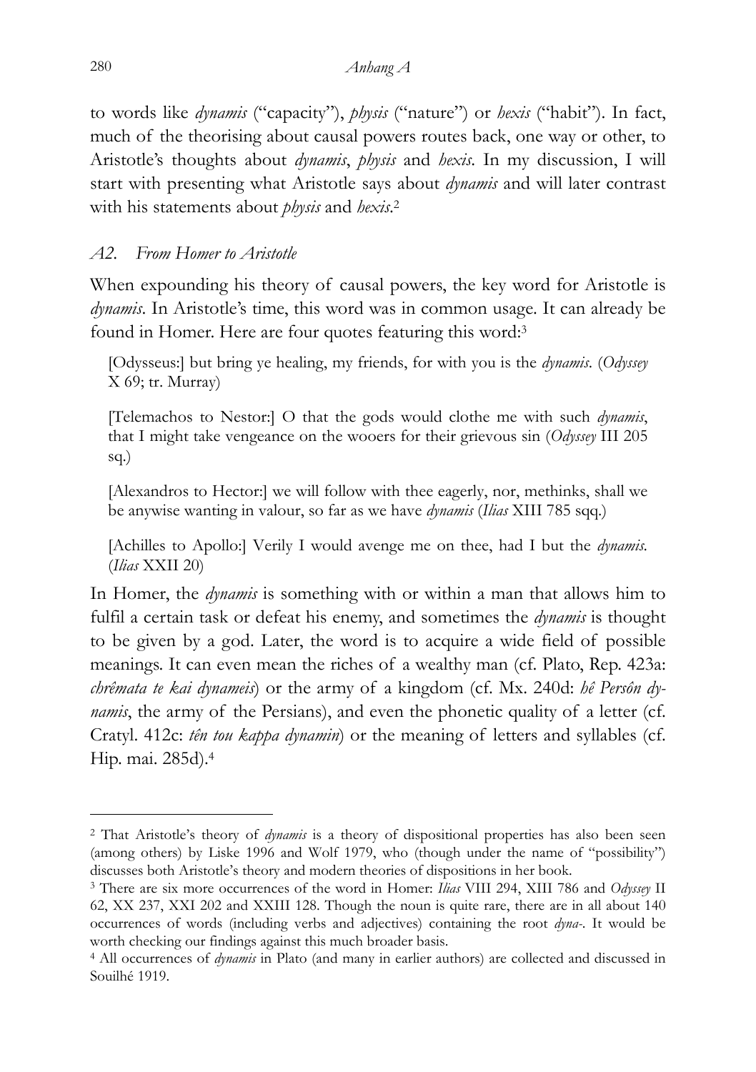to words like *dynamis* ("capacity"), *physis* ("nature") or *hexis* ("habit"). In fact, much of the theorising about causal powers routes back, one way or other, to Aristotle's thoughts about *dynamis*, *physis* and *hexis*. In my discussion, I will start with presenting what Aristotle says about *dynamis* and will later contrast with his statements about *physis* and *hexis*.[2]

### *A2. From Homer to Aristotle*

When expounding his theory of causal powers, the key word for Aristotle is *dynamis*. In Aristotle's time, this word was in common usage. It can already be found in Homer. Here are four quotes featuring this word:[3]

> [Odysseus:] but bring ye healing, my friends, for with you is the *dynamis*. (*Odyssey* X 69; tr. Murray)
>
> [Telemachos to Nestor:] O that the gods would clothe me with such *dynamis*, that I might take vengeance on the wooers for their grievous sin (*Odyssey* III 205 sq.)
>
> [Alexandros to Hector:] we will follow with thee eagerly, nor, methinks, shall we be anywise wanting in valour, so far as we have *dynamis* (*Ilias* XIII 785 sqq.)
>
> [Achilles to Apollo:] Verily I would avenge me on thee, had I but the *dynamis*. (*Ilias* XXII 20)

In Homer, the *dynamis* is something with or within a man that allows him to fulfil a certain task or defeat his enemy, and sometimes the *dynamis* is thought to be given by a god. Later, the word is to acquire a wide field of possible meanings. It can even mean the riches of a wealthy man (cf. Plato, Rep. 423a: *chrêmata te kai dynameis*) or the army of a kingdom (cf. Mx. 240d: *hê Persôn dynamis*, the army of the Persians), and even the phonetic quality of a letter (cf. Cratyl. 412c: *tên tou kappa dynamin*) or the meaning of letters and syllables (cf. Hip. mai. 285d).[4]

---

[2] That Aristotle's theory of *dynamis* is a theory of dispositional properties has also been seen (among others) by Liske 1996 and Wolf 1979, who (though under the name of "possibility") discusses both Aristotle's theory and modern theories of dispositions in her book.

[3] There are six more occurrences of the word in Homer: *Ilias* VIII 294, XIII 786 and *Odyssey* II 62, XX 237, XXI 202 and XXIII 128. Though the noun is quite rare, there are in all about 140 occurrences of words (including verbs and adjectives) containing the root *dyna-*. It would be worth checking our findings against this much broader basis.

[4] All occurrences of *dynamis* in Plato (and many in earlier authors) are collected and discussed in Souilhé 1919.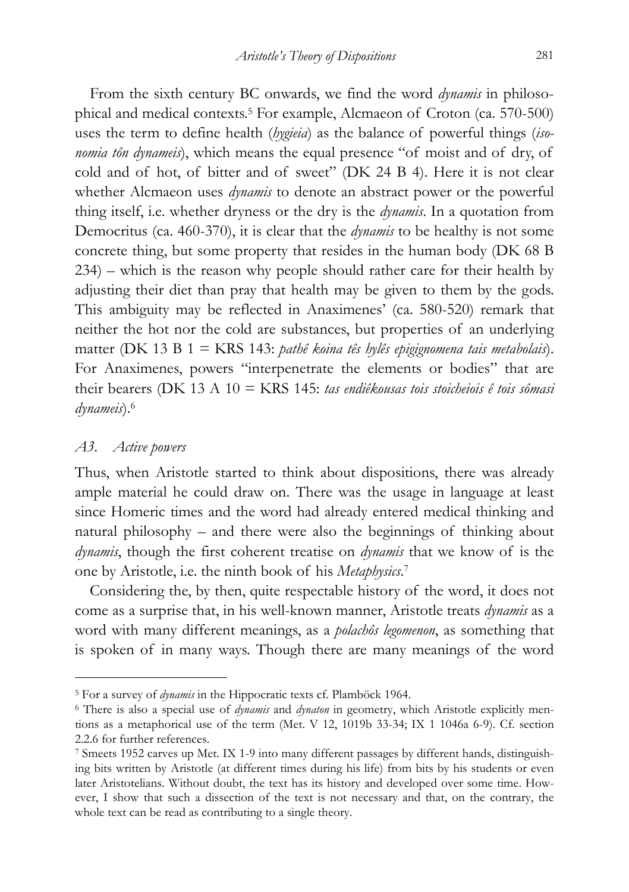From the sixth century BC onwards, we find the word *dynamis* in philosophical and medical contexts.[5] For example, Alcmaeon of Croton (ca. 570-500) uses the term to define health (*hygieia*) as the balance of powerful things (*isonomia tôn dynameis*), which means the equal presence "of moist and of dry, of cold and of hot, of bitter and of sweet" (DK 24 B 4). Here it is not clear whether Alcmaeon uses *dynamis* to denote an abstract power or the powerful thing itself, i.e. whether dryness or the dry is the *dynamis*. In a quotation from Democritus (ca. 460-370), it is clear that the *dynamis* to be healthy is not some concrete thing, but some property that resides in the human body (DK 68 B 234) – which is the reason why people should rather care for their health by adjusting their diet than pray that health may be given to them by the gods. This ambiguity may be reflected in Anaximenes' (ca. 580-520) remark that neither the hot nor the cold are substances, but properties of an underlying matter (DK 13 B 1 = KRS 143: *pathê koina tês hylês epigignomena tais metabolais*). For Anaximenes, powers "interpenetrate the elements or bodies" that are their bearers (DK 13 A 10 = KRS 145: *tas endiêkousas tois stoicheiois ê tois sômasi dynameis*).[6]

### A3. *Active powers*

Thus, when Aristotle started to think about dispositions, there was already ample material he could draw on. There was the usage in language at least since Homeric times and the word had already entered medical thinking and natural philosophy – and there were also the beginnings of thinking about *dynamis*, though the first coherent treatise on *dynamis* that we know of is the one by Aristotle, i.e. the ninth book of his *Metaphysics*.[7]

Considering the, by then, quite respectable history of the word, it does not come as a surprise that, in his well-known manner, Aristotle treats *dynamis* as a word with many different meanings, as a *polachôs legomenon*, as something that is spoken of in many ways. Though there are many meanings of the word

---

[5] For a survey of *dynamis* in the Hippocratic texts cf. Plamböck 1964.

[6] There is also a special use of *dynamis* and *dynaton* in geometry, which Aristotle explicitly mentions as a metaphorical use of the term (Met. V 12, 1019b 33-34; IX 1 1046a 6-9). Cf. section 2.2.6 for further references.

[7] Smeets 1952 carves up Met. IX 1-9 into many different passages by different hands, distinguishing bits written by Aristotle (at different times during his life) from bits by his students or even later Aristotelians. Without doubt, the text has its history and developed over some time. However, I show that such a dissection of the text is not necessary and that, on the contrary, the whole text can be read as contributing to a single theory.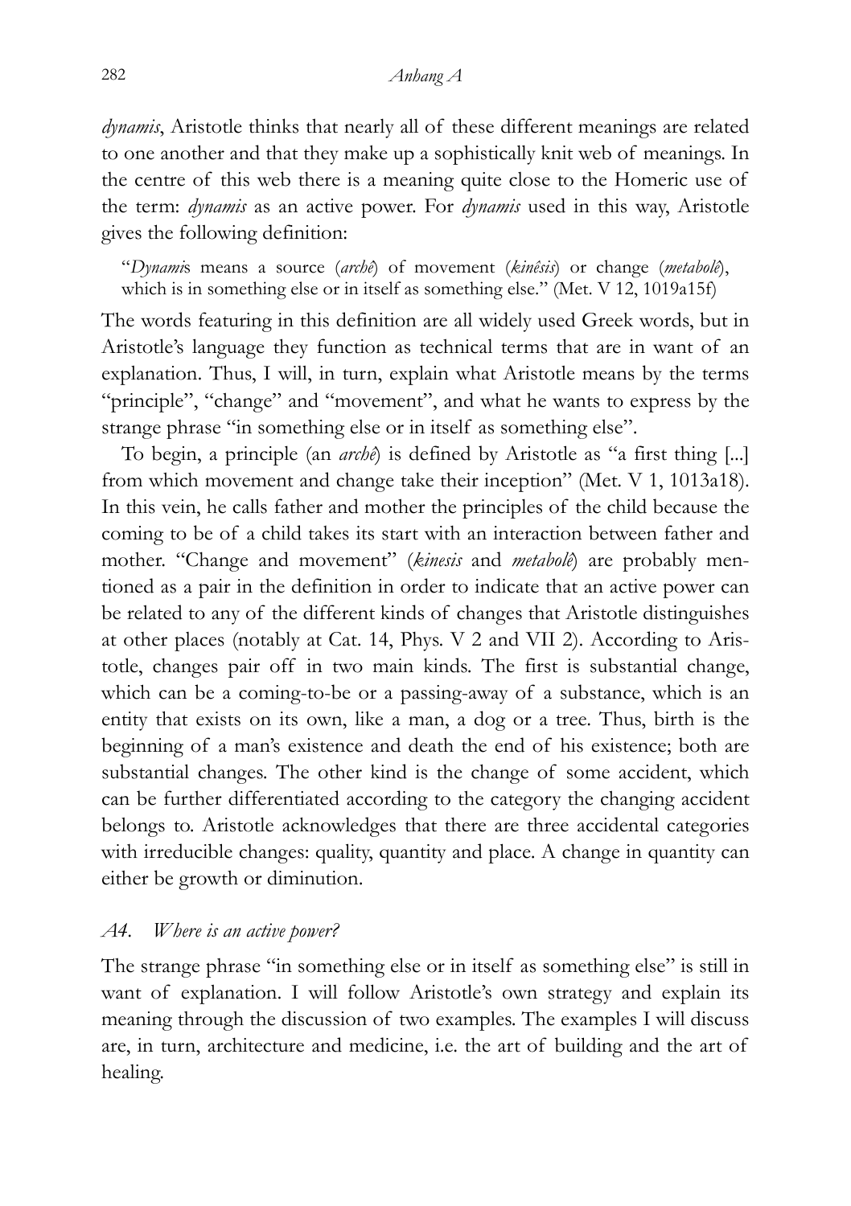*dynamis*, Aristotle thinks that nearly all of these different meanings are related to one another and that they make up a sophistically knit web of meanings. In the centre of this web there is a meaning quite close to the Homeric use of the term: *dynamis* as an active power. For *dynamis* used in this way, Aristotle gives the following definition:

> "*Dynamis* means a source (*archê*) of movement (*kinêsis*) or change (*metabolê*), which is in something else or in itself as something else." (Met. V 12, 1019a15f)

The words featuring in this definition are all widely used Greek words, but in Aristotle's language they function as technical terms that are in want of an explanation. Thus, I will, in turn, explain what Aristotle means by the terms "principle", "change" and "movement", and what he wants to express by the strange phrase "in something else or in itself as something else".

To begin, a principle (an *archê*) is defined by Aristotle as "a first thing [...] from which movement and change take their inception" (Met. V 1, 1013a18). In this vein, he calls father and mother the principles of the child because the coming to be of a child takes its start with an interaction between father and mother. "Change and movement" (*kinesis* and *metabolê*) are probably mentioned as a pair in the definition in order to indicate that an active power can be related to any of the different kinds of changes that Aristotle distinguishes at other places (notably at Cat. 14, Phys. V 2 and VII 2). According to Aristotle, changes pair off in two main kinds. The first is substantial change, which can be a coming-to-be or a passing-away of a substance, which is an entity that exists on its own, like a man, a dog or a tree. Thus, birth is the beginning of a man's existence and death the end of his existence; both are substantial changes. The other kind is the change of some accident, which can be further differentiated according to the category the changing accident belongs to. Aristotle acknowledges that there are three accidental categories with irreducible changes: quality, quantity and place. A change in quantity can either be growth or diminution.

### *A4. Where is an active power?*

The strange phrase "in something else or in itself as something else" is still in want of explanation. I will follow Aristotle's own strategy and explain its meaning through the discussion of two examples. The examples I will discuss are, in turn, architecture and medicine, i.e. the art of building and the art of healing.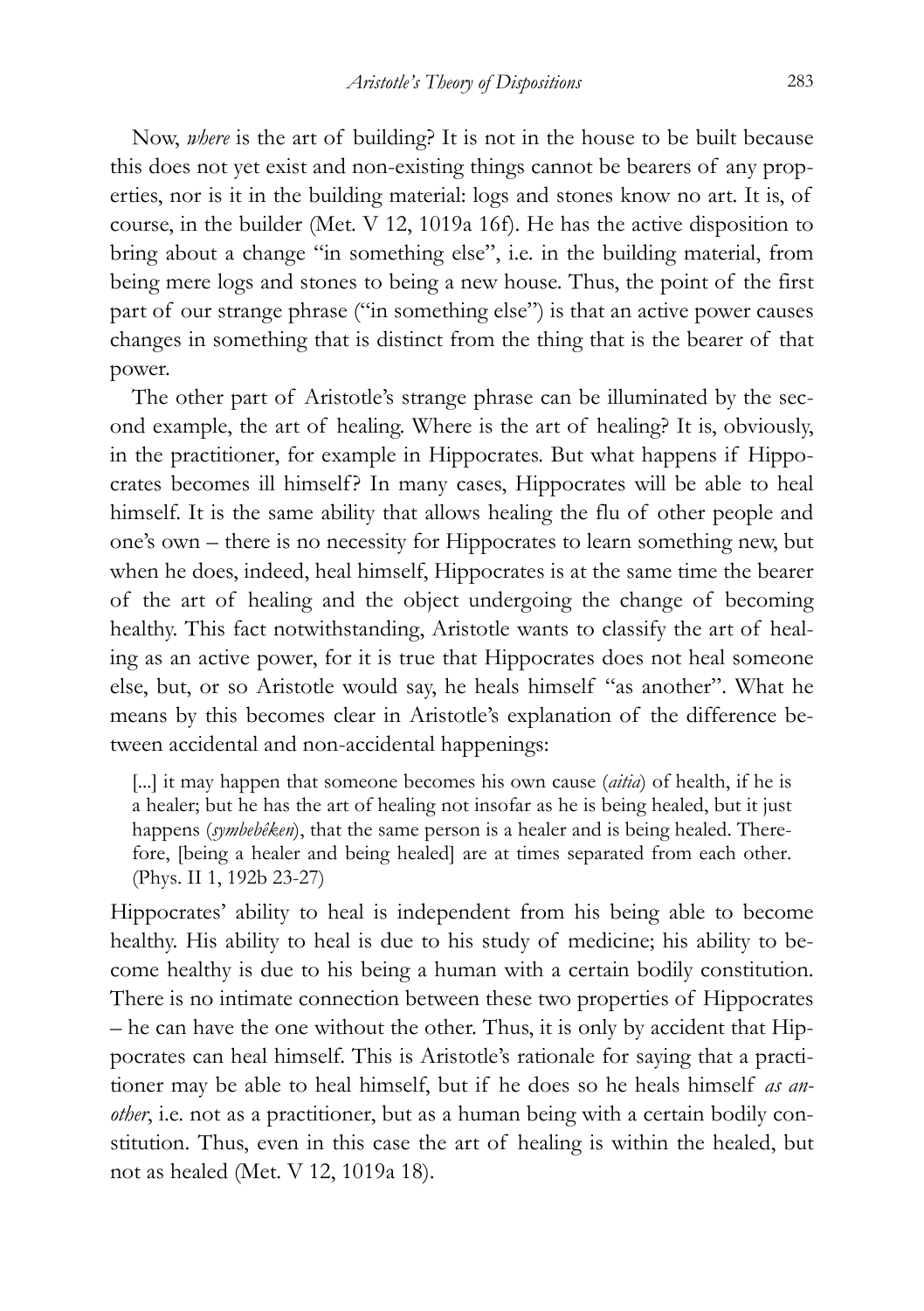Now, *where* is the art of building? It is not in the house to be built because this does not yet exist and non-existing things cannot be bearers of any properties, nor is it in the building material: logs and stones know no art. It is, of course, in the builder (Met. V 12, 1019a 16f). He has the active disposition to bring about a change "in something else", i.e. in the building material, from being mere logs and stones to being a new house. Thus, the point of the first part of our strange phrase ("in something else") is that an active power causes changes in something that is distinct from the thing that is the bearer of that power.

The other part of Aristotle's strange phrase can be illuminated by the second example, the art of healing. Where is the art of healing? It is, obviously, in the practitioner, for example in Hippocrates. But what happens if Hippocrates becomes ill himself? In many cases, Hippocrates will be able to heal himself. It is the same ability that allows healing the flu of other people and one's own – there is no necessity for Hippocrates to learn something new, but when he does, indeed, heal himself, Hippocrates is at the same time the bearer of the art of healing and the object undergoing the change of becoming healthy. This fact notwithstanding, Aristotle wants to classify the art of healing as an active power, for it is true that Hippocrates does not heal someone else, but, or so Aristotle would say, he heals himself "as another". What he means by this becomes clear in Aristotle's explanation of the difference between accidental and non-accidental happenings:

> [...] it may happen that someone becomes his own cause (*aitia*) of health, if he is a healer; but he has the art of healing not insofar as he is being healed, but it just happens (*symbebêken*), that the same person is a healer and is being healed. Therefore, [being a healer and being healed] are at times separated from each other. (Phys. II 1, 192b 23-27)

Hippocrates' ability to heal is independent from his being able to become healthy. His ability to heal is due to his study of medicine; his ability to become healthy is due to his being a human with a certain bodily constitution. There is no intimate connection between these two properties of Hippocrates – he can have the one without the other. Thus, it is only by accident that Hippocrates can heal himself. This is Aristotle's rationale for saying that a practitioner may be able to heal himself, but if he does so he heals himself *as another*, i.e. not as a practitioner, but as a human being with a certain bodily constitution. Thus, even in this case the art of healing is within the healed, but not as healed (Met. V 12, 1019a 18).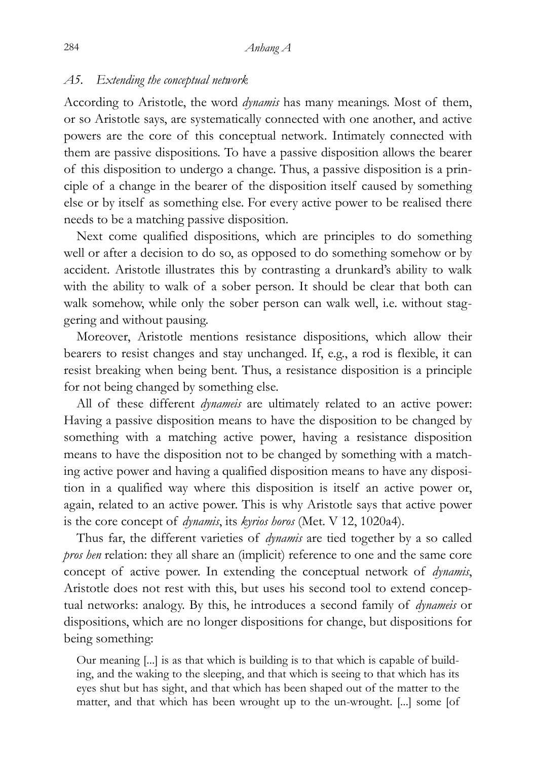### *A5. Extending the conceptual network*

According to Aristotle, the word *dynamis* has many meanings. Most of them, or so Aristotle says, are systematically connected with one another, and active powers are the core of this conceptual network. Intimately connected with them are passive dispositions. To have a passive disposition allows the bearer of this disposition to undergo a change. Thus, a passive disposition is a principle of a change in the bearer of the disposition itself caused by something else or by itself as something else. For every active power to be realised there needs to be a matching passive disposition.

Next come qualified dispositions, which are principles to do something well or after a decision to do so, as opposed to do something somehow or by accident. Aristotle illustrates this by contrasting a drunkard's ability to walk with the ability to walk of a sober person. It should be clear that both can walk somehow, while only the sober person can walk well, i.e. without staggering and without pausing.

Moreover, Aristotle mentions resistance dispositions, which allow their bearers to resist changes and stay unchanged. If, e.g., a rod is flexible, it can resist breaking when being bent. Thus, a resistance disposition is a principle for not being changed by something else.

All of these different *dynameis* are ultimately related to an active power: Having a passive disposition means to have the disposition to be changed by something with a matching active power, having a resistance disposition means to have the disposition not to be changed by something with a matching active power and having a qualified disposition means to have any disposition in a qualified way where this disposition is itself an active power or, again, related to an active power. This is why Aristotle says that active power is the core concept of *dynamis*, its *kyrios horos* (Met. V 12, 1020a4).

Thus far, the different varieties of *dynamis* are tied together by a so called *pros hen* relation: they all share an (implicit) reference to one and the same core concept of active power. In extending the conceptual network of *dynamis*, Aristotle does not rest with this, but uses his second tool to extend conceptual networks: analogy. By this, he introduces a second family of *dynameis* or dispositions, which are no longer dispositions for change, but dispositions for being something:

> Our meaning [...] is as that which is building is to that which is capable of building, and the waking to the sleeping, and that which is seeing to that which has its eyes shut but has sight, and that which has been shaped out of the matter to the matter, and that which has been wrought up to the un-wrought. [...] some [of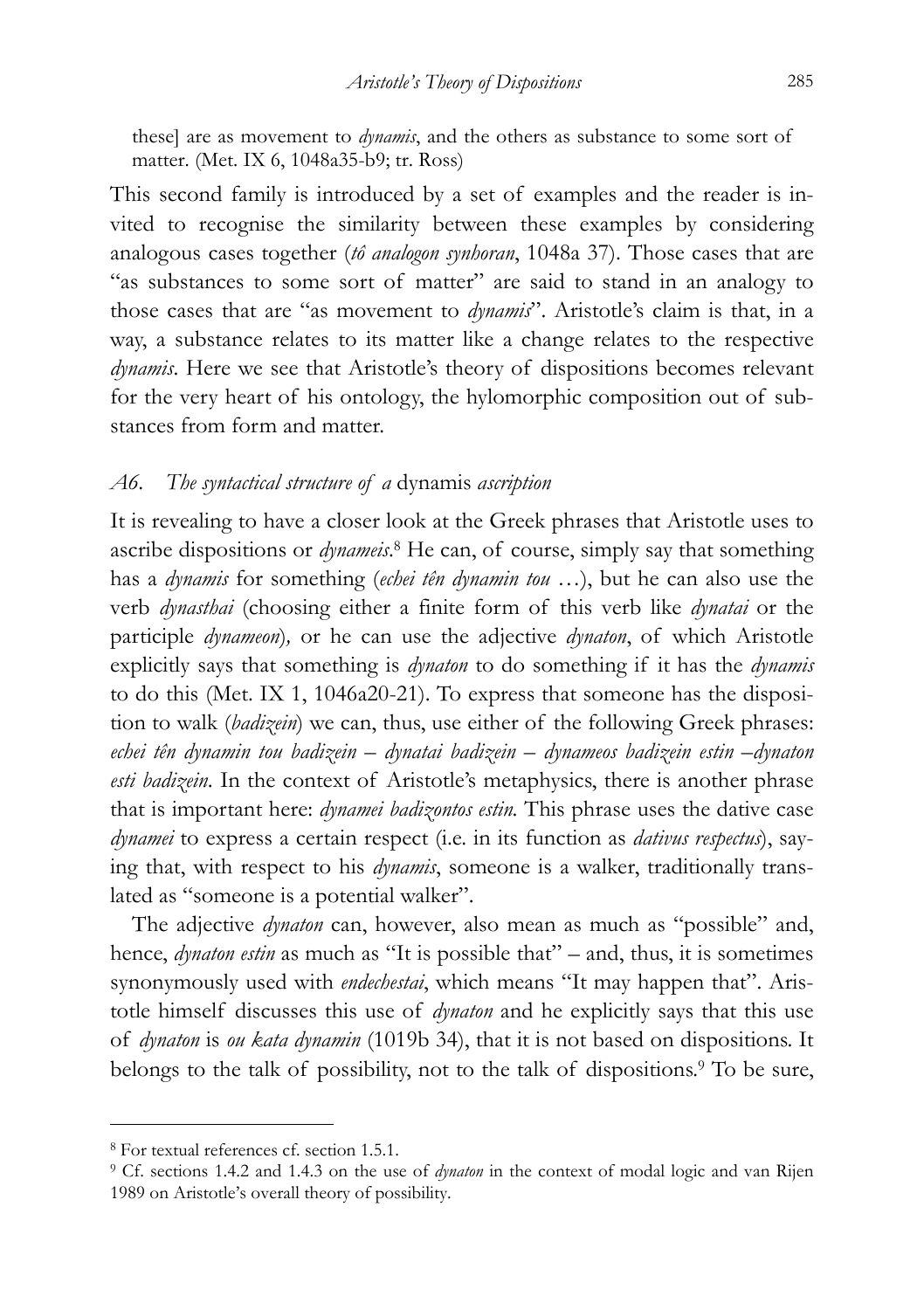these] are as movement to *dynamis*, and the others as substance to some sort of matter. (Met. IX 6, 1048a35-b9; tr. Ross)

This second family is introduced by a set of examples and the reader is invited to recognise the similarity between these examples by considering analogous cases together (*tô analogon synhoran*, 1048a 37). Those cases that are "as substances to some sort of matter" are said to stand in an analogy to those cases that are "as movement to *dynamis*". Aristotle's claim is that, in a way, a substance relates to its matter like a change relates to the respective *dynamis*. Here we see that Aristotle's theory of dispositions becomes relevant for the very heart of his ontology, the hylomorphic composition out of substances from form and matter.

### *A6. The syntactical structure of a* dynamis *ascription*

It is revealing to have a closer look at the Greek phrases that Aristotle uses to ascribe dispositions or *dynameis*.[8] He can, of course, simply say that something has a *dynamis* for something (*echei tên dynamin tou* …), but he can also use the verb *dynasthai* (choosing either a finite form of this verb like *dynatai* or the participle *dynameon*), or he can use the adjective *dynaton*, of which Aristotle explicitly says that something is *dynaton* to do something if it has the *dynamis* to do this (Met. IX 1, 1046a20-21). To express that someone has the disposition to walk (*badizein*) we can, thus, use either of the following Greek phrases: *echei tên dynamin tou badizein – dynatai badizein – dynameos badizein estin –dynaton esti badizein*. In the context of Aristotle's metaphysics, there is another phrase that is important here: *dynamei badizontos estin.* This phrase uses the dative case *dynamei* to express a certain respect (i.e. in its function as *dativus respectus*), saying that, with respect to his *dynamis*, someone is a walker, traditionally translated as "someone is a potential walker".

The adjective *dynaton* can, however, also mean as much as "possible" and, hence, *dynaton estin* as much as "It is possible that" – and, thus, it is sometimes synonymously used with *endechestai*, which means "It may happen that". Aristotle himself discusses this use of *dynaton* and he explicitly says that this use of *dynaton* is *ou kata dynamin* (1019b 34), that it is not based on dispositions. It belongs to the talk of possibility, not to the talk of dispositions.[9] To be sure,

---

[8] For textual references cf. section 1.5.1.

[9] Cf. sections 1.4.2 and 1.4.3 on the use of *dynaton* in the context of modal logic and van Rijen 1989 on Aristotle's overall theory of possibility.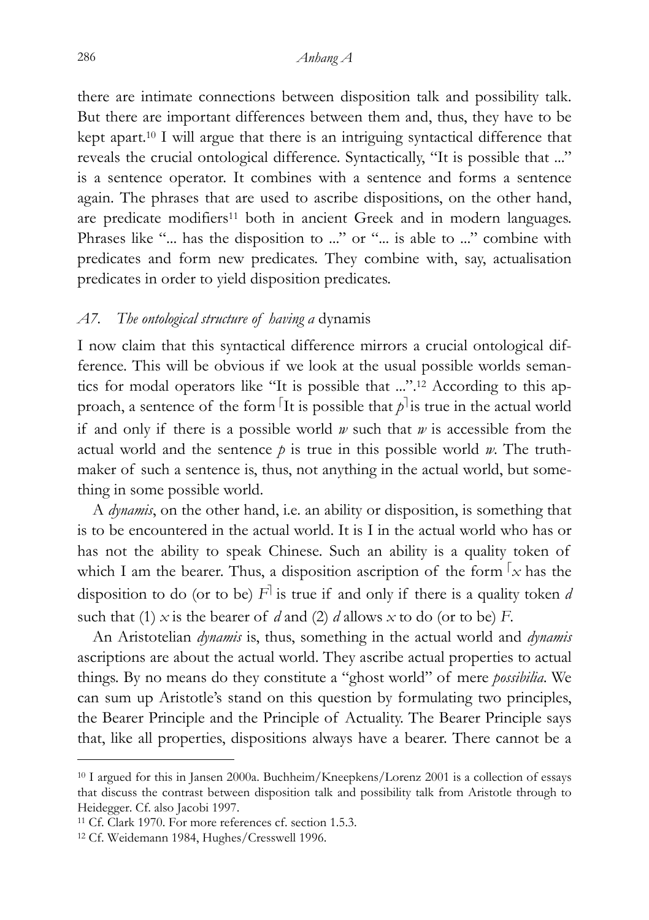there are intimate connections between disposition talk and possibility talk. But there are important differences between them and, thus, they have to be kept apart.[10] I will argue that there is an intriguing syntactical difference that reveals the crucial ontological difference. Syntactically, "It is possible that ..." is a sentence operator. It combines with a sentence and forms a sentence again. The phrases that are used to ascribe dispositions, on the other hand, are predicate modifiers[11] both in ancient Greek and in modern languages. Phrases like "... has the disposition to ..." or "... is able to ..." combine with predicates and form new predicates. They combine with, say, actualisation predicates in order to yield disposition predicates.

### *A7. The ontological structure of having a* dynamis

I now claim that this syntactical difference mirrors a crucial ontological difference. This will be obvious if we look at the usual possible worlds semantics for modal operators like "It is possible that ...".[12] According to this approach, a sentence of the form ⌈It is possible that $p$⌉ is true in the actual world if and only if there is a possible world $w$ such that $w$ is accessible from the actual world and the sentence $p$ is true in this possible world $w$. The truthmaker of such a sentence is, thus, not anything in the actual world, but something in some possible world.

A *dynamis*, on the other hand, i.e. an ability or disposition, is something that is to be encountered in the actual world. It is I in the actual world who has or has not the ability to speak Chinese. Such an ability is a quality token of which I am the bearer. Thus, a disposition ascription of the form ⌈$x$ has the disposition to do (or to be) $F$⌉ is true if and only if there is a quality token $d$ such that (1) $x$ is the bearer of $d$ and (2) $d$ allows $x$ to do (or to be) $F$.

An Aristotelian *dynamis* is, thus, something in the actual world and *dynamis* ascriptions are about the actual world. They ascribe actual properties to actual things. By no means do they constitute a "ghost world" of mere *possibilia*. We can sum up Aristotle's stand on this question by formulating two principles, the Bearer Principle and the Principle of Actuality. The Bearer Principle says that, like all properties, dispositions always have a bearer. There cannot be a

---

[10] I argued for this in Jansen 2000a. Buchheim/Kneepkens/Lorenz 2001 is a collection of essays that discuss the contrast between disposition talk and possibility talk from Aristotle through to Heidegger. Cf. also Jacobi 1997.

[11] Cf. Clark 1970. For more references cf. section 1.5.3.

[12] Cf. Weidemann 1984, Hughes/Cresswell 1996.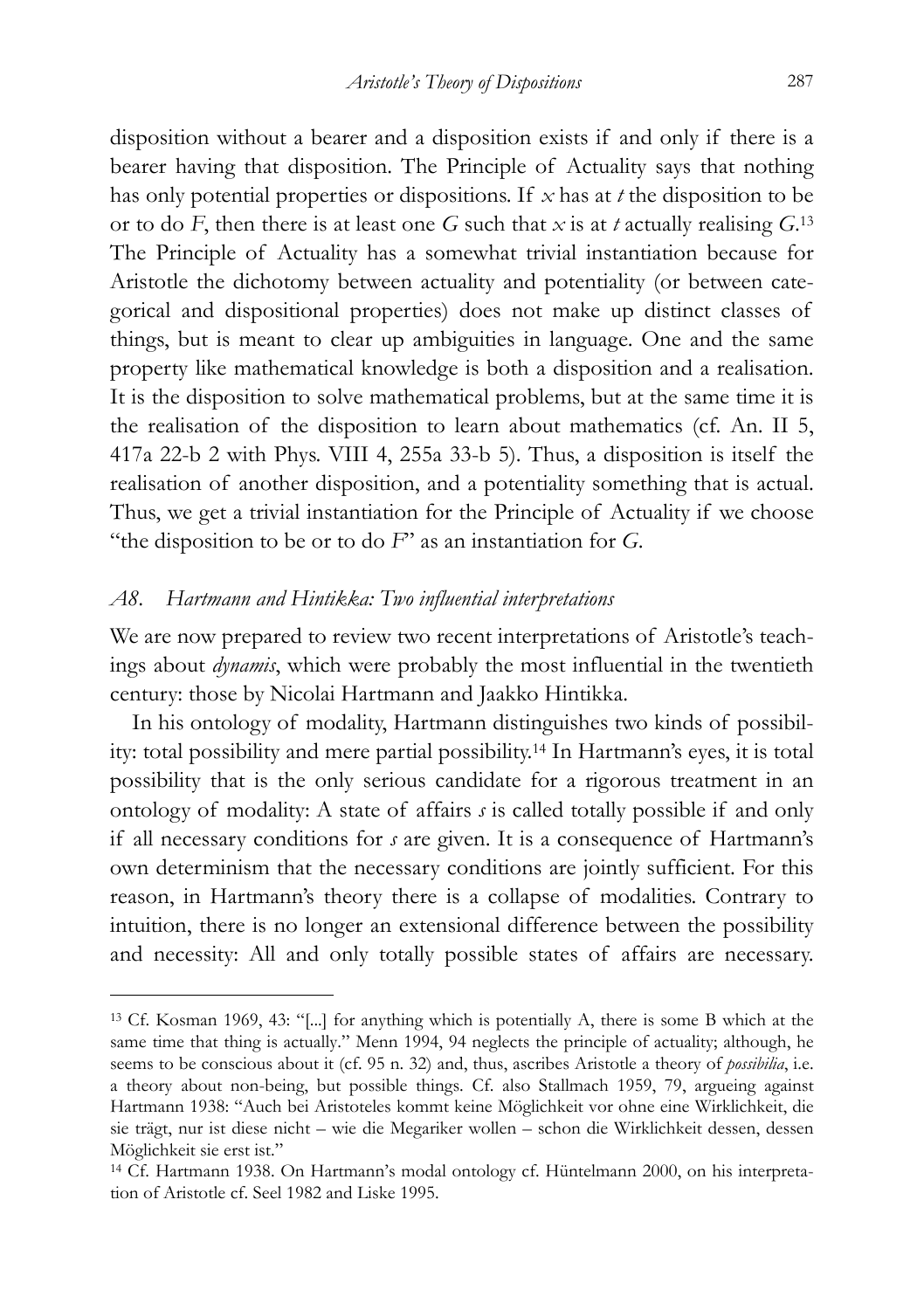disposition without a bearer and a disposition exists if and only if there is a bearer having that disposition. The Principle of Actuality says that nothing has only potential properties or dispositions. If $x$ has at $t$ the disposition to be or to do $F$, then there is at least one $G$ such that $x$ is at $t$ actually realising $G$.[13] The Principle of Actuality has a somewhat trivial instantiation because for Aristotle the dichotomy between actuality and potentiality (or between categorical and dispositional properties) does not make up distinct classes of things, but is meant to clear up ambiguities in language. One and the same property like mathematical knowledge is both a disposition and a realisation. It is the disposition to solve mathematical problems, but at the same time it is the realisation of the disposition to learn about mathematics (cf. An. II 5, 417a 22-b 2 with Phys. VIII 4, 255a 33-b 5). Thus, a disposition is itself the realisation of another disposition, and a potentiality something that is actual. Thus, we get a trivial instantiation for the Principle of Actuality if we choose "the disposition to be or to do $F$" as an instantiation for $G$.

### *A8. Hartmann and Hintikka: Two influential interpretations*

We are now prepared to review two recent interpretations of Aristotle's teachings about *dynamis*, which were probably the most influential in the twentieth century: those by Nicolai Hartmann and Jaakko Hintikka.

In his ontology of modality, Hartmann distinguishes two kinds of possibility: total possibility and mere partial possibility.[14] In Hartmann's eyes, it is total possibility that is the only serious candidate for a rigorous treatment in an ontology of modality: A state of affairs $s$ is called totally possible if and only if all necessary conditions for $s$ are given. It is a consequence of Hartmann's own determinism that the necessary conditions are jointly sufficient. For this reason, in Hartmann's theory there is a collapse of modalities. Contrary to intuition, there is no longer an extensional difference between the possibility and necessity: All and only totally possible states of affairs are necessary.

---

[13] Cf. Kosman 1969, 43: "[...] for anything which is potentially A, there is some B which at the same time that thing is actually." Menn 1994, 94 neglects the principle of actuality; although, he seems to be conscious about it (cf. 95 n. 32) and, thus, ascribes Aristotle a theory of *possibilia*, i.e. a theory about non-being, but possible things. Cf. also Stallmach 1959, 79, argueing against Hartmann 1938: "Auch bei Aristoteles kommt keine Möglichkeit vor ohne eine Wirklichkeit, die sie trägt, nur ist diese nicht – wie die Megariker wollen – schon die Wirklichkeit dessen, dessen Möglichkeit sie erst ist."

[14] Cf. Hartmann 1938. On Hartmann's modal ontology cf. Hüntelmann 2000, on his interpretation of Aristotle cf. Seel 1982 and Liske 1995.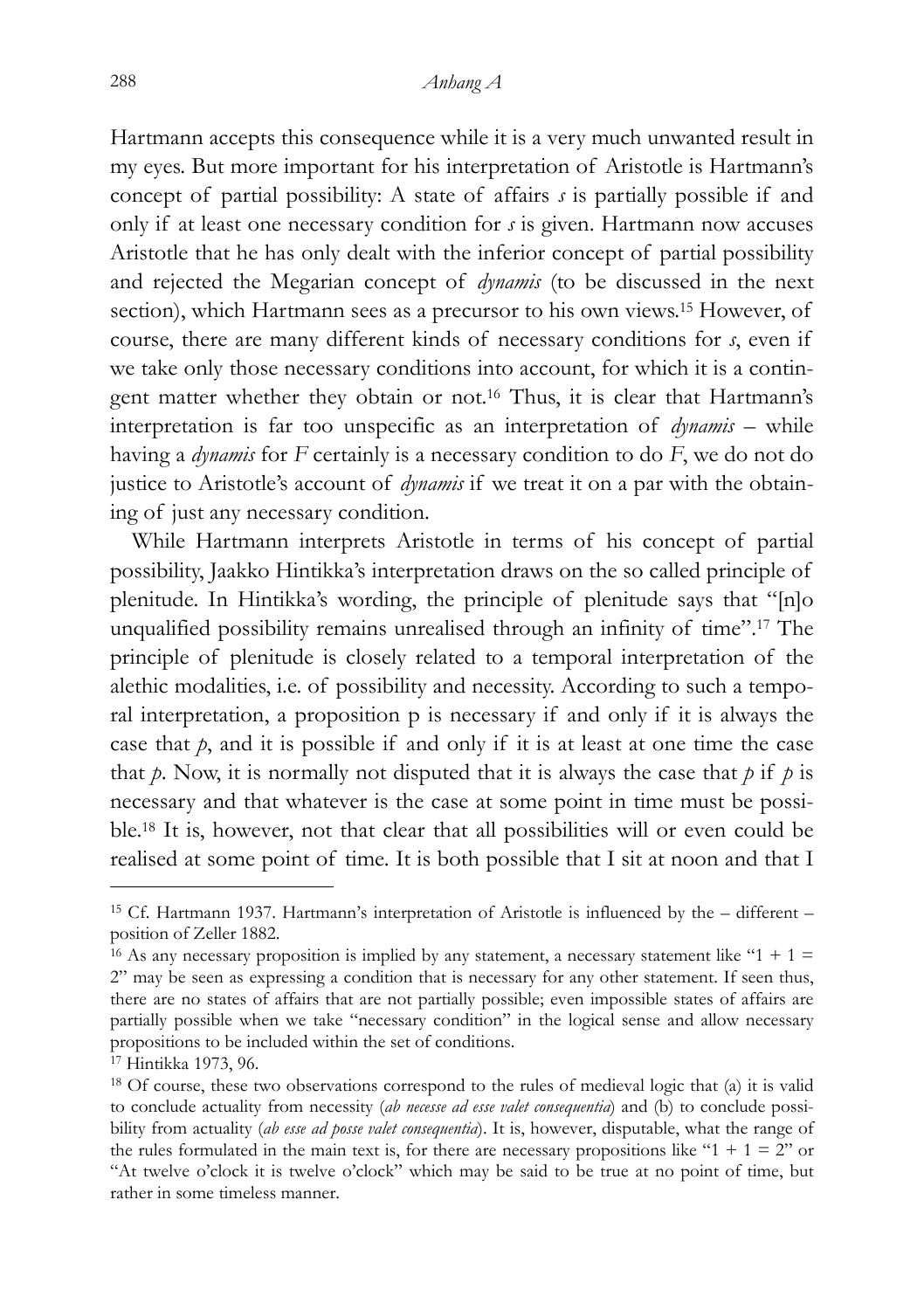Hartmann accepts this consequence while it is a very much unwanted result in my eyes. But more important for his interpretation of Aristotle is Hartmann's concept of partial possibility: A state of affairs *s* is partially possible if and only if at least one necessary condition for *s* is given. Hartmann now accuses Aristotle that he has only dealt with the inferior concept of partial possibility and rejected the Megarian concept of *dynamis* (to be discussed in the next section), which Hartmann sees as a precursor to his own views.[15] However, of course, there are many different kinds of necessary conditions for *s*, even if we take only those necessary conditions into account, for which it is a contingent matter whether they obtain or not.[16] Thus, it is clear that Hartmann's interpretation is far too unspecific as an interpretation of *dynamis* – while having a *dynamis* for *F* certainly is a necessary condition to do *F*, we do not do justice to Aristotle's account of *dynamis* if we treat it on a par with the obtaining of just any necessary condition.

While Hartmann interprets Aristotle in terms of his concept of partial possibility, Jaakko Hintikka's interpretation draws on the so called principle of plenitude. In Hintikka's wording, the principle of plenitude says that "[n]o unqualified possibility remains unrealised through an infinity of time".[17] The principle of plenitude is closely related to a temporal interpretation of the alethic modalities, i.e. of possibility and necessity. According to such a temporal interpretation, a proposition p is necessary if and only if it is always the case that *p*, and it is possible if and only if it is at least at one time the case that *p*. Now, it is normally not disputed that it is always the case that *p* if *p* is necessary and that whatever is the case at some point in time must be possible.[18] It is, however, not that clear that all possibilities will or even could be realised at some point of time. It is both possible that I sit at noon and that I

---

[15] Cf. Hartmann 1937. Hartmann's interpretation of Aristotle is influenced by the – different – position of Zeller 1882.

[16] As any necessary proposition is implied by any statement, a necessary statement like "1 + 1 = 2" may be seen as expressing a condition that is necessary for any other statement. If seen thus, there are no states of affairs that are not partially possible; even impossible states of affairs are partially possible when we take "necessary condition" in the logical sense and allow necessary propositions to be included within the set of conditions.

[17] Hintikka 1973, 96.

[18] Of course, these two observations correspond to the rules of medieval logic that (a) it is valid to conclude actuality from necessity (*ab necesse ad esse valet consequentia*) and (b) to conclude possibility from actuality (*ab esse ad posse valet consequentia*). It is, however, disputable, what the range of the rules formulated in the main text is, for there are necessary propositions like "1 + 1 = 2" or "At twelve o'clock it is twelve o'clock" which may be said to be true at no point of time, but rather in some timeless manner.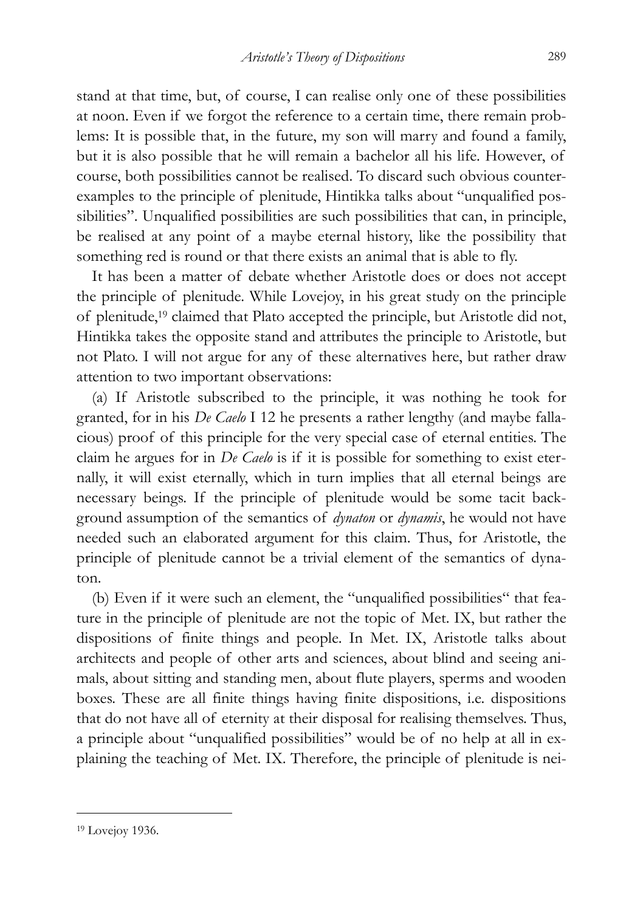stand at that time, but, of course, I can realise only one of these possibilities at noon. Even if we forgot the reference to a certain time, there remain problems: It is possible that, in the future, my son will marry and found a family, but it is also possible that he will remain a bachelor all his life. However, of course, both possibilities cannot be realised. To discard such obvious counterexamples to the principle of plenitude, Hintikka talks about "unqualified possibilities". Unqualified possibilities are such possibilities that can, in principle, be realised at any point of a maybe eternal history, like the possibility that something red is round or that there exists an animal that is able to fly.

It has been a matter of debate whether Aristotle does or does not accept the principle of plenitude. While Lovejoy, in his great study on the principle of plenitude,[19] claimed that Plato accepted the principle, but Aristotle did not, Hintikka takes the opposite stand and attributes the principle to Aristotle, but not Plato. I will not argue for any of these alternatives here, but rather draw attention to two important observations:

(a) If Aristotle subscribed to the principle, it was nothing he took for granted, for in his *De Caelo* I 12 he presents a rather lengthy (and maybe fallacious) proof of this principle for the very special case of eternal entities. The claim he argues for in *De Caelo* is if it is possible for something to exist eternally, it will exist eternally, which in turn implies that all eternal beings are necessary beings. If the principle of plenitude would be some tacit background assumption of the semantics of *dynaton* or *dynamis*, he would not have needed such an elaborated argument for this claim. Thus, for Aristotle, the principle of plenitude cannot be a trivial element of the semantics of dynaton.

(b) Even if it were such an element, the "unqualified possibilities" that feature in the principle of plenitude are not the topic of Met. IX, but rather the dispositions of finite things and people. In Met. IX, Aristotle talks about architects and people of other arts and sciences, about blind and seeing animals, about sitting and standing men, about flute players, sperms and wooden boxes. These are all finite things having finite dispositions, i.e. dispositions that do not have all of eternity at their disposal for realising themselves. Thus, a principle about "unqualified possibilities" would be of no help at all in explaining the teaching of Met. IX. Therefore, the principle of plenitude is nei-

[19] Lovejoy 1936.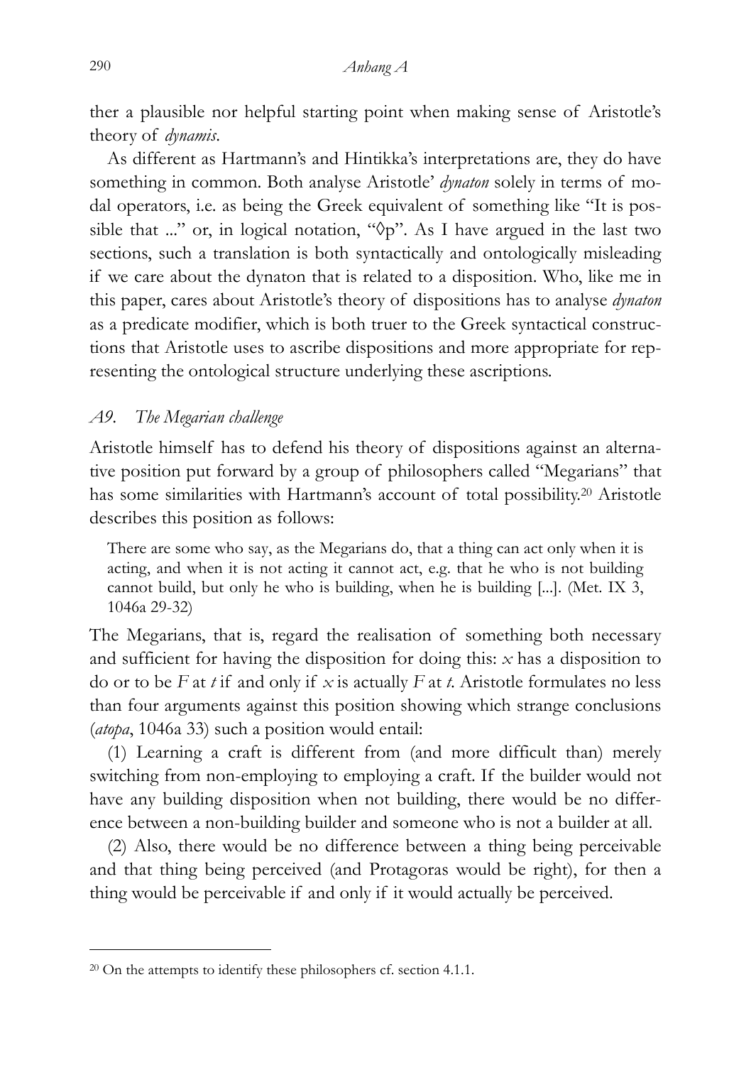ther a plausible nor helpful starting point when making sense of Aristotle's theory of *dynamis*.

As different as Hartmann's and Hintikka's interpretations are, they do have something in common. Both analyse Aristotle' *dynaton* solely in terms of modal operators, i.e. as being the Greek equivalent of something like "It is possible that ..." or, in logical notation, "$\Diamond p$". As I have argued in the last two sections, such a translation is both syntactically and ontologically misleading if we care about the dynaton that is related to a disposition. Who, like me in this paper, cares about Aristotle's theory of dispositions has to analyse *dynaton* as a predicate modifier, which is both truer to the Greek syntactical constructions that Aristotle uses to ascribe dispositions and more appropriate for representing the ontological structure underlying these ascriptions.

### *A9. The Megarian challenge*

Aristotle himself has to defend his theory of dispositions against an alternative position put forward by a group of philosophers called "Megarians" that has some similarities with Hartmann's account of total possibility.[20] Aristotle describes this position as follows:

> There are some who say, as the Megarians do, that a thing can act only when it is acting, and when it is not acting it cannot act, e.g. that he who is not building cannot build, but only he who is building, when he is building [...]. (Met. IX 3, 1046a 29-32)

The Megarians, that is, regard the realisation of something both necessary and sufficient for having the disposition for doing this: $x$ has a disposition to do or to be $F$ at $t$ if and only if $x$ is actually $F$ at $t$. Aristotle formulates no less than four arguments against this position showing which strange conclusions (*atopa*, 1046a 33) such a position would entail:

(1) Learning a craft is different from (and more difficult than) merely switching from non-employing to employing a craft. If the builder would not have any building disposition when not building, there would be no difference between a non-building builder and someone who is not a builder at all.

(2) Also, there would be no difference between a thing being perceivable and that thing being perceived (and Protagoras would be right), for then a thing would be perceivable if and only if it would actually be perceived.

---

[20] On the attempts to identify these philosophers cf. section 4.1.1.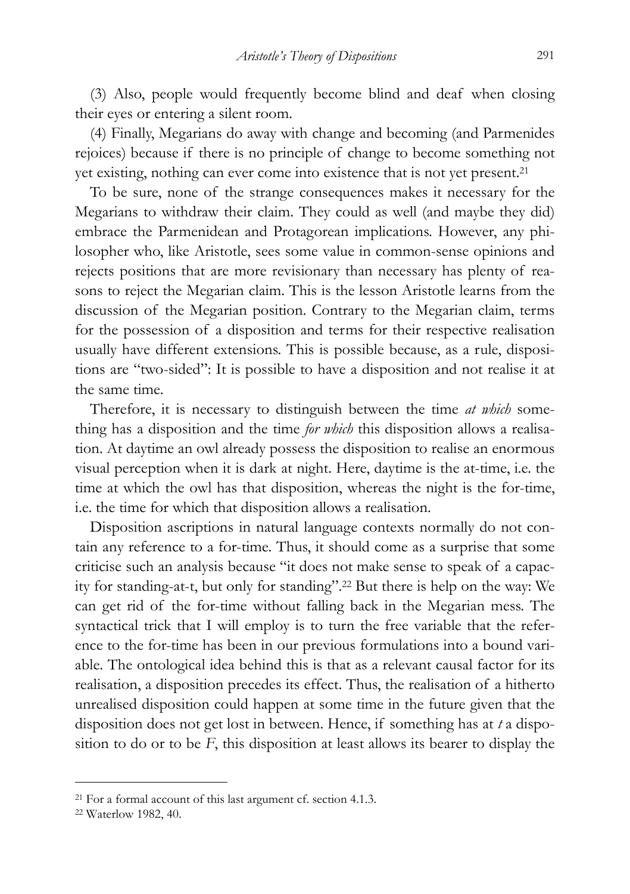(3) Also, people would frequently become blind and deaf when closing their eyes or entering a silent room.

(4) Finally, Megarians do away with change and becoming (and Parmenides rejoices) because if there is no principle of change to become something not yet existing, nothing can ever come into existence that is not yet present.[21]

To be sure, none of the strange consequences makes it necessary for the Megarians to withdraw their claim. They could as well (and maybe they did) embrace the Parmenidean and Protagorean implications. However, any philosopher who, like Aristotle, sees some value in common-sense opinions and rejects positions that are more revisionary than necessary has plenty of reasons to reject the Megarian claim. This is the lesson Aristotle learns from the discussion of the Megarian position. Contrary to the Megarian claim, terms for the possession of a disposition and terms for their respective realisation usually have different extensions. This is possible because, as a rule, dispositions are "two-sided": It is possible to have a disposition and not realise it at the same time.

Therefore, it is necessary to distinguish between the time *at which* something has a disposition and the time *for which* this disposition allows a realisation. At daytime an owl already possess the disposition to realise an enormous visual perception when it is dark at night. Here, daytime is the at-time, i.e. the time at which the owl has that disposition, whereas the night is the for-time, i.e. the time for which that disposition allows a realisation.

Disposition ascriptions in natural language contexts normally do not contain any reference to a for-time. Thus, it should come as a surprise that some criticise such an analysis because "it does not make sense to speak of a capacity for standing-at-t, but only for standing".[22] But there is help on the way: We can get rid of the for-time without falling back in the Megarian mess. The syntactical trick that I will employ is to turn the free variable that the reference to the for-time has been in our previous formulations into a bound variable. The ontological idea behind this is that as a relevant causal factor for its realisation, a disposition precedes its effect. Thus, the realisation of a hitherto unrealised disposition could happen at some time in the future given that the disposition does not get lost in between. Hence, if something has at $t$ a disposition to do or to be $F$, this disposition at least allows its bearer to display the

---

[21] For a formal account of this last argument cf. section 4.1.3.

[22] Waterlow 1982, 40.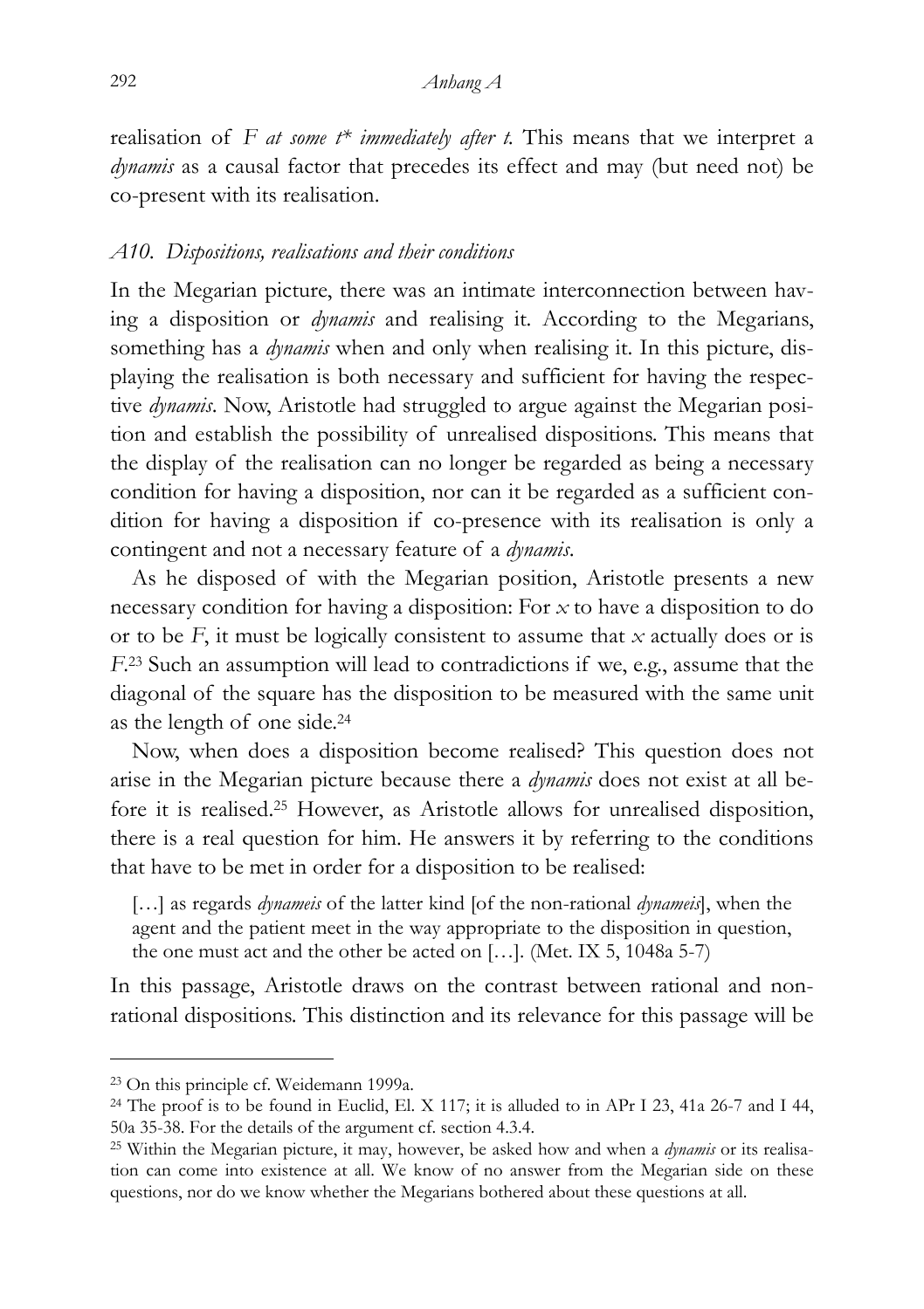realisation of *F at some t\* immediately after t*. This means that we interpret a *dynamis* as a causal factor that precedes its effect and may (but need not) be co-present with its realisation.

### *A10. Dispositions, realisations and their conditions*

In the Megarian picture, there was an intimate interconnection between having a disposition or *dynamis* and realising it. According to the Megarians, something has a *dynamis* when and only when realising it. In this picture, displaying the realisation is both necessary and sufficient for having the respective *dynamis*. Now, Aristotle had struggled to argue against the Megarian position and establish the possibility of unrealised dispositions. This means that the display of the realisation can no longer be regarded as being a necessary condition for having a disposition, nor can it be regarded as a sufficient condition for having a disposition if co-presence with its realisation is only a contingent and not a necessary feature of a *dynamis*.

As he disposed of with the Megarian position, Aristotle presents a new necessary condition for having a disposition: For $x$ to have a disposition to do or to be $F$, it must be logically consistent to assume that $x$ actually does or is $F$.[23] Such an assumption will lead to contradictions if we, e.g., assume that the diagonal of the square has the disposition to be measured with the same unit as the length of one side.[24]

Now, when does a disposition become realised? This question does not arise in the Megarian picture because there a *dynamis* does not exist at all before it is realised.[25] However, as Aristotle allows for unrealised disposition, there is a real question for him. He answers it by referring to the conditions that have to be met in order for a disposition to be realised:

> […] as regards *dynameis* of the latter kind [of the non-rational *dynameis*], when the agent and the patient meet in the way appropriate to the disposition in question, the one must act and the other be acted on […]. (Met. IX 5, 1048a 5-7)

In this passage, Aristotle draws on the contrast between rational and non-rational dispositions. This distinction and its relevance for this passage will be

---

[23] On this principle cf. Weidemann 1999a.

[24] The proof is to be found in Euclid, El. X 117; it is alluded to in APr I 23, 41a 26-7 and I 44, 50a 35-38. For the details of the argument cf. section 4.3.4.

[25] Within the Megarian picture, it may, however, be asked how and when a *dynamis* or its realisation can come into existence at all. We know of no answer from the Megarian side on these questions, nor do we know whether the Megarians bothered about these questions at all.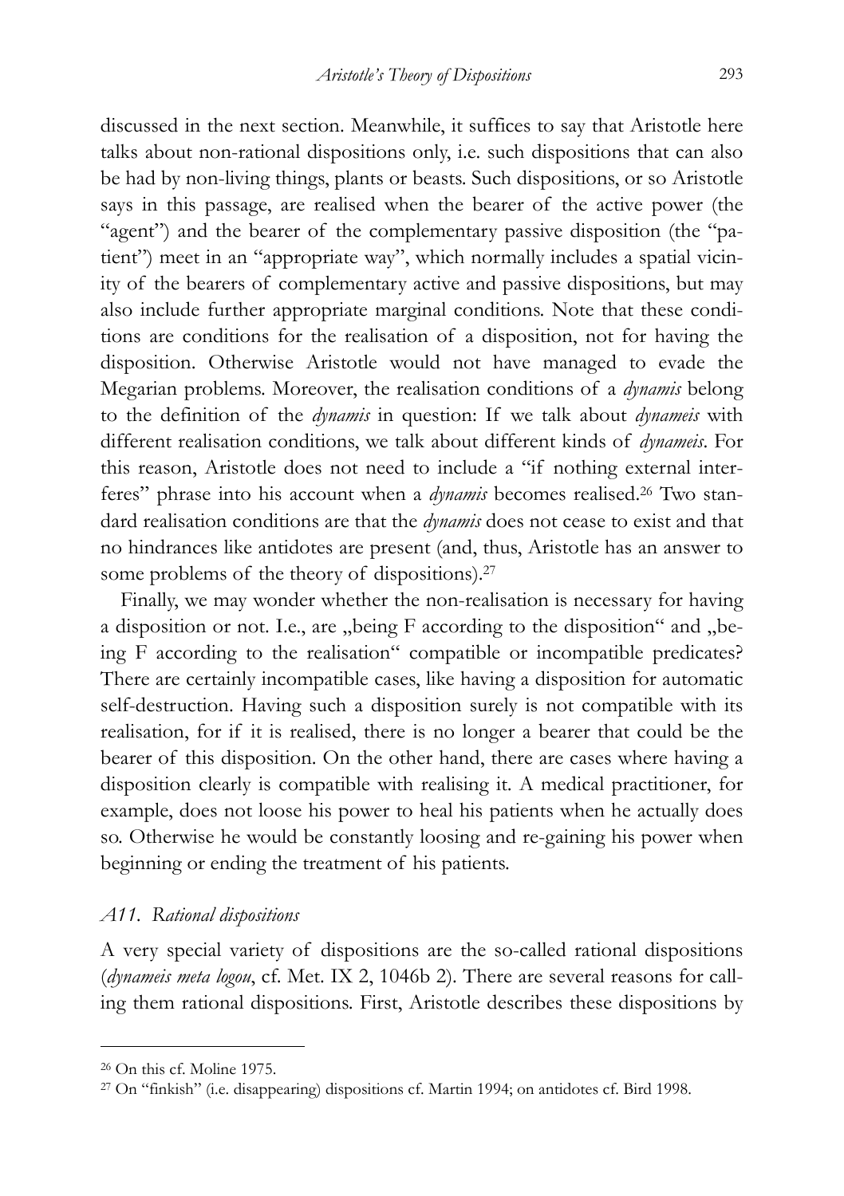discussed in the next section. Meanwhile, it suffices to say that Aristotle here talks about non-rational dispositions only, i.e. such dispositions that can also be had by non-living things, plants or beasts. Such dispositions, or so Aristotle says in this passage, are realised when the bearer of the active power (the "agent") and the bearer of the complementary passive disposition (the "patient") meet in an "appropriate way", which normally includes a spatial vicinity of the bearers of complementary active and passive dispositions, but may also include further appropriate marginal conditions. Note that these conditions are conditions for the realisation of a disposition, not for having the disposition. Otherwise Aristotle would not have managed to evade the Megarian problems. Moreover, the realisation conditions of a *dynamis* belong to the definition of the *dynamis* in question: If we talk about *dynameis* with different realisation conditions, we talk about different kinds of *dynameis*. For this reason, Aristotle does not need to include a "if nothing external interferes" phrase into his account when a *dynamis* becomes realised.[26] Two standard realisation conditions are that the *dynamis* does not cease to exist and that no hindrances like antidotes are present (and, thus, Aristotle has an answer to some problems of the theory of dispositions).[27]

Finally, we may wonder whether the non-realisation is necessary for having a disposition or not. I.e., are „being F according to the disposition" and „being F according to the realisation" compatible or incompatible predicates? There are certainly incompatible cases, like having a disposition for automatic self-destruction. Having such a disposition surely is not compatible with its realisation, for if it is realised, there is no longer a bearer that could be the bearer of this disposition. On the other hand, there are cases where having a disposition clearly is compatible with realising it. A medical practitioner, for example, does not loose his power to heal his patients when he actually does so. Otherwise he would be constantly loosing and re-gaining his power when beginning or ending the treatment of his patients.

### *A11. Rational dispositions*

A very special variety of dispositions are the so-called rational dispositions (*dynameis meta logou*, cf. Met. IX 2, 1046b 2). There are several reasons for calling them rational dispositions. First, Aristotle describes these dispositions by

---

[26] On this cf. Moline 1975.

[27] On "finkish" (i.e. disappearing) dispositions cf. Martin 1994; on antidotes cf. Bird 1998.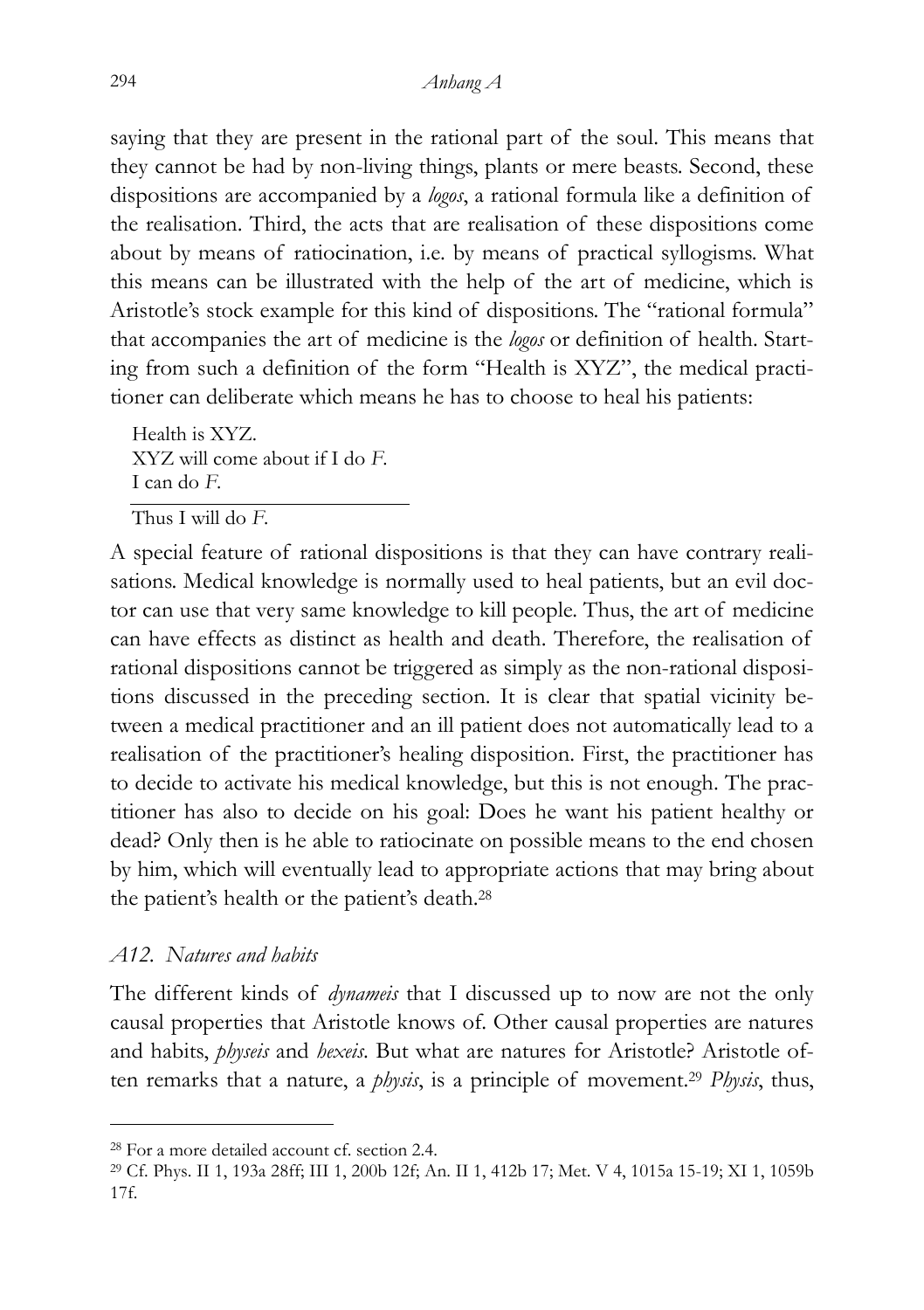saying that they are present in the rational part of the soul. This means that they cannot be had by non-living things, plants or mere beasts. Second, these dispositions are accompanied by a *logos*, a rational formula like a definition of the realisation. Third, the acts that are realisation of these dispositions come about by means of ratiocination, i.e. by means of practical syllogisms. What this means can be illustrated with the help of the art of medicine, which is Aristotle's stock example for this kind of dispositions. The "rational formula" that accompanies the art of medicine is the *logos* or definition of health. Starting from such a definition of the form "Health is XYZ", the medical practitioner can deliberate which means he has to choose to heal his patients:

> Health is XYZ.
> XYZ will come about if I do *F*.
> I can do *F*.
> ―――――――――――――
> Thus I will do *F*.

A special feature of rational dispositions is that they can have contrary realisations. Medical knowledge is normally used to heal patients, but an evil doctor can use that very same knowledge to kill people. Thus, the art of medicine can have effects as distinct as health and death. Therefore, the realisation of rational dispositions cannot be triggered as simply as the non-rational dispositions discussed in the preceding section. It is clear that spatial vicinity between a medical practitioner and an ill patient does not automatically lead to a realisation of the practitioner's healing disposition. First, the practitioner has to decide to activate his medical knowledge, but this is not enough. The practitioner has also to decide on his goal: Does he want his patient healthy or dead? Only then is he able to ratiocinate on possible means to the end chosen by him, which will eventually lead to appropriate actions that may bring about the patient's health or the patient's death.[28]

### *A12. Natures and habits*

The different kinds of *dynameis* that I discussed up to now are not the only causal properties that Aristotle knows of. Other causal properties are natures and habits, *physeis* and *hexeis*. But what are natures for Aristotle? Aristotle often remarks that a nature, a *physis*, is a principle of movement.[29] *Physis*, thus,

---

[28] For a more detailed account cf. section 2.4.

[29] Cf. Phys. II 1, 193a 28ff; III 1, 200b 12f; An. II 1, 412b 17; Met. V 4, 1015a 15-19; XI 1, 1059b 17f.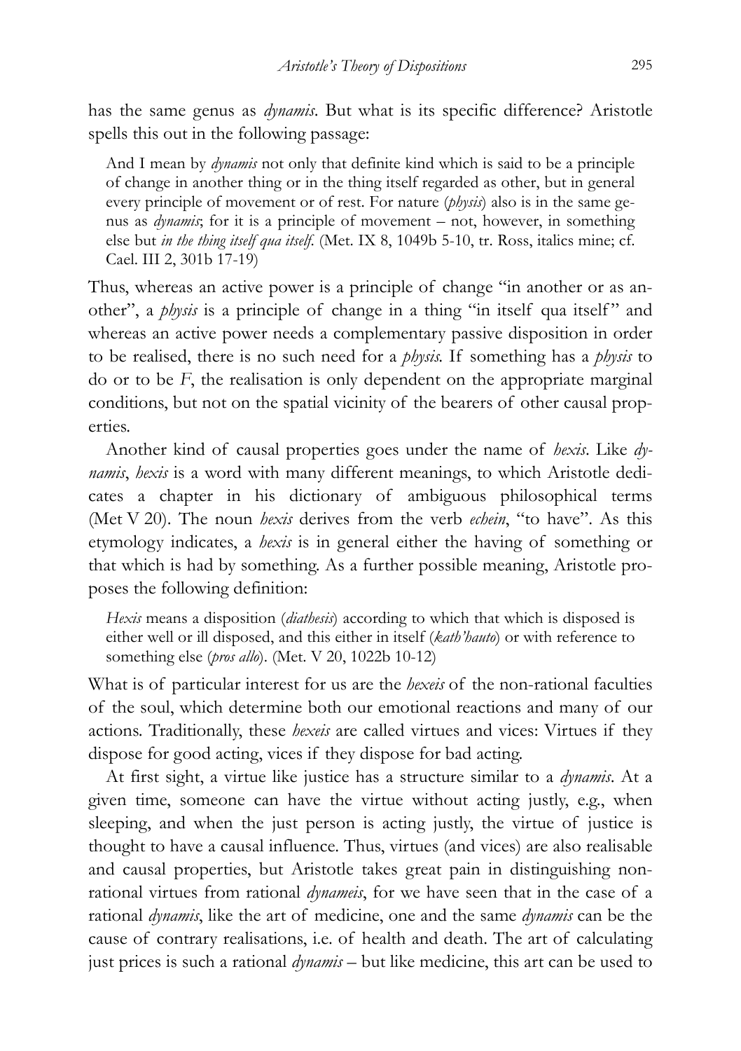has the same genus as *dynamis*. But what is its specific difference? Aristotle spells this out in the following passage:

> And I mean by *dynamis* not only that definite kind which is said to be a principle of change in another thing or in the thing itself regarded as other, but in general every principle of movement or of rest. For nature (*physis*) also is in the same genus as *dynamis*; for it is a principle of movement – not, however, in something else but *in the thing itself qua itself*. (Met. IX 8, 1049b 5-10, tr. Ross, italics mine; cf. Cael. III 2, 301b 17-19)

Thus, whereas an active power is a principle of change "in another or as another", a *physis* is a principle of change in a thing "in itself qua itself" and whereas an active power needs a complementary passive disposition in order to be realised, there is no such need for a *physis*. If something has a *physis* to do or to be *F*, the realisation is only dependent on the appropriate marginal conditions, but not on the spatial vicinity of the bearers of other causal properties.

Another kind of causal properties goes under the name of *hexis*. Like *dynamis*, *hexis* is a word with many different meanings, to which Aristotle dedicates a chapter in his dictionary of ambiguous philosophical terms (Met V 20). The noun *hexis* derives from the verb *echein*, "to have". As this etymology indicates, a *hexis* is in general either the having of something or that which is had by something. As a further possible meaning, Aristotle proposes the following definition:

> *Hexis* means a disposition (*diathesis*) according to which that which is disposed is either well or ill disposed, and this either in itself (*kath'hauto*) or with reference to something else (*pros allo*). (Met. V 20, 1022b 10-12)

What is of particular interest for us are the *hexeis* of the non-rational faculties of the soul, which determine both our emotional reactions and many of our actions. Traditionally, these *hexeis* are called virtues and vices: Virtues if they dispose for good acting, vices if they dispose for bad acting.

At first sight, a virtue like justice has a structure similar to a *dynamis*. At a given time, someone can have the virtue without acting justly, e.g., when sleeping, and when the just person is acting justly, the virtue of justice is thought to have a causal influence. Thus, virtues (and vices) are also realisable and causal properties, but Aristotle takes great pain in distinguishing non-rational virtues from rational *dynameis*, for we have seen that in the case of a rational *dynamis*, like the art of medicine, one and the same *dynamis* can be the cause of contrary realisations, i.e. of health and death. The art of calculating just prices is such a rational *dynamis* – but like medicine, this art can be used to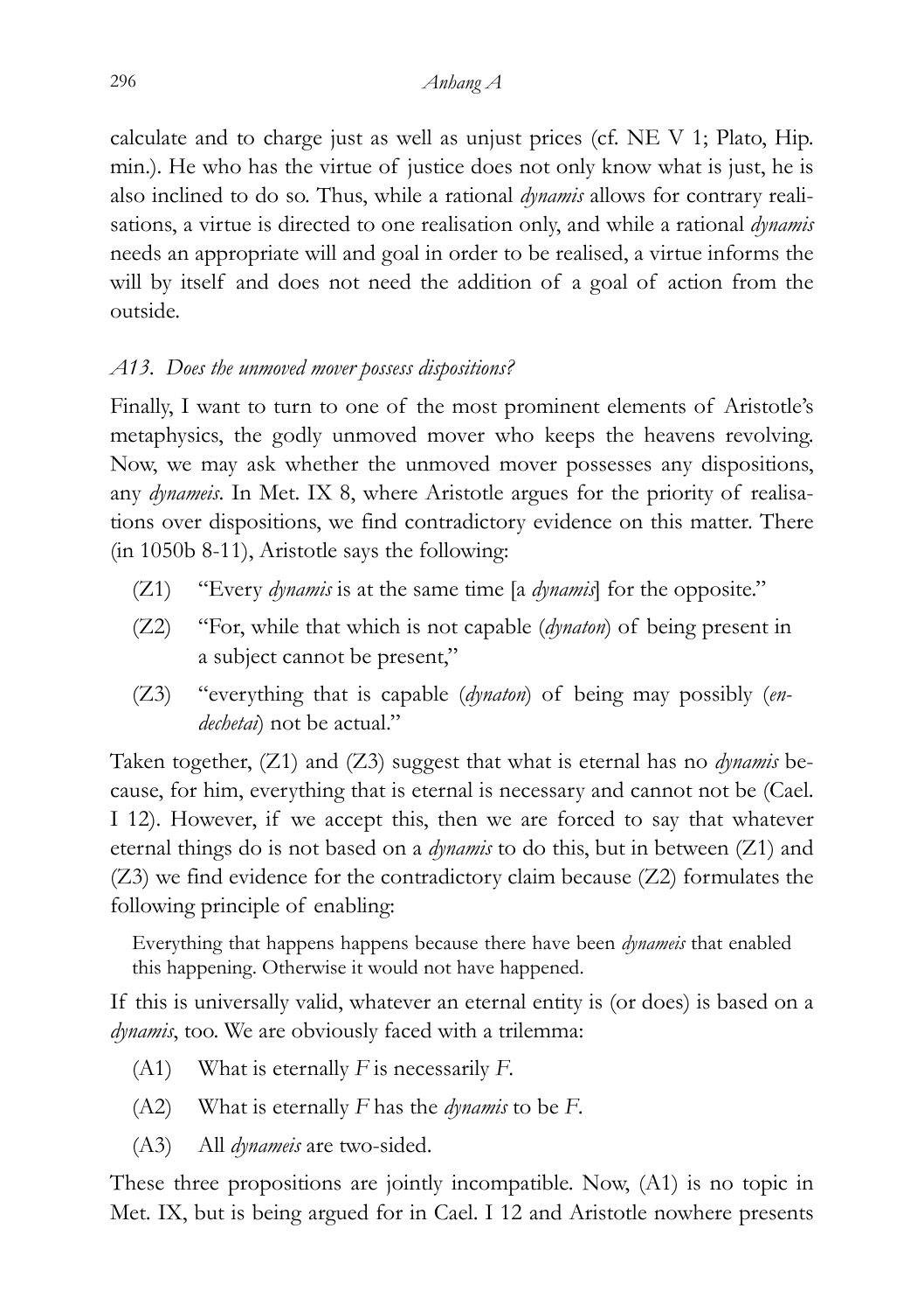calculate and to charge just as well as unjust prices (cf. NE V 1; Plato, Hip. min.). He who has the virtue of justice does not only know what is just, he is also inclined to do so. Thus, while a rational *dynamis* allows for contrary realisations, a virtue is directed to one realisation only, and while a rational *dynamis* needs an appropriate will and goal in order to be realised, a virtue informs the will by itself and does not need the addition of a goal of action from the outside.

### *A13. Does the unmoved mover possess dispositions?*

Finally, I want to turn to one of the most prominent elements of Aristotle's metaphysics, the godly unmoved mover who keeps the heavens revolving. Now, we may ask whether the unmoved mover possesses any dispositions, any *dynameis*. In Met. IX 8, where Aristotle argues for the priority of realisations over dispositions, we find contradictory evidence on this matter. There (in 1050b 8-11), Aristotle says the following:

(Z1) "Every *dynamis* is at the same time [a *dynamis*] for the opposite."

(Z2) "For, while that which is not capable (*dynaton*) of being present in a subject cannot be present,"

(Z3) "everything that is capable (*dynaton*) of being may possibly (*endechetai*) not be actual."

Taken together, (Z1) and (Z3) suggest that what is eternal has no *dynamis* because, for him, everything that is eternal is necessary and cannot not be (Cael. I 12). However, if we accept this, then we are forced to say that whatever eternal things do is not based on a *dynamis* to do this, but in between (Z1) and (Z3) we find evidence for the contradictory claim because (Z2) formulates the following principle of enabling:

> Everything that happens happens because there have been *dynameis* that enabled this happening. Otherwise it would not have happened.

If this is universally valid, whatever an eternal entity is (or does) is based on a *dynamis*, too. We are obviously faced with a trilemma:

(A1) What is eternally *F* is necessarily *F*.

(A2) What is eternally *F* has the *dynamis* to be *F*.

(A3) All *dynameis* are two-sided.

These three propositions are jointly incompatible. Now, (A1) is no topic in Met. IX, but is being argued for in Cael. I 12 and Aristotle nowhere presents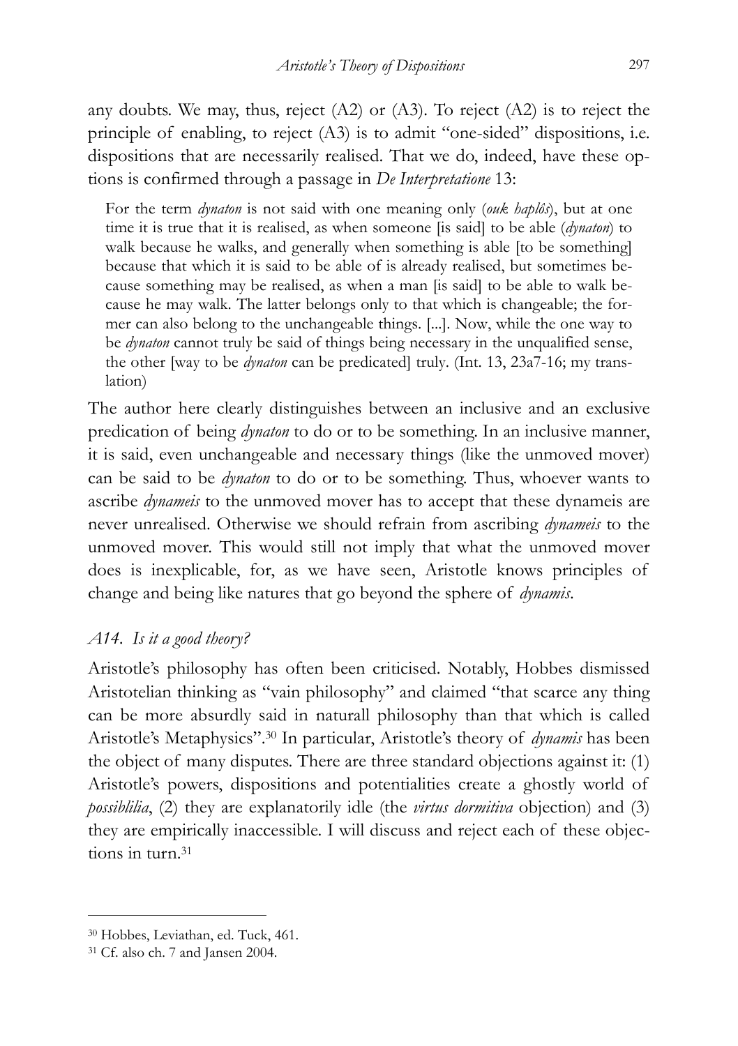any doubts. We may, thus, reject (A2) or (A3). To reject (A2) is to reject the principle of enabling, to reject (A3) is to admit "one-sided" dispositions, i.e. dispositions that are necessarily realised. That we do, indeed, have these options is confirmed through a passage in *De Interpretatione* 13:

> For the term *dynaton* is not said with one meaning only (*ouk haplôs*), but at one time it is true that it is realised, as when someone [is said] to be able (*dynaton*) to walk because he walks, and generally when something is able [to be something] because that which it is said to be able of is already realised, but sometimes because something may be realised, as when a man [is said] to be able to walk because he may walk. The latter belongs only to that which is changeable; the former can also belong to the unchangeable things. [...]. Now, while the one way to be *dynaton* cannot truly be said of things being necessary in the unqualified sense, the other [way to be *dynaton* can be predicated] truly. (Int. 13, 23a7-16; my translation)

The author here clearly distinguishes between an inclusive and an exclusive predication of being *dynaton* to do or to be something. In an inclusive manner, it is said, even unchangeable and necessary things (like the unmoved mover) can be said to be *dynaton* to do or to be something. Thus, whoever wants to ascribe *dynameis* to the unmoved mover has to accept that these dynameis are never unrealised. Otherwise we should refrain from ascribing *dynameis* to the unmoved mover. This would still not imply that what the unmoved mover does is inexplicable, for, as we have seen, Aristotle knows principles of change and being like natures that go beyond the sphere of *dynamis*.

### *A14. Is it a good theory?*

Aristotle's philosophy has often been criticised. Notably, Hobbes dismissed Aristotelian thinking as "vain philosophy" and claimed "that scarce any thing can be more absurdly said in naturall philosophy than that which is called Aristotle's Metaphysics".[30] In particular, Aristotle's theory of *dynamis* has been the object of many disputes. There are three standard objections against it: (1) Aristotle's powers, dispositions and potentialities create a ghostly world of *possiblilia*, (2) they are explanatorily idle (the *virtus dormitiva* objection) and (3) they are empirically inaccessible. I will discuss and reject each of these objections in turn.[31]

---

[30] Hobbes, Leviathan, ed. Tuck, 461.

[31] Cf. also ch. 7 and Jansen 2004.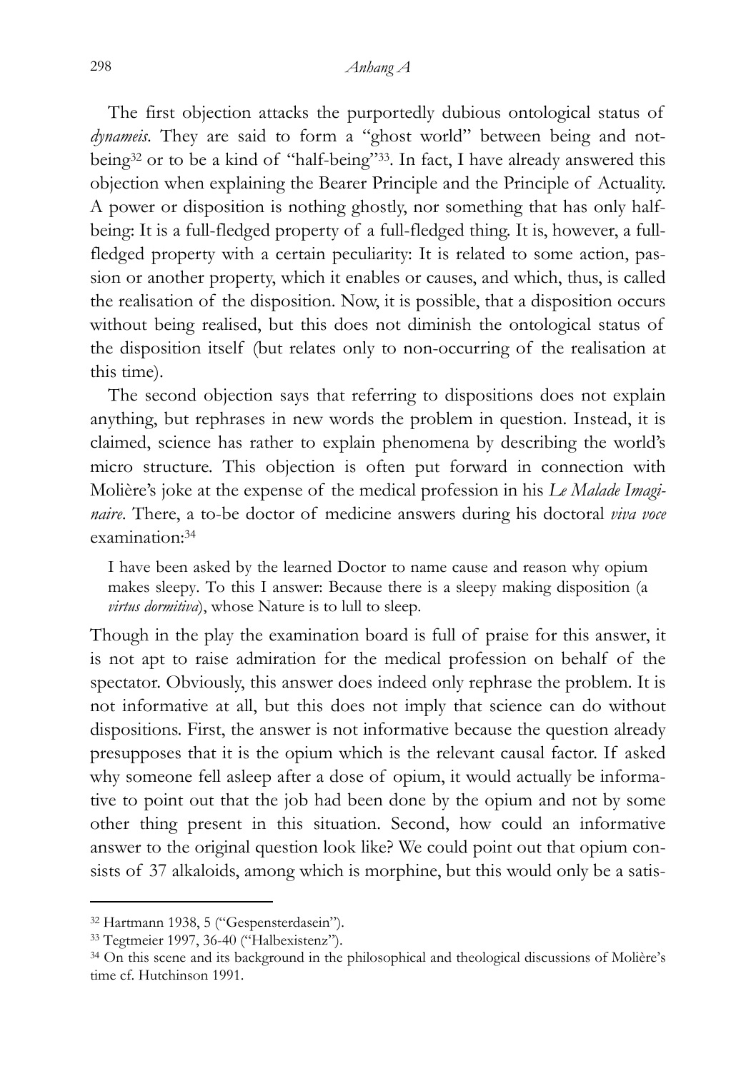The first objection attacks the purportedly dubious ontological status of *dynameis*. They are said to form a "ghost world" between being and not-being[32] or to be a kind of "half-being"[33]. In fact, I have already answered this objection when explaining the Bearer Principle and the Principle of Actuality. A power or disposition is nothing ghostly, nor something that has only half-being: It is a full-fledged property of a full-fledged thing. It is, however, a full-fledged property with a certain peculiarity: It is related to some action, passion or another property, which it enables or causes, and which, thus, is called the realisation of the disposition. Now, it is possible, that a disposition occurs without being realised, but this does not diminish the ontological status of the disposition itself (but relates only to non-occurring of the realisation at this time).

The second objection says that referring to dispositions does not explain anything, but rephrases in new words the problem in question. Instead, it is claimed, science has rather to explain phenomena by describing the world's micro structure. This objection is often put forward in connection with Molière's joke at the expense of the medical profession in his *Le Malade Imaginaire*. There, a to-be doctor of medicine answers during his doctoral *viva voce* examination:[34]

> I have been asked by the learned Doctor to name cause and reason why opium makes sleepy. To this I answer: Because there is a sleepy making disposition (a *virtus dormitiva*), whose Nature is to lull to sleep.

Though in the play the examination board is full of praise for this answer, it is not apt to raise admiration for the medical profession on behalf of the spectator. Obviously, this answer does indeed only rephrase the problem. It is not informative at all, but this does not imply that science can do without dispositions. First, the answer is not informative because the question already presupposes that it is the opium which is the relevant causal factor. If asked why someone fell asleep after a dose of opium, it would actually be informative to point out that the job had been done by the opium and not by some other thing present in this situation. Second, how could an informative answer to the original question look like? We could point out that opium consists of 37 alkaloids, among which is morphine, but this would only be a satis-

---

[32] Hartmann 1938, 5 ("Gespensterdasein").

[33] Tegtmeier 1997, 36-40 ("Halbexistenz").

[34] On this scene and its background in the philosophical and theological discussions of Molière's time cf. Hutchinson 1991.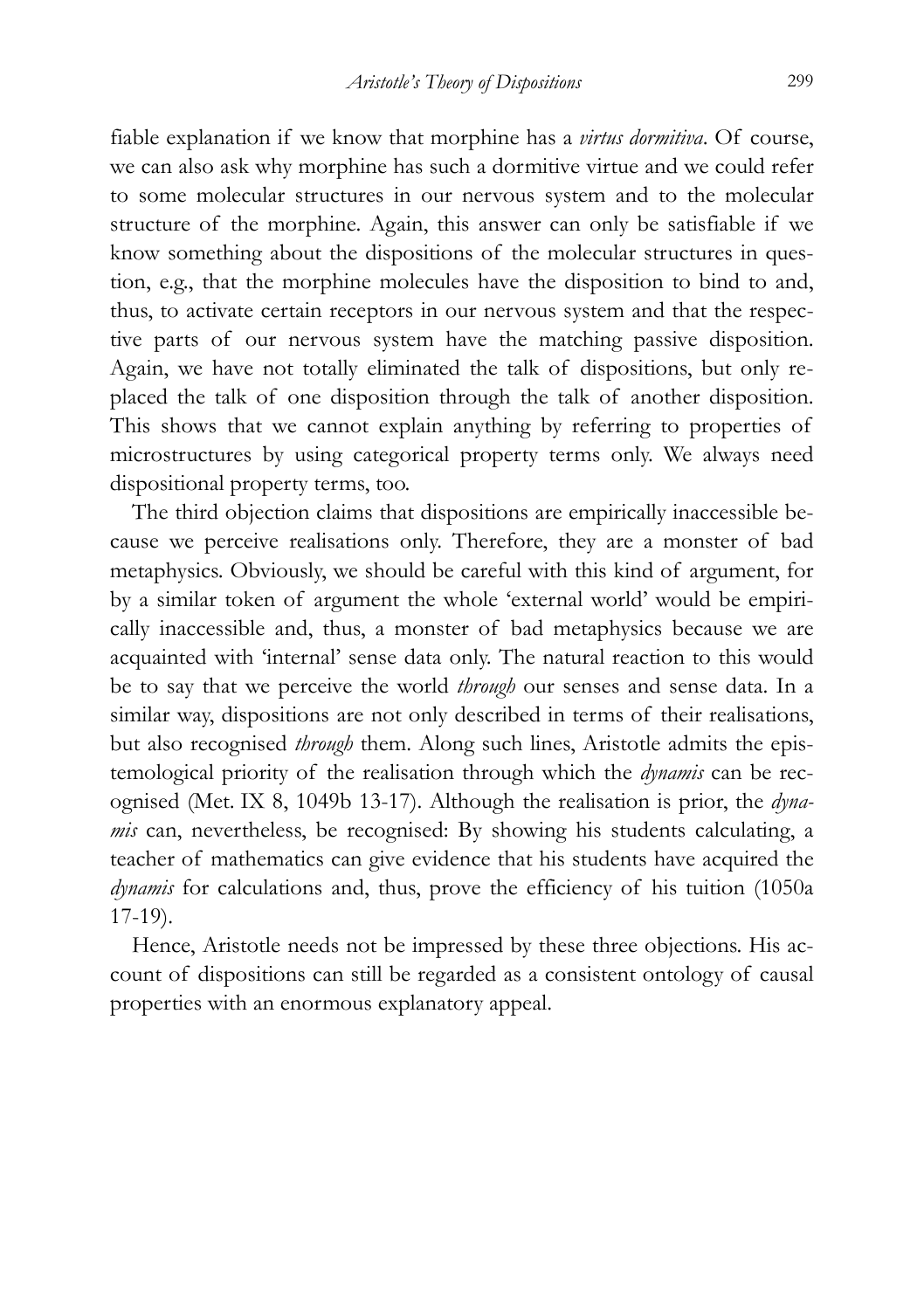fiable explanation if we know that morphine has a *virtus dormitiva*. Of course, we can also ask why morphine has such a dormitive virtue and we could refer to some molecular structures in our nervous system and to the molecular structure of the morphine. Again, this answer can only be satisfiable if we know something about the dispositions of the molecular structures in question, e.g., that the morphine molecules have the disposition to bind to and, thus, to activate certain receptors in our nervous system and that the respective parts of our nervous system have the matching passive disposition. Again, we have not totally eliminated the talk of dispositions, but only replaced the talk of one disposition through the talk of another disposition. This shows that we cannot explain anything by referring to properties of microstructures by using categorical property terms only. We always need dispositional property terms, too.

The third objection claims that dispositions are empirically inaccessible because we perceive realisations only. Therefore, they are a monster of bad metaphysics. Obviously, we should be careful with this kind of argument, for by a similar token of argument the whole 'external world' would be empirically inaccessible and, thus, a monster of bad metaphysics because we are acquainted with 'internal' sense data only. The natural reaction to this would be to say that we perceive the world *through* our senses and sense data. In a similar way, dispositions are not only described in terms of their realisations, but also recognised *through* them. Along such lines, Aristotle admits the epistemological priority of the realisation through which the *dynamis* can be recognised (Met. IX 8, 1049b 13-17). Although the realisation is prior, the *dynamis* can, nevertheless, be recognised: By showing his students calculating, a teacher of mathematics can give evidence that his students have acquired the *dynamis* for calculations and, thus, prove the efficiency of his tuition (1050a 17-19).

Hence, Aristotle needs not be impressed by these three objections. His account of dispositions can still be regarded as a consistent ontology of causal properties with an enormous explanatory appeal.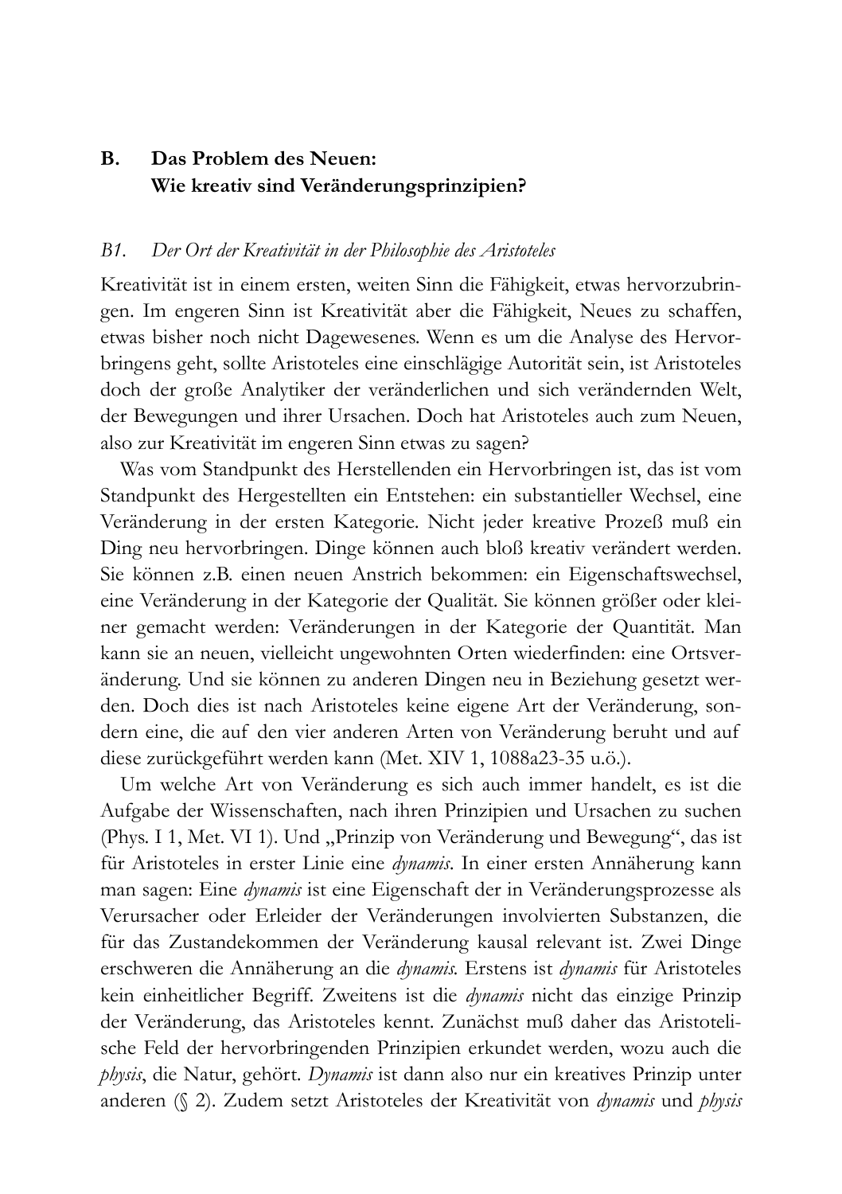## B. Das Problem des Neuen: Wie kreativ sind Veränderungsprinzipien?

### *B1. Der Ort der Kreativität in der Philosophie des Aristoteles*

Kreativität ist in einem ersten, weiten Sinn die Fähigkeit, etwas hervorzubringen. Im engeren Sinn ist Kreativität aber die Fähigkeit, Neues zu schaffen, etwas bisher noch nicht Dagewesenes. Wenn es um die Analyse des Hervorbringens geht, sollte Aristoteles eine einschlägige Autorität sein, ist Aristoteles doch der große Analytiker der veränderlichen und sich verändernden Welt, der Bewegungen und ihrer Ursachen. Doch hat Aristoteles auch zum Neuen, also zur Kreativität im engeren Sinn etwas zu sagen?

Was vom Standpunkt des Herstellenden ein Hervorbringen ist, das ist vom Standpunkt des Hergestellten ein Entstehen: ein substantieller Wechsel, eine Veränderung in der ersten Kategorie. Nicht jeder kreative Prozeß muß ein Ding neu hervorbringen. Dinge können auch bloß kreativ verändert werden. Sie können z.B. einen neuen Anstrich bekommen: ein Eigenschaftswechsel, eine Veränderung in der Kategorie der Qualität. Sie können größer oder kleiner gemacht werden: Veränderungen in der Kategorie der Quantität. Man kann sie an neuen, vielleicht ungewohnten Orten wiederfinden: eine Ortsveränderung. Und sie können zu anderen Dingen neu in Beziehung gesetzt werden. Doch dies ist nach Aristoteles keine eigene Art der Veränderung, sondern eine, die auf den vier anderen Arten von Veränderung beruht und auf diese zurückgeführt werden kann (Met. XIV 1, 1088a23-35 u.ö.).

Um welche Art von Veränderung es sich auch immer handelt, es ist die Aufgabe der Wissenschaften, nach ihren Prinzipien und Ursachen zu suchen (Phys. I 1, Met. VI 1). Und „Prinzip von Veränderung und Bewegung", das ist für Aristoteles in erster Linie eine *dynamis*. In einer ersten Annäherung kann man sagen: Eine *dynamis* ist eine Eigenschaft der in Veränderungsprozesse als Verursacher oder Erleider der Veränderungen involvierten Substanzen, die für das Zustandekommen der Veränderung kausal relevant ist. Zwei Dinge erschweren die Annäherung an die *dynamis*. Erstens ist *dynamis* für Aristoteles kein einheitlicher Begriff. Zweitens ist die *dynamis* nicht das einzige Prinzip der Veränderung, das Aristoteles kennt. Zunächst muß daher das Aristotelische Feld der hervorbringenden Prinzipien erkundet werden, wozu auch die *physis*, die Natur, gehört. *Dynamis* ist dann also nur ein kreatives Prinzip unter anderen (§ 2). Zudem setzt Aristoteles der Kreativität von *dynamis* und *physis*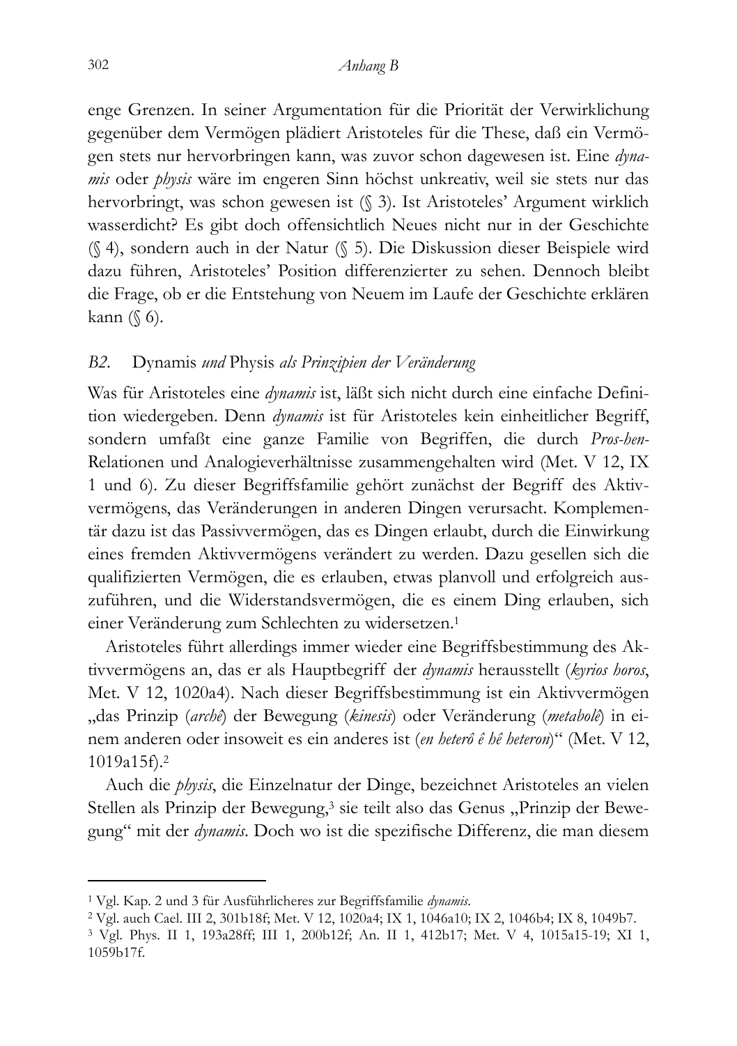enge Grenzen. In seiner Argumentation für die Priorität der Verwirklichung gegenüber dem Vermögen plädiert Aristoteles für die These, daß ein Vermögen stets nur hervorbringen kann, was zuvor schon dagewesen ist. Eine *dynamis* oder *physis* wäre im engeren Sinn höchst unkreativ, weil sie stets nur das hervorbringt, was schon gewesen ist (§ 3). Ist Aristoteles' Argument wirklich wasserdicht? Es gibt doch offensichtlich Neues nicht nur in der Geschichte (§ 4), sondern auch in der Natur (§ 5). Die Diskussion dieser Beispiele wird dazu führen, Aristoteles' Position differenzierter zu sehen. Dennoch bleibt die Frage, ob er die Entstehung von Neuem im Laufe der Geschichte erklären kann (§ 6).

## *B2.* Dynamis *und* Physis *als Prinzipien der Veränderung*

Was für Aristoteles eine *dynamis* ist, läßt sich nicht durch eine einfache Definition wiedergeben. Denn *dynamis* ist für Aristoteles kein einheitlicher Begriff, sondern umfaßt eine ganze Familie von Begriffen, die durch *Pros-hen*-Relationen und Analogieverhältnisse zusammengehalten wird (Met. V 12, IX 1 und 6). Zu dieser Begriffsfamilie gehört zunächst der Begriff des Aktivvermögens, das Veränderungen in anderen Dingen verursacht. Komplementär dazu ist das Passivvermögen, das es Dingen erlaubt, durch die Einwirkung eines fremden Aktivvermögens verändert zu werden. Dazu gesellen sich die qualifizierten Vermögen, die es erlauben, etwas planvoll und erfolgreich auszuführen, und die Widerstandsvermögen, die es einem Ding erlauben, sich einer Veränderung zum Schlechten zu widersetzen.[1]

Aristoteles führt allerdings immer wieder eine Begriffsbestimmung des Aktivvermögens an, das er als Hauptbegriff der *dynamis* herausstellt (*kyrios horos*, Met. V 12, 1020a4). Nach dieser Begriffsbestimmung ist ein Aktivvermögen „das Prinzip (*archê*) der Bewegung (*kinesis*) oder Veränderung (*metabolê*) in einem anderen oder insoweit es ein anderes ist (*en heterô ê hê heteron*)" (Met. V 12, 1019a15f).[2]

Auch die *physis*, die Einzelnatur der Dinge, bezeichnet Aristoteles an vielen Stellen als Prinzip der Bewegung,[3] sie teilt also das Genus „Prinzip der Bewegung" mit der *dynamis*. Doch wo ist die spezifische Differenz, die man diesem

---

[1] Vgl. Kap. 2 und 3 für Ausführlicheres zur Begriffsfamilie *dynamis*.

[2] Vgl. auch Cael. III 2, 301b18f; Met. V 12, 1020a4; IX 1, 1046a10; IX 2, 1046b4; IX 8, 1049b7.

[3] Vgl. Phys. II 1, 193a28ff; III 1, 200b12f; An. II 1, 412b17; Met. V 4, 1015a15-19; XI 1, 1059b17f.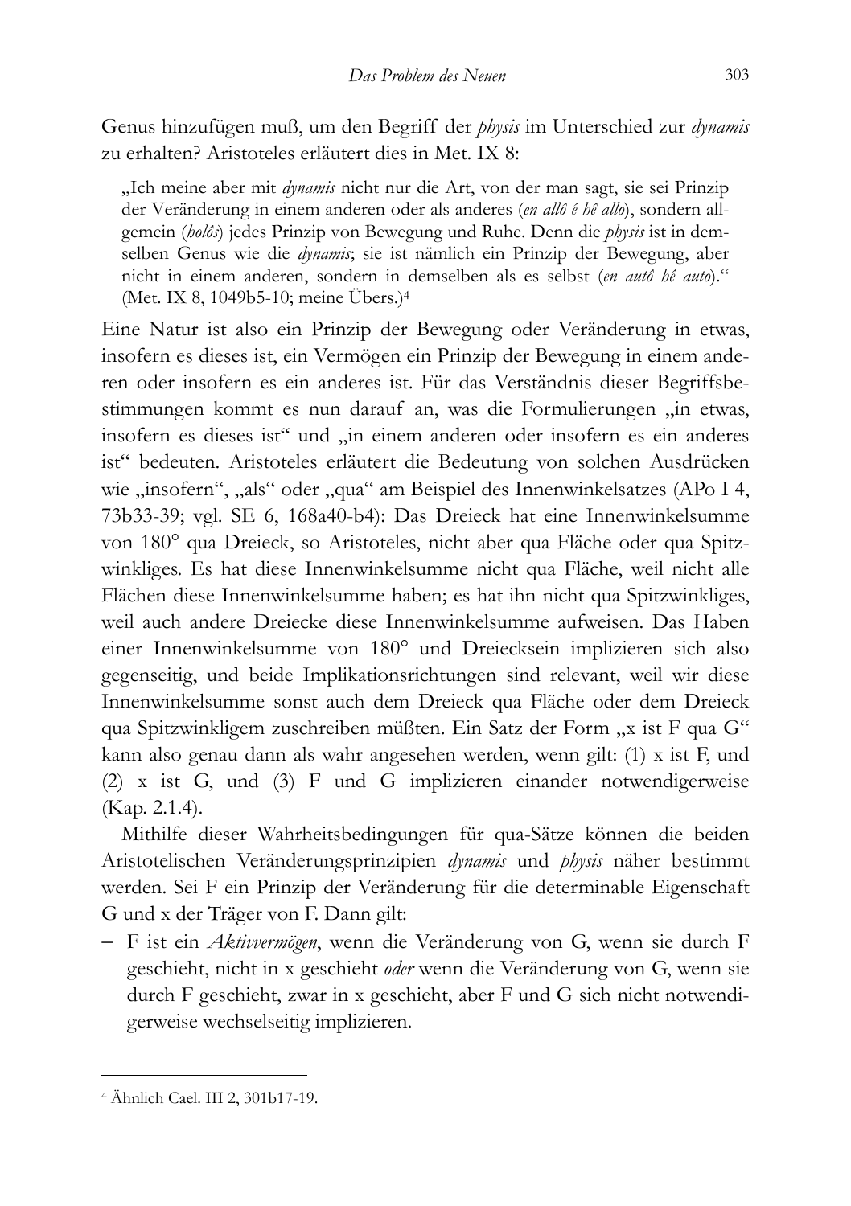Genus hinzufügen muß, um den Begriff der *physis* im Unterschied zur *dynamis* zu erhalten? Aristoteles erläutert dies in Met. IX 8:

> „Ich meine aber mit *dynamis* nicht nur die Art, von der man sagt, sie sei Prinzip der Veränderung in einem anderen oder als anderes (*en allô ê hê allo*), sondern allgemein (*holôs*) jedes Prinzip von Bewegung und Ruhe. Denn die *physis* ist in demselben Genus wie die *dynamis*; sie ist nämlich ein Prinzip der Bewegung, aber nicht in einem anderen, sondern in demselben als es selbst (*en autô hê auto*)." (Met. IX 8, 1049b5-10; meine Übers.)[4]

Eine Natur ist also ein Prinzip der Bewegung oder Veränderung in etwas, insofern es dieses ist, ein Vermögen ein Prinzip der Bewegung in einem anderen oder insofern es ein anderes ist. Für das Verständnis dieser Begriffsbestimmungen kommt es nun darauf an, was die Formulierungen „in etwas, insofern es dieses ist" und „in einem anderen oder insofern es ein anderes ist" bedeuten. Aristoteles erläutert die Bedeutung von solchen Ausdrücken wie „insofern", „als" oder „qua" am Beispiel des Innenwinkelsatzes (APo I 4, 73b33-39; vgl. SE 6, 168a40-b4): Das Dreieck hat eine Innenwinkelsumme von 180° qua Dreieck, so Aristoteles, nicht aber qua Fläche oder qua Spitzwinkliges. Es hat diese Innenwinkelsumme nicht qua Fläche, weil nicht alle Flächen diese Innenwinkelsumme haben; es hat ihn nicht qua Spitzwinkliges, weil auch andere Dreiecke diese Innenwinkelsumme aufweisen. Das Haben einer Innenwinkelsumme von 180° und Dreiecksein implizieren sich also gegenseitig, und beide Implikationsrichtungen sind relevant, weil wir diese Innenwinkelsumme sonst auch dem Dreieck qua Fläche oder dem Dreieck qua Spitzwinkligem zuschreiben müßten. Ein Satz der Form „x ist F qua G" kann also genau dann als wahr angesehen werden, wenn gilt: (1) x ist F, und (2) x ist G, und (3) F und G implizieren einander notwendigerweise (Kap. 2.1.4).

Mithilfe dieser Wahrheitsbedingungen für qua-Sätze können die beiden Aristotelischen Veränderungsprinzipien *dynamis* und *physis* näher bestimmt werden. Sei F ein Prinzip der Veränderung für die determinable Eigenschaft G und x der Träger von F. Dann gilt:

- F ist ein *Aktivvermögen*, wenn die Veränderung von G, wenn sie durch F geschieht, nicht in x geschieht *oder* wenn die Veränderung von G, wenn sie durch F geschieht, zwar in x geschieht, aber F und G sich nicht notwendigerweise wechselseitig implizieren.

---

[4] Ähnlich Cael. III 2, 301b17-19.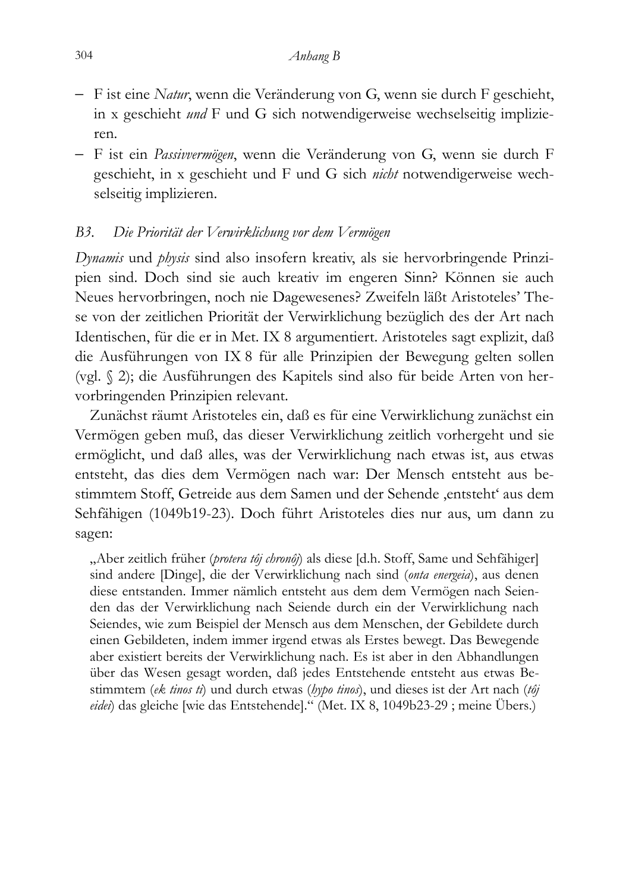- F ist eine *Natur*, wenn die Veränderung von G, wenn sie durch F geschieht, in x geschieht *und* F und G sich notwendigerweise wechselseitig implizieren.
- F ist ein *Passivvermögen*, wenn die Veränderung von G, wenn sie durch F geschieht, in x geschieht und F und G sich *nicht* notwendigerweise wechselseitig implizieren.

### *B3. Die Priorität der Verwirklichung vor dem Vermögen*

*Dynamis* und *physis* sind also insofern kreativ, als sie hervorbringende Prinzipien sind. Doch sind sie auch kreativ im engeren Sinn? Können sie auch Neues hervorbringen, noch nie Dagewesenes? Zweifeln läßt Aristoteles' These von der zeitlichen Priorität der Verwirklichung bezüglich des der Art nach Identischen, für die er in Met. IX 8 argumentiert. Aristoteles sagt explizit, daß die Ausführungen von IX 8 für alle Prinzipien der Bewegung gelten sollen (vgl. § 2); die Ausführungen des Kapitels sind also für beide Arten von hervorbringenden Prinzipien relevant.

Zunächst räumt Aristoteles ein, daß es für eine Verwirklichung zunächst ein Vermögen geben muß, das dieser Verwirklichung zeitlich vorhergeht und sie ermöglicht, und daß alles, was der Verwirklichung nach etwas ist, aus etwas entsteht, das dies dem Vermögen nach war: Der Mensch entsteht aus bestimmtem Stoff, Getreide aus dem Samen und der Sehende ‚entsteht' aus dem Sehfähigen (1049b19-23). Doch führt Aristoteles dies nur aus, um dann zu sagen:

> „Aber zeitlich früher (*protera tôj chronôj*) als diese [d.h. Stoff, Same und Sehfähiger] sind andere [Dinge], die der Verwirklichung nach sind (*onta energeia*), aus denen diese entstanden. Immer nämlich entsteht aus dem dem Vermögen nach Seienden das der Verwirklichung nach Seiende durch ein der Verwirklichung nach Seiendes, wie zum Beispiel der Mensch aus dem Menschen, der Gebildete durch einen Gebildeten, indem immer irgend etwas als Erstes bewegt. Das Bewegende aber existiert bereits der Verwirklichung nach. Es ist aber in den Abhandlungen über das Wesen gesagt worden, daß jedes Entstehende entsteht aus etwas Bestimmtem (*ek tinos ti*) und durch etwas (*hypo tinos*), und dieses ist der Art nach (*tôj eidei*) das gleiche [wie das Entstehende]." (Met. IX 8, 1049b23-29 ; meine Übers.)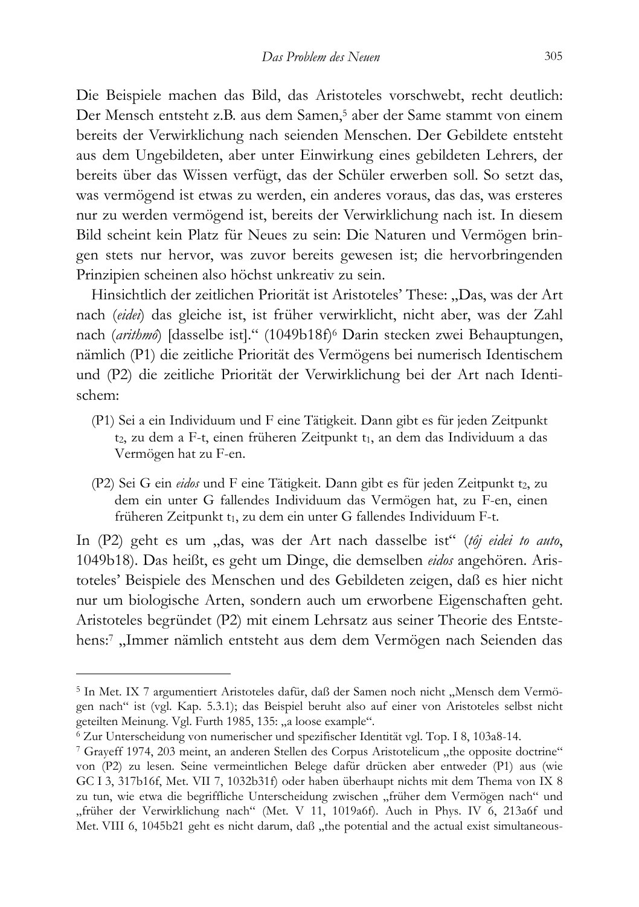Die Beispiele machen das Bild, das Aristoteles vorschwebt, recht deutlich: Der Mensch entsteht z.B. aus dem Samen,[5] aber der Same stammt von einem bereits der Verwirklichung nach seienden Menschen. Der Gebildete entsteht aus dem Ungebildeten, aber unter Einwirkung eines gebildeten Lehrers, der bereits über das Wissen verfügt, das der Schüler erwerben soll. So setzt das, was vermögend ist etwas zu werden, ein anderes voraus, das das, was ersteres nur zu werden vermögend ist, bereits der Verwirklichung nach ist. In diesem Bild scheint kein Platz für Neues zu sein: Die Naturen und Vermögen bringen stets nur hervor, was zuvor bereits gewesen ist; die hervorbringenden Prinzipien scheinen also höchst unkreativ zu sein.

Hinsichtlich der zeitlichen Priorität ist Aristoteles' These: „Das, was der Art nach (*eidei*) das gleiche ist, ist früher verwirklicht, nicht aber, was der Zahl nach (*arithmô*) [dasselbe ist].“ (1049b18f)[6] Darin stecken zwei Behauptungen, nämlich (P1) die zeitliche Priorität des Vermögens bei numerisch Identischem und (P2) die zeitliche Priorität der Verwirklichung bei der Art nach Identischem:

(P1) Sei a ein Individuum und F eine Tätigkeit. Dann gibt es für jeden Zeitpunkt $t_2$, zu dem a F-t, einen früheren Zeitpunkt $t_1$, an dem das Individuum a das Vermögen hat zu F-en.

(P2) Sei G ein *eidos* und F eine Tätigkeit. Dann gibt es für jeden Zeitpunkt $t_2$, zu dem ein unter G fallendes Individuum das Vermögen hat, zu F-en, einen früheren Zeitpunkt $t_1$, zu dem ein unter G fallendes Individuum F-t.

In (P2) geht es um „das, was der Art nach dasselbe ist“ (*tôj eidei to auto*, 1049b18). Das heißt, es geht um Dinge, die demselben *eidos* angehören. Aristoteles' Beispiele des Menschen und des Gebildeten zeigen, daß es hier nicht nur um biologische Arten, sondern auch um erworbene Eigenschaften geht. Aristoteles begründet (P2) mit einem Lehrsatz aus seiner Theorie des Entstehens:[7] „Immer nämlich entsteht aus dem dem Vermögen nach Seienden das

---

[5] In Met. IX 7 argumentiert Aristoteles dafür, daß der Samen noch nicht „Mensch dem Vermögen nach“ ist (vgl. Kap. 5.3.1); das Beispiel beruht also auf einer von Aristoteles selbst nicht geteilten Meinung. Vgl. Furth 1985, 135: „a loose example“.

[6] Zur Unterscheidung von numerischer und spezifischer Identität vgl. Top. I 8, 103a8-14.

[7] Grayeff 1974, 203 meint, an anderen Stellen des Corpus Aristotelicum „the opposite doctrine“ von (P2) zu lesen. Seine vermeintlichen Belege dafür drücken aber entweder (P1) aus (wie GC I 3, 317b16f, Met. VII 7, 1032b31f) oder haben überhaupt nichts mit dem Thema von IX 8 zu tun, wie etwa die begriffliche Unterscheidung zwischen „früher dem Vermögen nach“ und „früher der Verwirklichung nach“ (Met. V 11, 1019a6f). Auch in Phys. IV 6, 213a6f und Met. VIII 6, 1045b21 geht es nicht darum, daß „the potential and the actual exist simultaneous-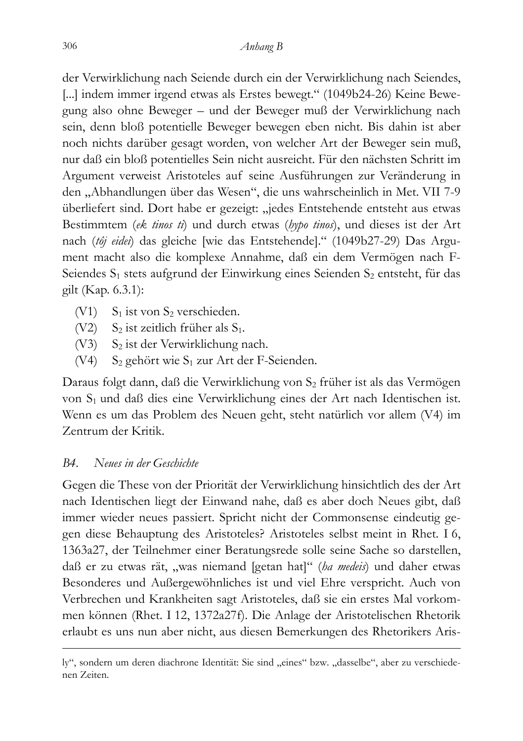der Verwirklichung nach Seiende durch ein der Verwirklichung nach Seiendes, [...] indem immer irgend etwas als Erstes bewegt.“ (1049b24-26) Keine Bewegung also ohne Beweger – und der Beweger muß der Verwirklichung nach sein, denn bloß potentielle Beweger bewegen eben nicht. Bis dahin ist aber noch nichts darüber gesagt worden, von welcher Art der Beweger sein muß, nur daß ein bloß potentielles Sein nicht ausreicht. Für den nächsten Schritt im Argument verweist Aristoteles auf seine Ausführungen zur Veränderung in den „Abhandlungen über das Wesen“, die uns wahrscheinlich in Met. VII 7-9 überliefert sind. Dort habe er gezeigt: „jedes Entstehende entsteht aus etwas Bestimmtem (*ek tinos ti*) und durch etwas (*hypo tinos*), und dieses ist der Art nach (*tôj eidei*) das gleiche [wie das Entstehende].“ (1049b27-29) Das Argument macht also die komplexe Annahme, daß ein dem Vermögen nach F-Seiendes $S_1$ stets aufgrund der Einwirkung eines Seienden $S_2$ entsteht, für das gilt (Kap. 6.3.1):

(V1) $S_1$ ist von $S_2$ verschieden.
(V2) $S_2$ ist zeitlich früher als $S_1$.
(V3) $S_2$ ist der Verwirklichung nach.
(V4) $S_2$ gehört wie $S_1$ zur Art der F-Seienden.

Daraus folgt dann, daß die Verwirklichung von $S_2$ früher ist als das Vermögen von $S_1$ und daß dies eine Verwirklichung eines der Art nach Identischen ist. Wenn es um das Problem des Neuen geht, steht natürlich vor allem (V4) im Zentrum der Kritik.

## *B4. Neues in der Geschichte*

Gegen die These von der Priorität der Verwirklichung hinsichtlich des der Art nach Identischen liegt der Einwand nahe, daß es aber doch Neues gibt, daß immer wieder neues passiert. Spricht nicht der Commonsense eindeutig gegen diese Behauptung des Aristoteles? Aristoteles selbst meint in Rhet. I 6, 1363a27, der Teilnehmer einer Beratungsrede solle seine Sache so darstellen, daß er zu etwas rät, „was niemand [getan hat]“ (*ha medeis*) und daher etwas Besonderes und Außergewöhnliches ist und viel Ehre verspricht. Auch von Verbrechen und Krankheiten sagt Aristoteles, daß sie ein erstes Mal vorkommen können (Rhet. I 12, 1372a27f). Die Anlage der Aristotelischen Rhetorik erlaubt es uns nun aber nicht, aus diesen Bemerkungen des Rhetorikers Aris-

---

ly“, sondern um deren diachrone Identität: Sie sind „eines“ bzw. „dasselbe“, aber zu verschiedenen Zeiten.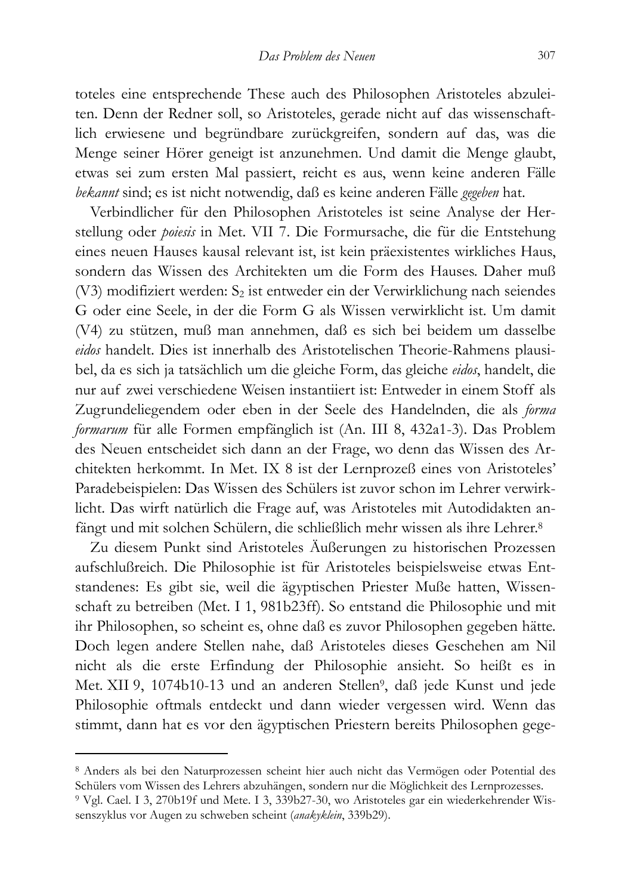toteles eine entsprechende These auch des Philosophen Aristoteles abzuleiten. Denn der Redner soll, so Aristoteles, gerade nicht auf das wissenschaftlich erwiesene und begründbare zurückgreifen, sondern auf das, was die Menge seiner Hörer geneigt ist anzunehmen. Und damit die Menge glaubt, etwas sei zum ersten Mal passiert, reicht es aus, wenn keine anderen Fälle *bekannt* sind; es ist nicht notwendig, daß es keine anderen Fälle *gegeben* hat.

Verbindlicher für den Philosophen Aristoteles ist seine Analyse der Herstellung oder *poiesis* in Met. VII 7. Die Formursache, die für die Entstehung eines neuen Hauses kausal relevant ist, ist kein präexistentes wirkliches Haus, sondern das Wissen des Architekten um die Form des Hauses. Daher muß (V3) modifiziert werden: $S_2$ ist entweder ein der Verwirklichung nach seiendes G oder eine Seele, in der die Form G als Wissen verwirklicht ist. Um damit (V4) zu stützen, muß man annehmen, daß es sich bei beidem um dasselbe *eidos* handelt. Dies ist innerhalb des Aristotelischen Theorie-Rahmens plausibel, da es sich ja tatsächlich um die gleiche Form, das gleiche *eidos*, handelt, die nur auf zwei verschiedene Weisen instantiiert ist: Entweder in einem Stoff als Zugrundeliegendem oder eben in der Seele des Handelnden, die als *forma formarum* für alle Formen empfänglich ist (An. III 8, 432a1-3). Das Problem des Neuen entscheidet sich dann an der Frage, wo denn das Wissen des Architekten herkommt. In Met. IX 8 ist der Lernprozeß eines von Aristoteles' Paradebeispielen: Das Wissen des Schülers ist zuvor schon im Lehrer verwirklicht. Das wirft natürlich die Frage auf, was Aristoteles mit Autodidakten anfängt und mit solchen Schülern, die schließlich mehr wissen als ihre Lehrer.[8]

Zu diesem Punkt sind Aristoteles Äußerungen zu historischen Prozessen aufschlußreich. Die Philosophie ist für Aristoteles beispielsweise etwas Entstandenes: Es gibt sie, weil die ägyptischen Priester Muße hatten, Wissenschaft zu betreiben (Met. I 1, 981b23ff). So entstand die Philosophie und mit ihr Philosophen, so scheint es, ohne daß es zuvor Philosophen gegeben hätte. Doch legen andere Stellen nahe, daß Aristoteles dieses Geschehen am Nil nicht als die erste Erfindung der Philosophie ansieht. So heißt es in Met. XII 9, 1074b10-13 und an anderen Stellen[9], daß jede Kunst und jede Philosophie oftmals entdeckt und dann wieder vergessen wird. Wenn das stimmt, dann hat es vor den ägyptischen Priestern bereits Philosophen gege-

---

[8] Anders als bei den Naturprozessen scheint hier auch nicht das Vermögen oder Potential des Schülers vom Wissen des Lehrers abzuhängen, sondern nur die Möglichkeit des Lernprozesses.

[9] Vgl. Cael. I 3, 270b19f und Mete. I 3, 339b27-30, wo Aristoteles gar ein wiederkehrender Wissenszyklus vor Augen zu schweben scheint (*anakyklein*, 339b29).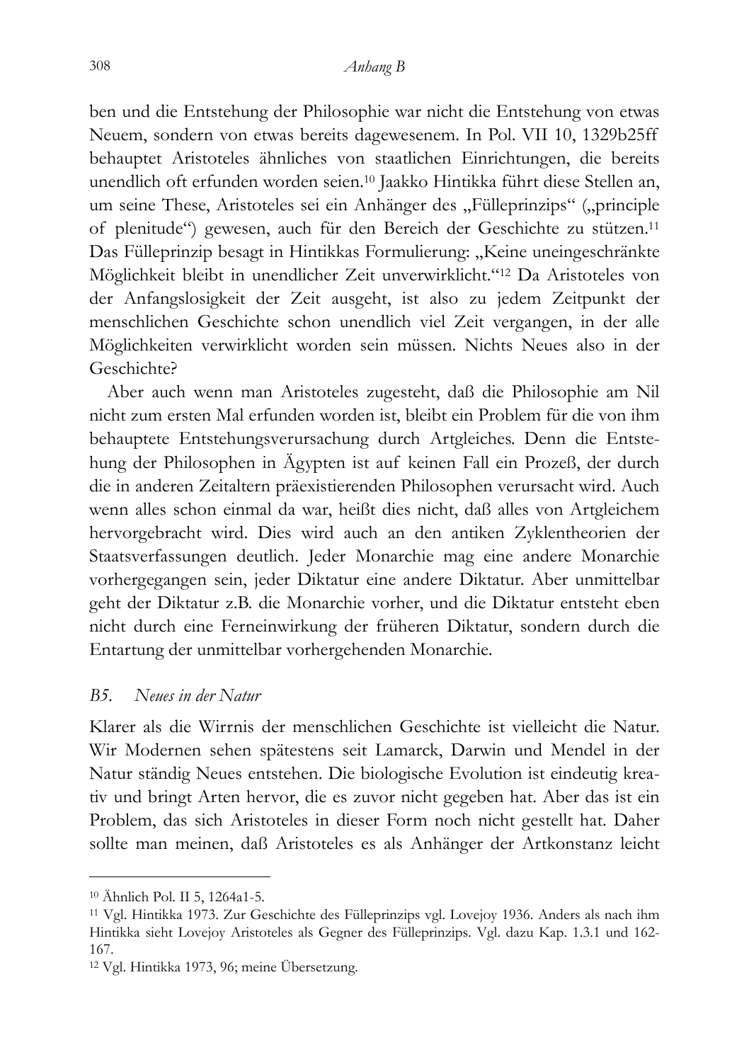ben und die Entstehung der Philosophie war nicht die Entstehung von etwas Neuem, sondern von etwas bereits dagewesenem. In Pol. VII 10, 1329b25ff behauptet Aristoteles ähnliches von staatlichen Einrichtungen, die bereits unendlich oft erfunden worden seien.[10] Jaakko Hintikka führt diese Stellen an, um seine These, Aristoteles sei ein Anhänger des „Fülleprinzips" („principle of plenitude") gewesen, auch für den Bereich der Geschichte zu stützen.[11] Das Fülleprinzip besagt in Hintikkas Formulierung: „Keine uneingeschränkte Möglichkeit bleibt in unendlicher Zeit unverwirklicht."[12] Da Aristoteles von der Anfangslosigkeit der Zeit ausgeht, ist also zu jedem Zeitpunkt der menschlichen Geschichte schon unendlich viel Zeit vergangen, in der alle Möglichkeiten verwirklicht worden sein müssen. Nichts Neues also in der Geschichte?

Aber auch wenn man Aristoteles zugesteht, daß die Philosophie am Nil nicht zum ersten Mal erfunden worden ist, bleibt ein Problem für die von ihm behauptete Entstehungsverursachung durch Artgleiches. Denn die Entstehung der Philosophen in Ägypten ist auf keinen Fall ein Prozeß, der durch die in anderen Zeitaltern präexistierenden Philosophen verursacht wird. Auch wenn alles schon einmal da war, heißt dies nicht, daß alles von Artgleichem hervorgebracht wird. Dies wird auch an den antiken Zyklentheorien der Staatsverfassungen deutlich. Jeder Monarchie mag eine andere Monarchie vorhergegangen sein, jeder Diktatur eine andere Diktatur. Aber unmittelbar geht der Diktatur z.B. die Monarchie vorher, und die Diktatur entsteht eben nicht durch eine Ferneinwirkung der früheren Diktatur, sondern durch die Entartung der unmittelbar vorhergehenden Monarchie.

## *B5. Neues in der Natur*

Klarer als die Wirrnis der menschlichen Geschichte ist vielleicht die Natur. Wir Modernen sehen spätestens seit Lamarck, Darwin und Mendel in der Natur ständig Neues entstehen. Die biologische Evolution ist eindeutig kreativ und bringt Arten hervor, die es zuvor nicht gegeben hat. Aber das ist ein Problem, das sich Aristoteles in dieser Form noch nicht gestellt hat. Daher sollte man meinen, daß Aristoteles es als Anhänger der Artkonstanz leicht

---

[10] Ähnlich Pol. II 5, 1264a1-5.

[11] Vgl. Hintikka 1973. Zur Geschichte des Fülleprinzips vgl. Lovejoy 1936. Anders als nach ihm Hintikka sieht Lovejoy Aristoteles als Gegner des Fülleprinzips. Vgl. dazu Kap. 1.3.1 und 162-167.

[12] Vgl. Hintikka 1973, 96; meine Übersetzung.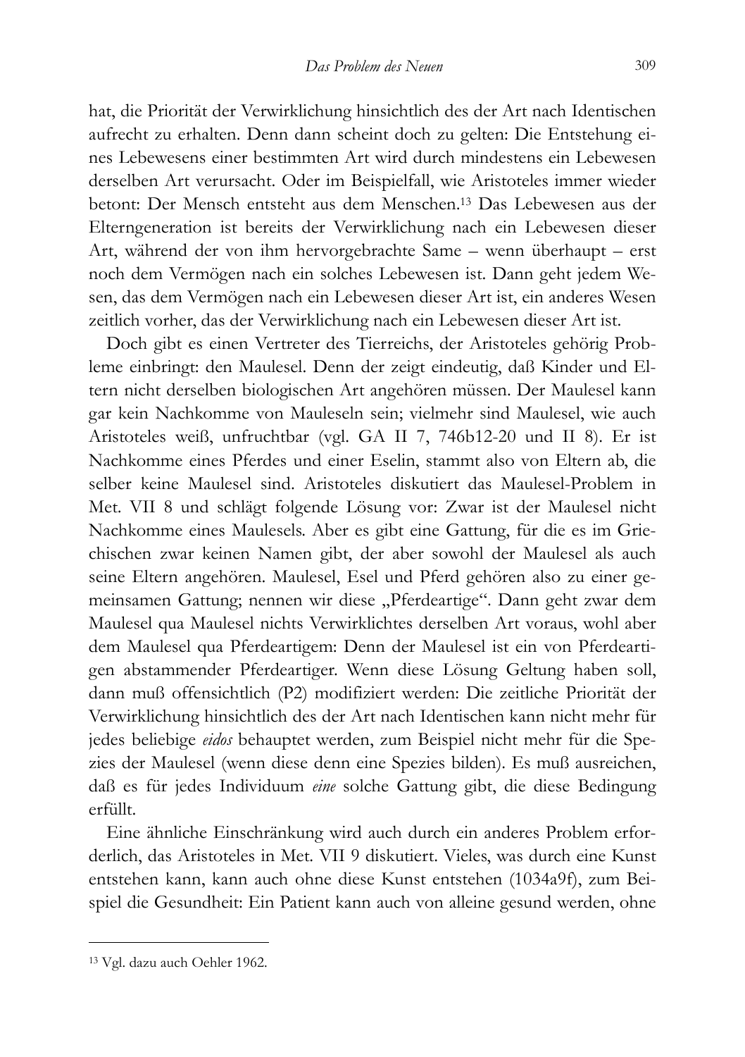hat, die Priorität der Verwirklichung hinsichtlich des der Art nach Identischen aufrecht zu erhalten. Denn dann scheint doch zu gelten: Die Entstehung eines Lebewesens einer bestimmten Art wird durch mindestens ein Lebewesen derselben Art verursacht. Oder im Beispielfall, wie Aristoteles immer wieder betont: Der Mensch entsteht aus dem Menschen.[13] Das Lebewesen aus der Elterngeneration ist bereits der Verwirklichung nach ein Lebewesen dieser Art, während der von ihm hervorgebrachte Same – wenn überhaupt – erst noch dem Vermögen nach ein solches Lebewesen ist. Dann geht jedem Wesen, das dem Vermögen nach ein Lebewesen dieser Art ist, ein anderes Wesen zeitlich vorher, das der Verwirklichung nach ein Lebewesen dieser Art ist.

Doch gibt es einen Vertreter des Tierreichs, der Aristoteles gehörig Probleme einbringt: den Maulesel. Denn der zeigt eindeutig, daß Kinder und Eltern nicht derselben biologischen Art angehören müssen. Der Maulesel kann gar kein Nachkomme von Mauleseln sein; vielmehr sind Maulesel, wie auch Aristoteles weiß, unfruchtbar (vgl. GA II 7, 746b12-20 und II 8). Er ist Nachkomme eines Pferdes und einer Eselin, stammt also von Eltern ab, die selber keine Maulesel sind. Aristoteles diskutiert das Maulesel-Problem in Met. VII 8 und schlägt folgende Lösung vor: Zwar ist der Maulesel nicht Nachkomme eines Maulesels. Aber es gibt eine Gattung, für die es im Griechischen zwar keinen Namen gibt, der aber sowohl der Maulesel als auch seine Eltern angehören. Maulesel, Esel und Pferd gehören also zu einer gemeinsamen Gattung; nennen wir diese „Pferdeartige". Dann geht zwar dem Maulesel qua Maulesel nichts Verwirklichtes derselben Art voraus, wohl aber dem Maulesel qua Pferdeartigem: Denn der Maulesel ist ein von Pferdeartigen abstammender Pferdeartiger. Wenn diese Lösung Geltung haben soll, dann muß offensichtlich (P2) modifiziert werden: Die zeitliche Priorität der Verwirklichung hinsichtlich des der Art nach Identischen kann nicht mehr für jedes beliebige *eidos* behauptet werden, zum Beispiel nicht mehr für die Spezies der Maulesel (wenn diese denn eine Spezies bilden). Es muß ausreichen, daß es für jedes Individuum *eine* solche Gattung gibt, die diese Bedingung erfüllt.

Eine ähnliche Einschränkung wird auch durch ein anderes Problem erforderlich, das Aristoteles in Met. VII 9 diskutiert. Vieles, was durch eine Kunst entstehen kann, kann auch ohne diese Kunst entstehen (1034a9f), zum Beispiel die Gesundheit: Ein Patient kann auch von alleine gesund werden, ohne

---

[13] Vgl. dazu auch Oehler 1962.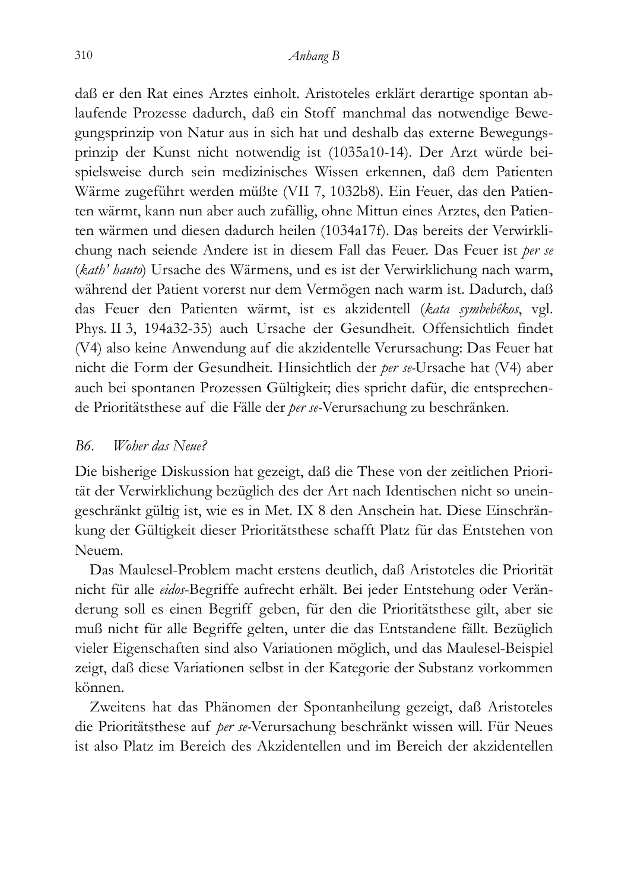daß er den Rat eines Arztes einholt. Aristoteles erklärt derartige spontan ablaufende Prozesse dadurch, daß ein Stoff manchmal das notwendige Bewegungsprinzip von Natur aus in sich hat und deshalb das externe Bewegungsprinzip der Kunst nicht notwendig ist (1035a10-14). Der Arzt würde beispielsweise durch sein medizinisches Wissen erkennen, daß dem Patienten Wärme zugeführt werden müßte (VII 7, 1032b8). Ein Feuer, das den Patienten wärmt, kann nun aber auch zufällig, ohne Mittun eines Arztes, den Patienten wärmen und diesen dadurch heilen (1034a17f). Das bereits der Verwirklichung nach seiende Andere ist in diesem Fall das Feuer. Das Feuer ist *per se* (*kath' hauto*) Ursache des Wärmens, und es ist der Verwirklichung nach warm, während der Patient vorerst nur dem Vermögen nach warm ist. Dadurch, daß das Feuer den Patienten wärmt, ist es akzidentell (*kata symbebêkos*, vgl. Phys. II 3, 194a32-35) auch Ursache der Gesundheit. Offensichtlich findet (V4) also keine Anwendung auf die akzidentelle Verursachung: Das Feuer hat nicht die Form der Gesundheit. Hinsichtlich der *per se*-Ursache hat (V4) aber auch bei spontanen Prozessen Gültigkeit; dies spricht dafür, die entsprechende Prioritätsthese auf die Fälle der *per se*-Verursachung zu beschränken.

### *B6. Woher das Neue?*

Die bisherige Diskussion hat gezeigt, daß die These von der zeitlichen Priorität der Verwirklichung bezüglich des der Art nach Identischen nicht so uneingeschränkt gültig ist, wie es in Met. IX 8 den Anschein hat. Diese Einschränkung der Gültigkeit dieser Prioritätsthese schafft Platz für das Entstehen von Neuem.

Das Maulesel-Problem macht erstens deutlich, daß Aristoteles die Priorität nicht für alle *eidos*-Begriffe aufrecht erhält. Bei jeder Entstehung oder Veränderung soll es einen Begriff geben, für den die Prioritätsthese gilt, aber sie muß nicht für alle Begriffe gelten, unter die das Entstandene fällt. Bezüglich vieler Eigenschaften sind also Variationen möglich, und das Maulesel-Beispiel zeigt, daß diese Variationen selbst in der Kategorie der Substanz vorkommen können.

Zweitens hat das Phänomen der Spontanheilung gezeigt, daß Aristoteles die Prioritätsthese auf *per se*-Verursachung beschränkt wissen will. Für Neues ist also Platz im Bereich des Akzidentellen und im Bereich der akzidentellen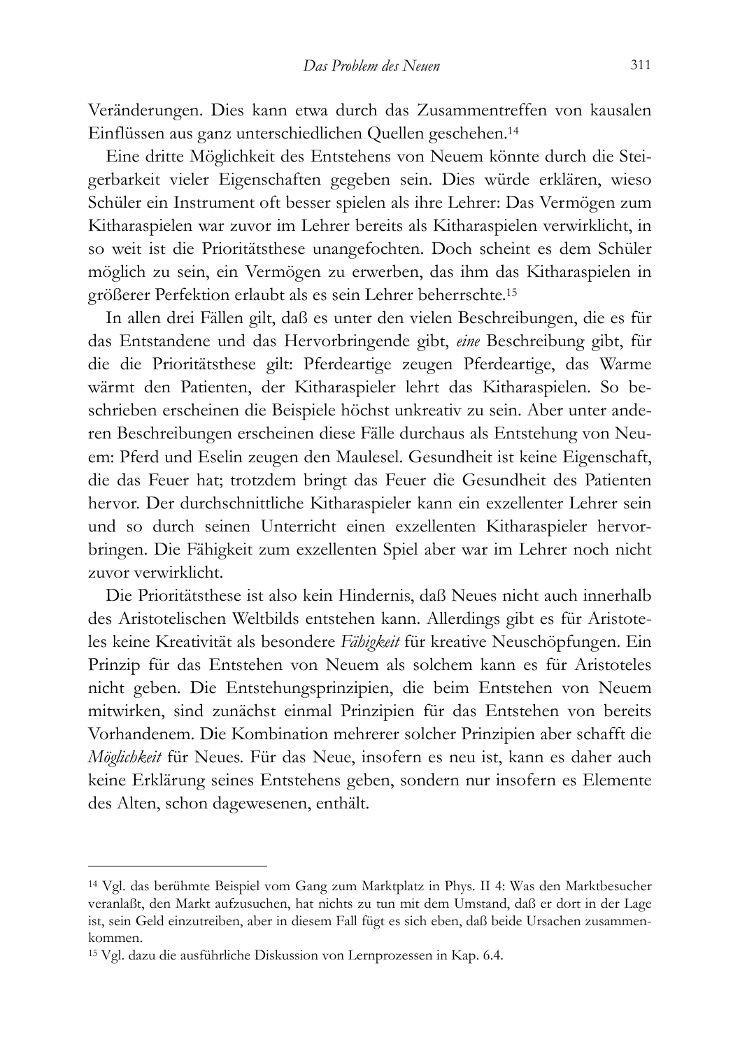Veränderungen. Dies kann etwa durch das Zusammentreffen von kausalen Einflüssen aus ganz unterschiedlichen Quellen geschehen.[14]

Eine dritte Möglichkeit des Entstehens von Neuem könnte durch die Steigerbarkeit vieler Eigenschaften gegeben sein. Dies würde erklären, wieso Schüler ein Instrument oft besser spielen als ihre Lehrer: Das Vermögen zum Kitharaspielen war zuvor im Lehrer bereits als Kitharaspielen verwirklicht, in so weit ist die Prioritätsthese unangefochten. Doch scheint es dem Schüler möglich zu sein, ein Vermögen zu erwerben, das ihm das Kitharaspielen in größerer Perfektion erlaubt als es sein Lehrer beherrschte.[15]

In allen drei Fällen gilt, daß es unter den vielen Beschreibungen, die es für das Entstandene und das Hervorbringende gibt, *eine* Beschreibung gibt, für die die Prioritätsthese gilt: Pferdeartige zeugen Pferdeartige, das Warme wärmt den Patienten, der Kitharaspieler lehrt das Kitharaspielen. So beschrieben erscheinen die Beispiele höchst unkreativ zu sein. Aber unter anderen Beschreibungen erscheinen diese Fälle durchaus als Entstehung von Neuem: Pferd und Eselin zeugen den Maulesel. Gesundheit ist keine Eigenschaft, die das Feuer hat; trotzdem bringt das Feuer die Gesundheit des Patienten hervor. Der durchschnittliche Kitharaspieler kann ein exzellenter Lehrer sein und so durch seinen Unterricht einen exzellenten Kitharaspieler hervorbringen. Die Fähigkeit zum exzellenten Spiel aber war im Lehrer noch nicht zuvor verwirklicht.

Die Prioritätsthese ist also kein Hindernis, daß Neues nicht auch innerhalb des Aristotelischen Weltbilds entstehen kann. Allerdings gibt es für Aristoteles keine Kreativität als besondere *Fähigkeit* für kreative Neuschöpfungen. Ein Prinzip für das Entstehen von Neuem als solchem kann es für Aristoteles nicht geben. Die Entstehungsprinzipien, die beim Entstehen von Neuem mitwirken, sind zunächst einmal Prinzipien für das Entstehen von bereits Vorhandenem. Die Kombination mehrerer solcher Prinzipien aber schafft die *Möglichkeit* für Neues. Für das Neue, insofern es neu ist, kann es daher auch keine Erklärung seines Entstehens geben, sondern nur insofern es Elemente des Alten, schon dagewesenen, enthält.

---

[14] Vgl. das berühmte Beispiel vom Gang zum Marktplatz in Phys. II 4: Was den Marktbesucher veranlaßt, den Markt aufzusuchen, hat nichts zu tun mit dem Umstand, daß er dort in der Lage ist, sein Geld einzutreiben, aber in diesem Fall fügt es sich eben, daß beide Ursachen zusammenkommen.

[15] Vgl. dazu die ausführliche Diskussion von Lernprozessen in Kap. 6.4.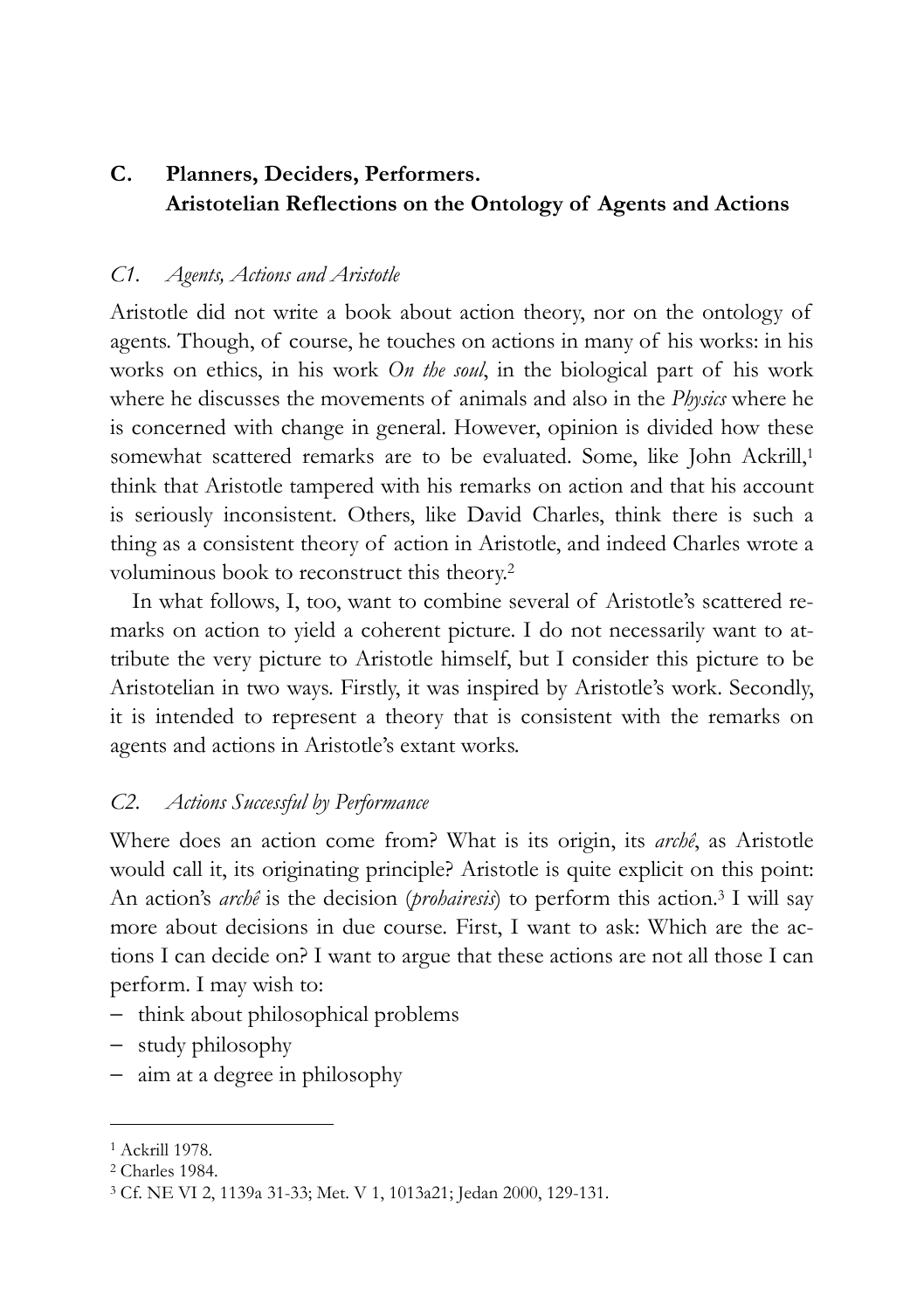## C. Planners, Deciders, Performers. Aristotelian Reflections on the Ontology of Agents and Actions

### *C1. Agents, Actions and Aristotle*

Aristotle did not write a book about action theory, nor on the ontology of agents. Though, of course, he touches on actions in many of his works: in his works on ethics, in his work *On the soul*, in the biological part of his work where he discusses the movements of animals and also in the *Physics* where he is concerned with change in general. However, opinion is divided how these somewhat scattered remarks are to be evaluated. Some, like John Ackrill,[1] think that Aristotle tampered with his remarks on action and that his account is seriously inconsistent. Others, like David Charles, think there is such a thing as a consistent theory of action in Aristotle, and indeed Charles wrote a voluminous book to reconstruct this theory.[2]

In what follows, I, too, want to combine several of Aristotle's scattered remarks on action to yield a coherent picture. I do not necessarily want to attribute the very picture to Aristotle himself, but I consider this picture to be Aristotelian in two ways. Firstly, it was inspired by Aristotle's work. Secondly, it is intended to represent a theory that is consistent with the remarks on agents and actions in Aristotle's extant works.

### *C2. Actions Successful by Performance*

Where does an action come from? What is its origin, its *archê*, as Aristotle would call it, its originating principle? Aristotle is quite explicit on this point: An action's *archê* is the decision (*prohairesis*) to perform this action.[3] I will say more about decisions in due course. First, I want to ask: Which are the actions I can decide on? I want to argue that these actions are not all those I can perform. I may wish to:

- think about philosophical problems
- study philosophy
- aim at a degree in philosophy

---

[1] Ackrill 1978.

[2] Charles 1984.

[3] Cf. NE VI 2, 1139a 31-33; Met. V 1, 1013a21; Jedan 2000, 129-131.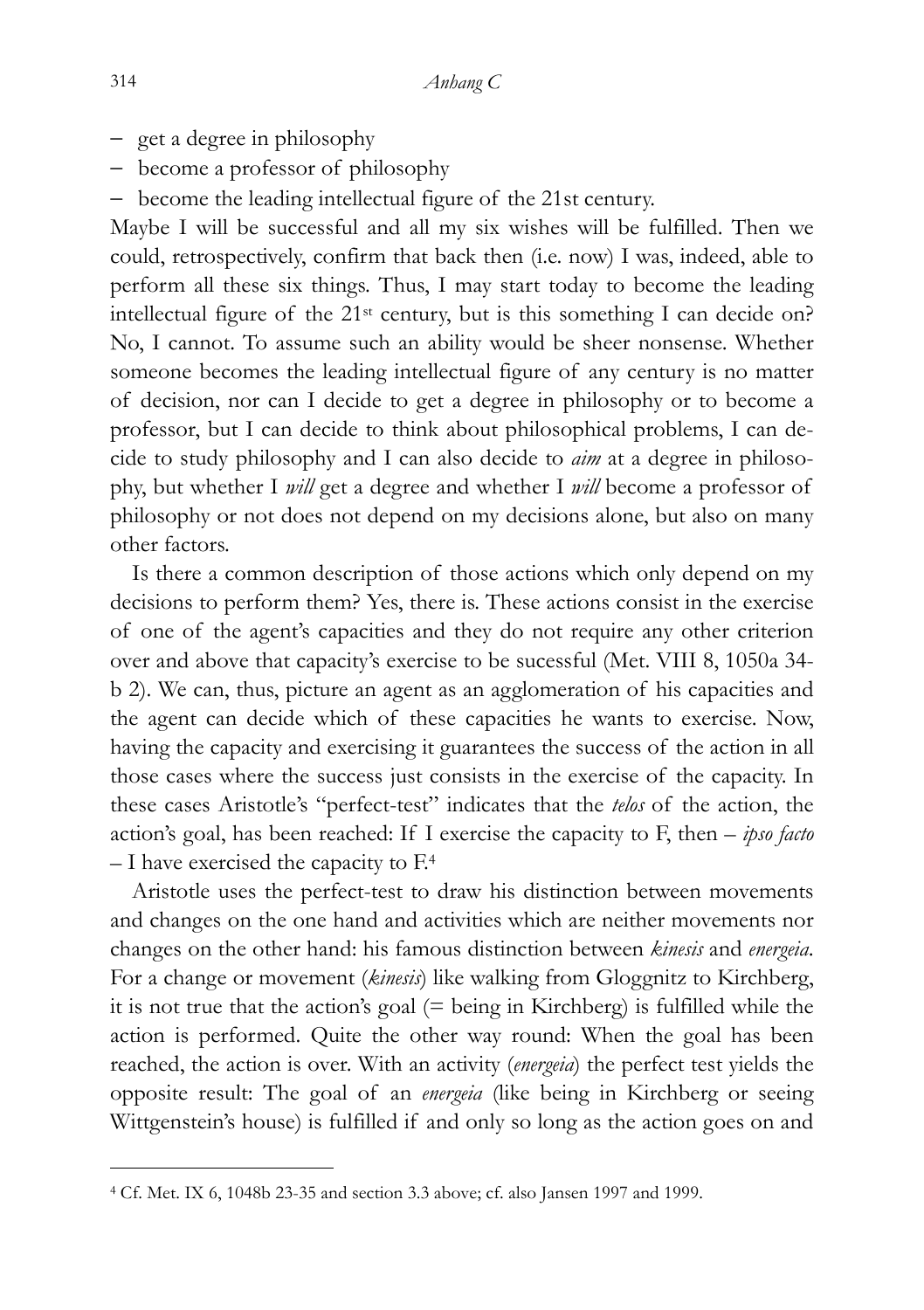- get a degree in philosophy
- become a professor of philosophy
- become the leading intellectual figure of the 21st century.

Maybe I will be successful and all my six wishes will be fulfilled. Then we could, retrospectively, confirm that back then (i.e. now) I was, indeed, able to perform all these six things. Thus, I may start today to become the leading intellectual figure of the 21st century, but is this something I can decide on? No, I cannot. To assume such an ability would be sheer nonsense. Whether someone becomes the leading intellectual figure of any century is no matter of decision, nor can I decide to get a degree in philosophy or to become a professor, but I can decide to think about philosophical problems, I can decide to study philosophy and I can also decide to *aim* at a degree in philosophy, but whether I *will* get a degree and whether I *will* become a professor of philosophy or not does not depend on my decisions alone, but also on many other factors.

Is there a common description of those actions which only depend on my decisions to perform them? Yes, there is. These actions consist in the exercise of one of the agent's capacities and they do not require any other criterion over and above that capacity's exercise to be sucessful (Met. VIII 8, 1050a 34-b 2). We can, thus, picture an agent as an agglomeration of his capacities and the agent can decide which of these capacities he wants to exercise. Now, having the capacity and exercising it guarantees the success of the action in all those cases where the success just consists in the exercise of the capacity. In these cases Aristotle's "perfect-test" indicates that the *telos* of the action, the action's goal, has been reached: If I exercise the capacity to F, then – *ipso facto* – I have exercised the capacity to F.[4]

Aristotle uses the perfect-test to draw his distinction between movements and changes on the one hand and activities which are neither movements nor changes on the other hand: his famous distinction between *kinesis* and *energeia*. For a change or movement (*kinesis*) like walking from Gloggnitz to Kirchberg, it is not true that the action's goal (= being in Kirchberg) is fulfilled while the action is performed. Quite the other way round: When the goal has been reached, the action is over. With an activity (*energeia*) the perfect test yields the opposite result: The goal of an *energeia* (like being in Kirchberg or seeing Wittgenstein's house) is fulfilled if and only so long as the action goes on and

[4] Cf. Met. IX 6, 1048b 23-35 and section 3.3 above; cf. also Jansen 1997 and 1999.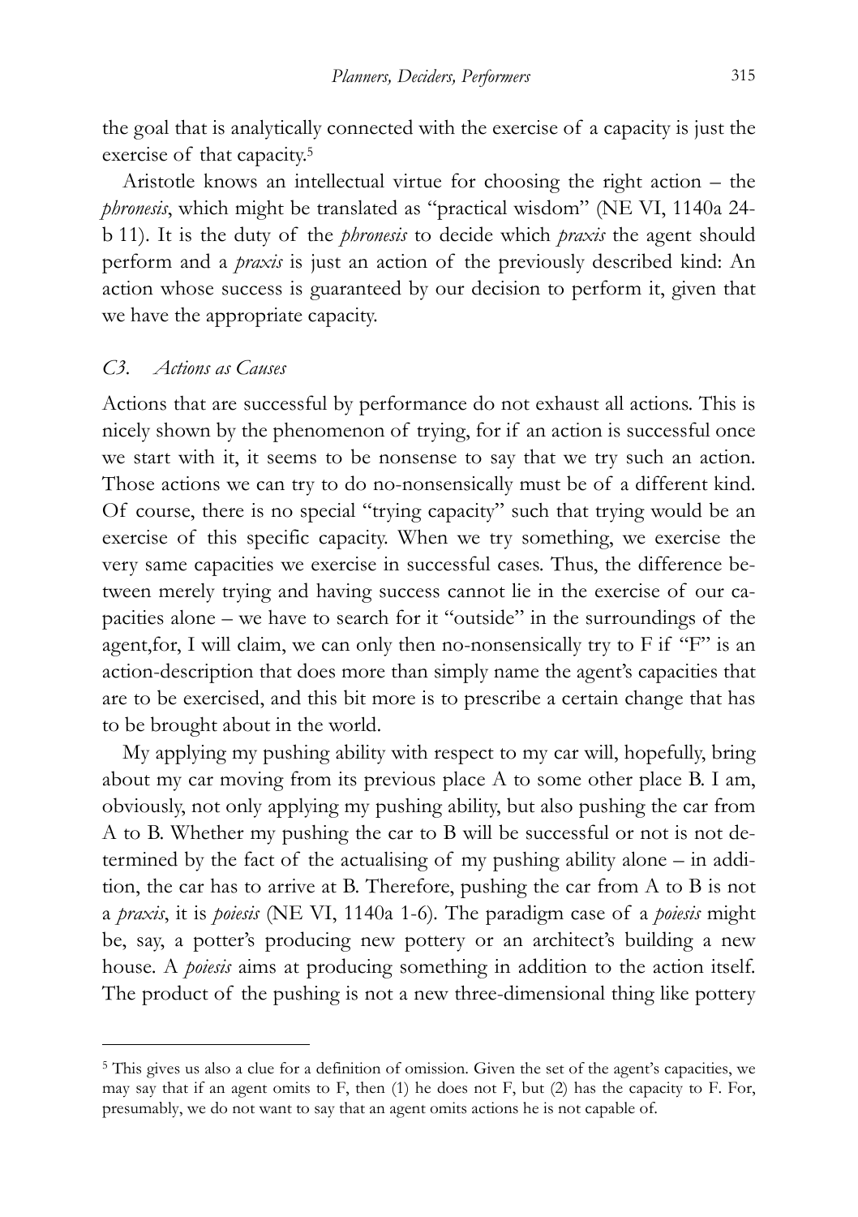the goal that is analytically connected with the exercise of a capacity is just the exercise of that capacity.[5]

Aristotle knows an intellectual virtue for choosing the right action – the *phronesis*, which might be translated as "practical wisdom" (NE VI, 1140a 24-b 11). It is the duty of the *phronesis* to decide which *praxis* the agent should perform and a *praxis* is just an action of the previously described kind: An action whose success is guaranteed by our decision to perform it, given that we have the appropriate capacity.

### *C3. Actions as Causes*

Actions that are successful by performance do not exhaust all actions. This is nicely shown by the phenomenon of trying, for if an action is successful once we start with it, it seems to be nonsense to say that we try such an action. Those actions we can try to do no-nonsensically must be of a different kind. Of course, there is no special "trying capacity" such that trying would be an exercise of this specific capacity. When we try something, we exercise the very same capacities we exercise in successful cases. Thus, the difference between merely trying and having success cannot lie in the exercise of our capacities alone – we have to search for it "outside" in the surroundings of the agent,for, I will claim, we can only then no-nonsensically try to F if "F" is an action-description that does more than simply name the agent's capacities that are to be exercised, and this bit more is to prescribe a certain change that has to be brought about in the world.

My applying my pushing ability with respect to my car will, hopefully, bring about my car moving from its previous place A to some other place B. I am, obviously, not only applying my pushing ability, but also pushing the car from A to B. Whether my pushing the car to B will be successful or not is not determined by the fact of the actualising of my pushing ability alone – in addition, the car has to arrive at B. Therefore, pushing the car from A to B is not a *praxis*, it is *poiesis* (NE VI, 1140a 1-6). The paradigm case of a *poiesis* might be, say, a potter's producing new pottery or an architect's building a new house. A *poiesis* aims at producing something in addition to the action itself. The product of the pushing is not a new three-dimensional thing like pottery

---

[5] This gives us also a clue for a definition of omission. Given the set of the agent's capacities, we may say that if an agent omits to F, then (1) he does not F, but (2) has the capacity to F. For, presumably, we do not want to say that an agent omits actions he is not capable of.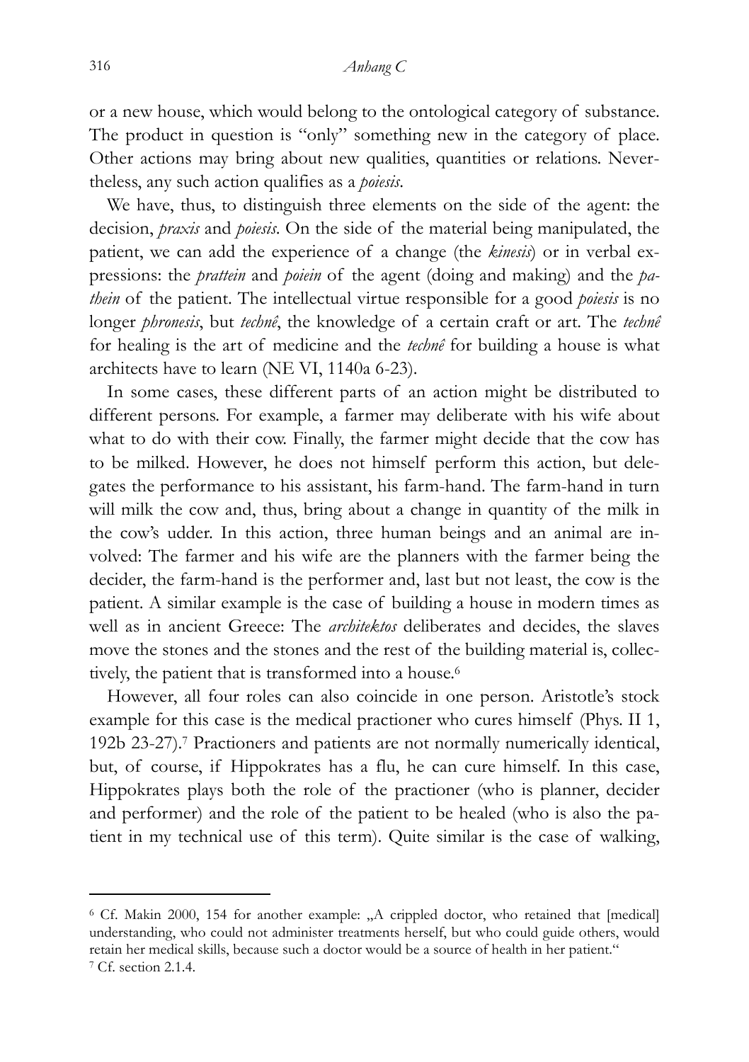or a new house, which would belong to the ontological category of substance. The product in question is "only" something new in the category of place. Other actions may bring about new qualities, quantities or relations. Nevertheless, any such action qualifies as a *poiesis*.

We have, thus, to distinguish three elements on the side of the agent: the decision, *praxis* and *poiesis*. On the side of the material being manipulated, the patient, we can add the experience of a change (the *kinesis*) or in verbal expressions: the *prattein* and *poiein* of the agent (doing and making) and the *pathein* of the patient. The intellectual virtue responsible for a good *poiesis* is no longer *phronesis*, but *technê*, the knowledge of a certain craft or art. The *technê* for healing is the art of medicine and the *technê* for building a house is what architects have to learn (NE VI, 1140a 6-23).

In some cases, these different parts of an action might be distributed to different persons. For example, a farmer may deliberate with his wife about what to do with their cow. Finally, the farmer might decide that the cow has to be milked. However, he does not himself perform this action, but delegates the performance to his assistant, his farm-hand. The farm-hand in turn will milk the cow and, thus, bring about a change in quantity of the milk in the cow's udder. In this action, three human beings and an animal are involved: The farmer and his wife are the planners with the farmer being the decider, the farm-hand is the performer and, last but not least, the cow is the patient. A similar example is the case of building a house in modern times as well as in ancient Greece: The *architektos* deliberates and decides, the slaves move the stones and the stones and the rest of the building material is, collectively, the patient that is transformed into a house.[6]

However, all four roles can also coincide in one person. Aristotle's stock example for this case is the medical practioner who cures himself (Phys. II 1, 192b 23-27).[7] Practioners and patients are not normally numerically identical, but, of course, if Hippokrates has a flu, he can cure himself. In this case, Hippokrates plays both the role of the practioner (who is planner, decider and performer) and the role of the patient to be healed (who is also the patient in my technical use of this term). Quite similar is the case of walking,

---

[6] Cf. Makin 2000, 154 for another example: „A crippled doctor, who retained that [medical] understanding, who could not administer treatments herself, but who could guide others, would retain her medical skills, because such a doctor would be a source of health in her patient."

[7] Cf. section 2.1.4.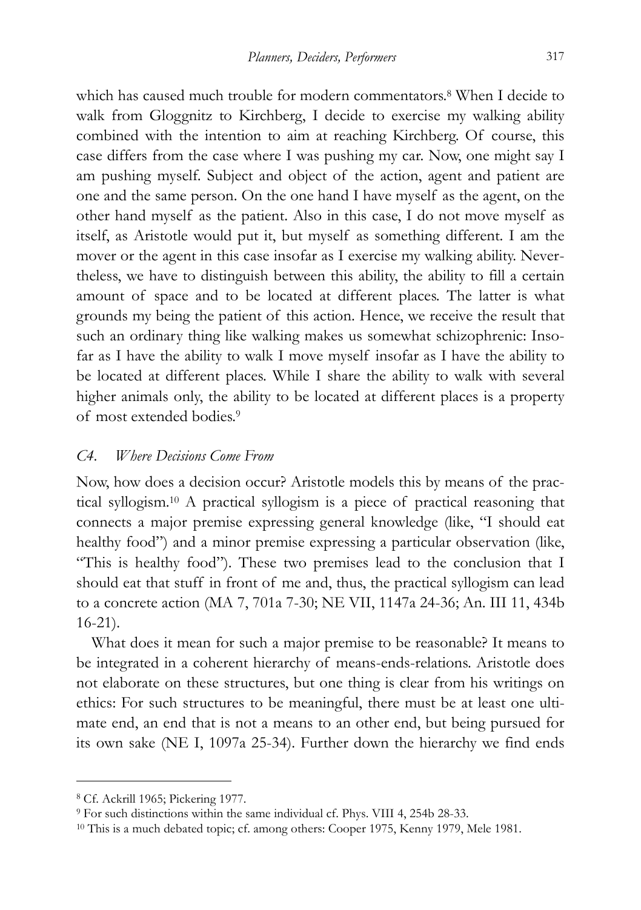which has caused much trouble for modern commentators.[8] When I decide to walk from Gloggnitz to Kirchberg, I decide to exercise my walking ability combined with the intention to aim at reaching Kirchberg. Of course, this case differs from the case where I was pushing my car. Now, one might say I am pushing myself. Subject and object of the action, agent and patient are one and the same person. On the one hand I have myself as the agent, on the other hand myself as the patient. Also in this case, I do not move myself as itself, as Aristotle would put it, but myself as something different. I am the mover or the agent in this case insofar as I exercise my walking ability. Nevertheless, we have to distinguish between this ability, the ability to fill a certain amount of space and to be located at different places. The latter is what grounds my being the patient of this action. Hence, we receive the result that such an ordinary thing like walking makes us somewhat schizophrenic: Insofar as I have the ability to walk I move myself insofar as I have the ability to be located at different places. While I share the ability to walk with several higher animals only, the ability to be located at different places is a property of most extended bodies.[9]

### *C4. Where Decisions Come From*

Now, how does a decision occur? Aristotle models this by means of the practical syllogism.[10] A practical syllogism is a piece of practical reasoning that connects a major premise expressing general knowledge (like, "I should eat healthy food") and a minor premise expressing a particular observation (like, "This is healthy food"). These two premises lead to the conclusion that I should eat that stuff in front of me and, thus, the practical syllogism can lead to a concrete action (MA 7, 701a 7-30; NE VII, 1147a 24-36; An. III 11, 434b 16-21).

What does it mean for such a major premise to be reasonable? It means to be integrated in a coherent hierarchy of means-ends-relations. Aristotle does not elaborate on these structures, but one thing is clear from his writings on ethics: For such structures to be meaningful, there must be at least one ultimate end, an end that is not a means to an other end, but being pursued for its own sake (NE I, 1097a 25-34). Further down the hierarchy we find ends

---

[8] Cf. Ackrill 1965; Pickering 1977.

[9] For such distinctions within the same individual cf. Phys. VIII 4, 254b 28-33.

[10] This is a much debated topic; cf. among others: Cooper 1975, Kenny 1979, Mele 1981.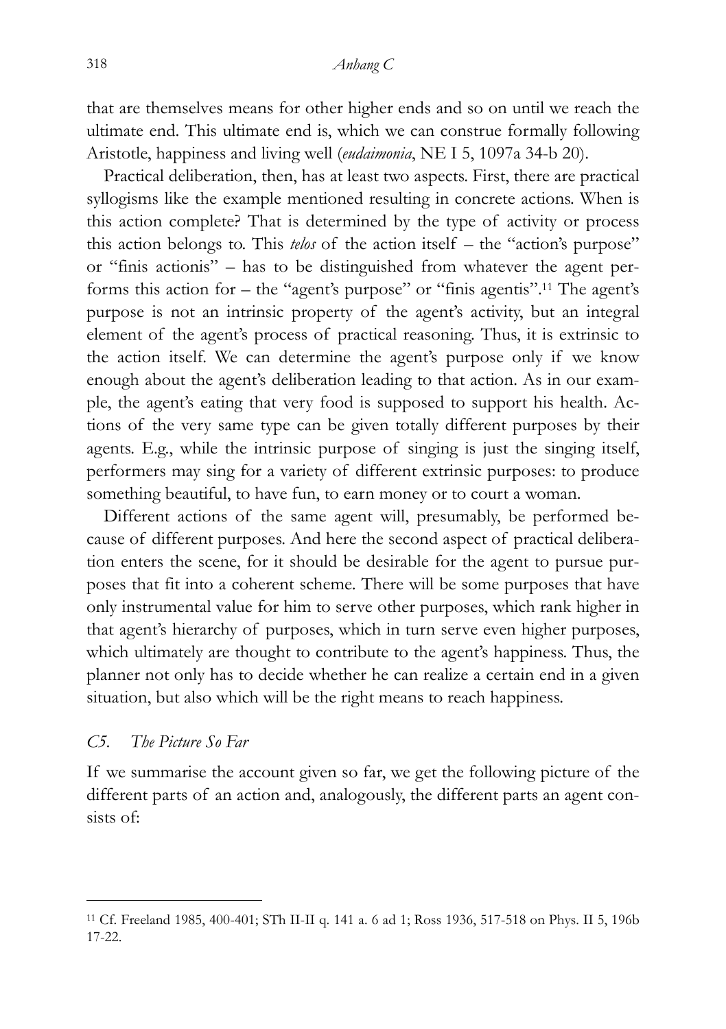that are themselves means for other higher ends and so on until we reach the ultimate end. This ultimate end is, which we can construe formally following Aristotle, happiness and living well (*eudaimonia*, NE I 5, 1097a 34-b 20).

Practical deliberation, then, has at least two aspects. First, there are practical syllogisms like the example mentioned resulting in concrete actions. When is this action complete? That is determined by the type of activity or process this action belongs to. This *telos* of the action itself – the "action's purpose" or "finis actionis" – has to be distinguished from whatever the agent performs this action for – the "agent's purpose" or "finis agentis".[11] The agent's purpose is not an intrinsic property of the agent's activity, but an integral element of the agent's process of practical reasoning. Thus, it is extrinsic to the action itself. We can determine the agent's purpose only if we know enough about the agent's deliberation leading to that action. As in our example, the agent's eating that very food is supposed to support his health. Actions of the very same type can be given totally different purposes by their agents. E.g., while the intrinsic purpose of singing is just the singing itself, performers may sing for a variety of different extrinsic purposes: to produce something beautiful, to have fun, to earn money or to court a woman.

Different actions of the same agent will, presumably, be performed because of different purposes. And here the second aspect of practical deliberation enters the scene, for it should be desirable for the agent to pursue purposes that fit into a coherent scheme. There will be some purposes that have only instrumental value for him to serve other purposes, which rank higher in that agent's hierarchy of purposes, which in turn serve even higher purposes, which ultimately are thought to contribute to the agent's happiness. Thus, the planner not only has to decide whether he can realize a certain end in a given situation, but also which will be the right means to reach happiness.

### *C5. The Picture So Far*

If we summarise the account given so far, we get the following picture of the different parts of an action and, analogously, the different parts an agent consists of:

[11] Cf. Freeland 1985, 400-401; STh II-II q. 141 a. 6 ad 1; Ross 1936, 517-518 on Phys. II 5, 196b 17-22.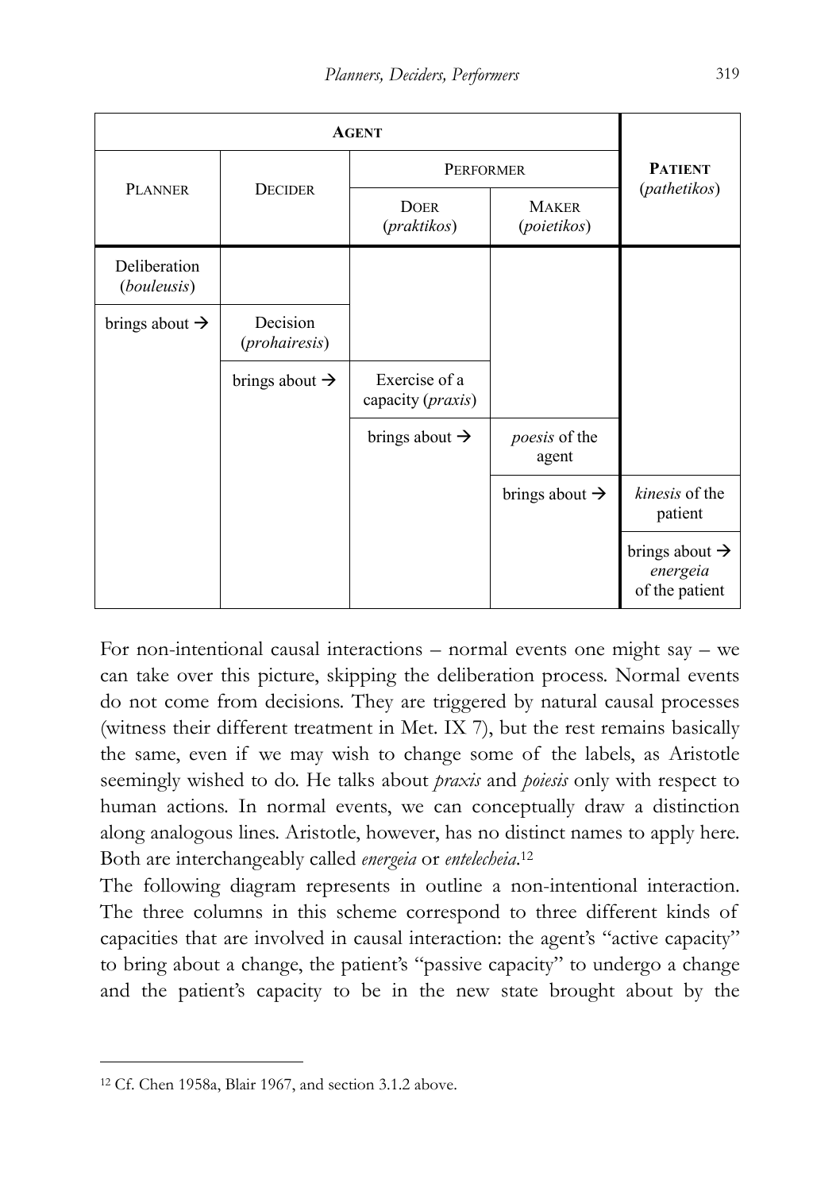| AGENT | | | | PATIENT (*pathetikos*) |
|---|---|---|---|---|
| PLANNER | DECIDER | PERFORMER | | |
| | | DOER (*praktikos*) | MAKER (*poietikos*) | |
| Deliberation (*bouleusis*) | | | | |
| brings about → | Decision (*prohairesis*) | | | |
| | brings about → | Exercise of a capacity (*praxis*) | | |
| | | brings about → | *poesis* of the agent | |
| | | | brings about → | *kinesis* of the patient |
| | | | | brings about → *energeia* of the patient |

For non-intentional causal interactions – normal events one might say – we can take over this picture, skipping the deliberation process. Normal events do not come from decisions. They are triggered by natural causal processes (witness their different treatment in Met. IX 7), but the rest remains basically the same, even if we may wish to change some of the labels, as Aristotle seemingly wished to do. He talks about *praxis* and *poiesis* only with respect to human actions. In normal events, we can conceptually draw a distinction along analogous lines. Aristotle, however, has no distinct names to apply here. Both are interchangeably called *energeia* or *entelecheia*.[12]

The following diagram represents in outline a non-intentional interaction. The three columns in this scheme correspond to three different kinds of capacities that are involved in causal interaction: the agent's "active capacity" to bring about a change, the patient's "passive capacity" to undergo a change and the patient's capacity to be in the new state brought about by the

[12] Cf. Chen 1958a, Blair 1967, and section 3.1.2 above.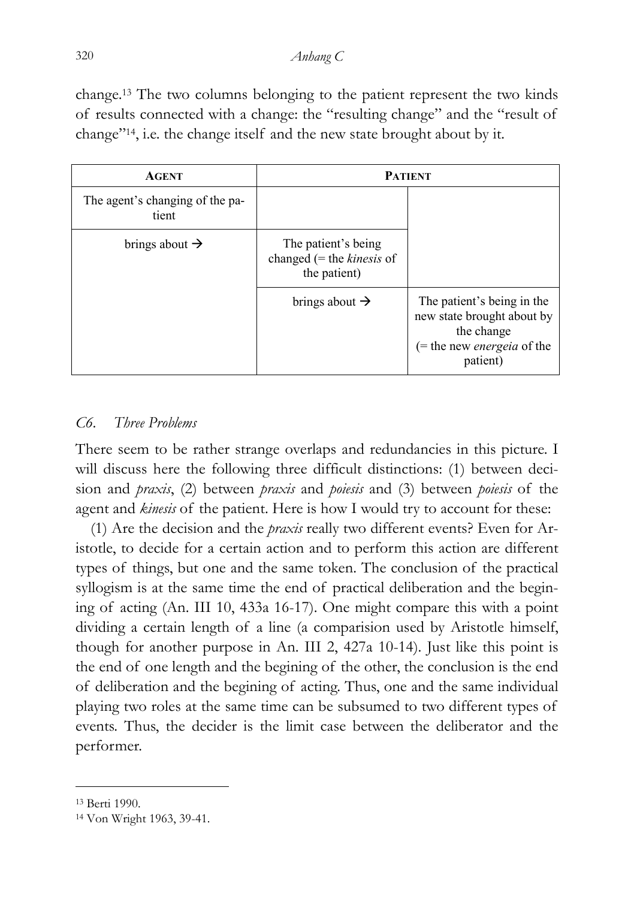change.[13] The two columns belonging to the patient represent the two kinds of results connected with a change: the "resulting change" and the "result of change"[14], i.e. the change itself and the new state brought about by it.

| **AGENT** | **PATIENT** | |
|---|---|---|
| The agent's changing of the patient | | |
| brings about → | The patient's being changed (= the *kinesis* of the patient) | |
| | brings about → | The patient's being in the new state brought about by the change (= the new *energeia* of the patient) |

### *C6. Three Problems*

There seem to be rather strange overlaps and redundancies in this picture. I will discuss here the following three difficult distinctions: (1) between decision and *praxis*, (2) between *praxis* and *poiesis* and (3) between *poiesis* of the agent and *kinesis* of the patient. Here is how I would try to account for these:

(1) Are the decision and the *praxis* really two different events? Even for Aristotle, to decide for a certain action and to perform this action are different types of things, but one and the same token. The conclusion of the practical syllogism is at the same time the end of practical deliberation and the begining of acting (An. III 10, 433a 16-17). One might compare this with a point dividing a certain length of a line (a comparision used by Aristotle himself, though for another purpose in An. III 2, 427a 10-14). Just like this point is the end of one length and the begining of the other, the conclusion is the end of deliberation and the begining of acting. Thus, one and the same individual playing two roles at the same time can be subsumed to two different types of events. Thus, the decider is the limit case between the deliberator and the performer.

---

[13] Berti 1990.

[14] Von Wright 1963, 39-41.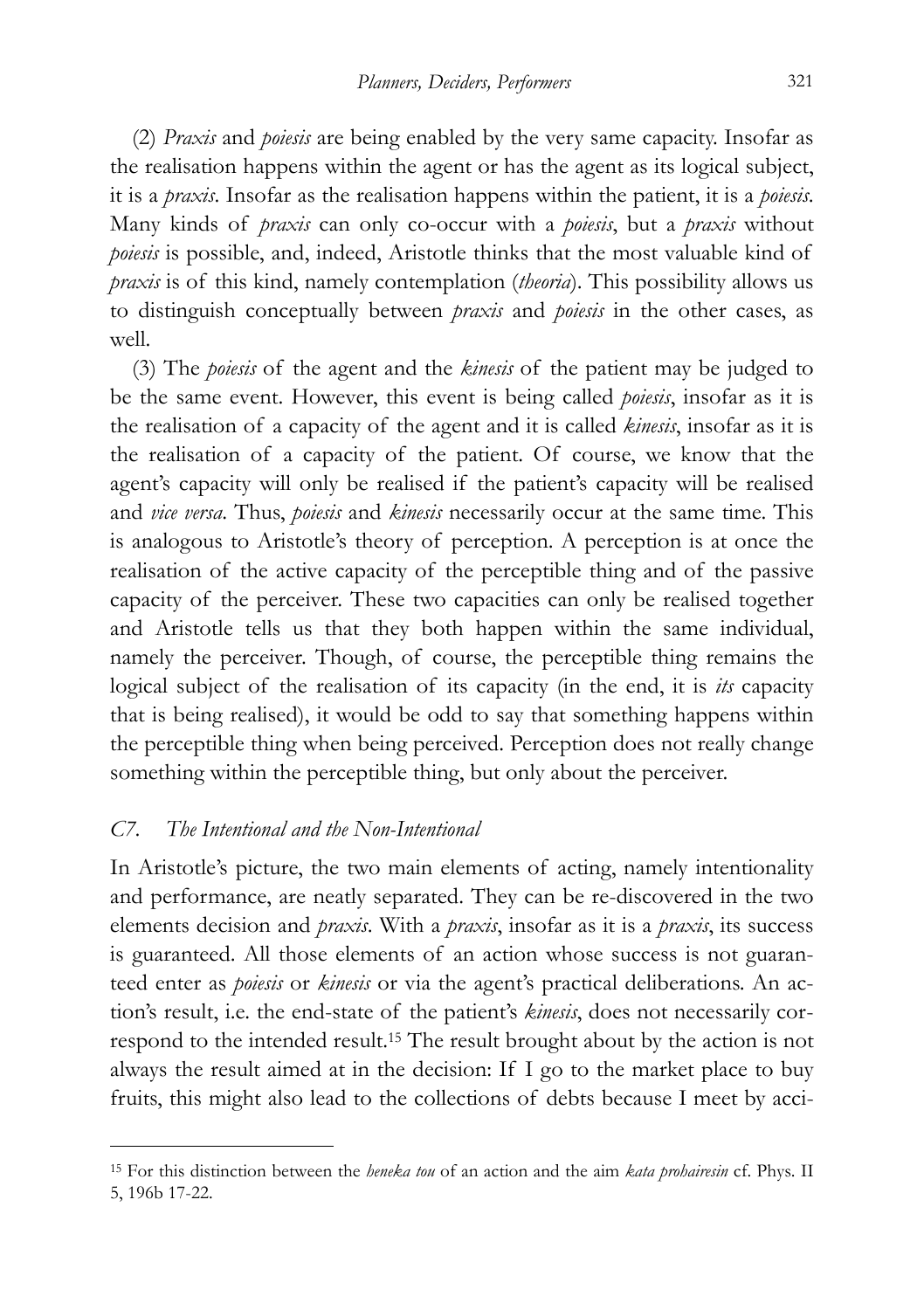(2) *Praxis* and *poiesis* are being enabled by the very same capacity. Insofar as the realisation happens within the agent or has the agent as its logical subject, it is a *praxis*. Insofar as the realisation happens within the patient, it is a *poiesis*. Many kinds of *praxis* can only co-occur with a *poiesis*, but a *praxis* without *poiesis* is possible, and, indeed, Aristotle thinks that the most valuable kind of *praxis* is of this kind, namely contemplation (*theoria*). This possibility allows us to distinguish conceptually between *praxis* and *poiesis* in the other cases, as well.

(3) The *poiesis* of the agent and the *kinesis* of the patient may be judged to be the same event. However, this event is being called *poiesis*, insofar as it is the realisation of a capacity of the agent and it is called *kinesis*, insofar as it is the realisation of a capacity of the patient. Of course, we know that the agent's capacity will only be realised if the patient's capacity will be realised and *vice versa*. Thus, *poiesis* and *kinesis* necessarily occur at the same time. This is analogous to Aristotle's theory of perception. A perception is at once the realisation of the active capacity of the perceptible thing and of the passive capacity of the perceiver. These two capacities can only be realised together and Aristotle tells us that they both happen within the same individual, namely the perceiver. Though, of course, the perceptible thing remains the logical subject of the realisation of its capacity (in the end, it is *its* capacity that is being realised), it would be odd to say that something happens within the perceptible thing when being perceived. Perception does not really change something within the perceptible thing, but only about the perceiver.

### *C7. The Intentional and the Non-Intentional*

In Aristotle's picture, the two main elements of acting, namely intentionality and performance, are neatly separated. They can be re-discovered in the two elements decision and *praxis*. With a *praxis*, insofar as it is a *praxis*, its success is guaranteed. All those elements of an action whose success is not guaranteed enter as *poiesis* or *kinesis* or via the agent's practical deliberations. An action's result, i.e. the end-state of the patient's *kinesis*, does not necessarily correspond to the intended result.[15] The result brought about by the action is not always the result aimed at in the decision: If I go to the market place to buy fruits, this might also lead to the collections of debts because I meet by acci-

---

[15] For this distinction between the *heneka tou* of an action and the aim *kata prohairesin* cf. Phys. II 5, 196b 17-22.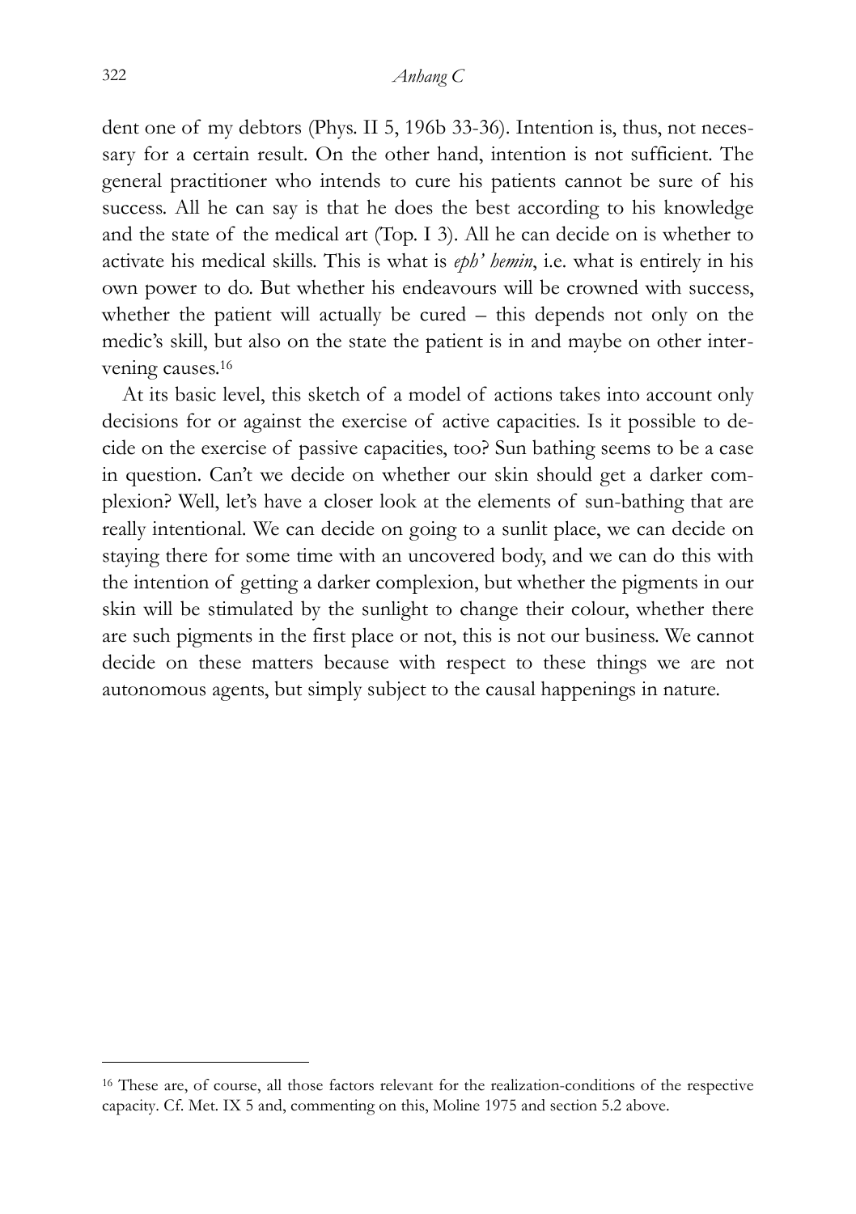dent one of my debtors (Phys. II 5, 196b 33-36). Intention is, thus, not necessary for a certain result. On the other hand, intention is not sufficient. The general practitioner who intends to cure his patients cannot be sure of his success. All he can say is that he does the best according to his knowledge and the state of the medical art (Top. I 3). All he can decide on is whether to activate his medical skills. This is what is *eph' hemin*, i.e. what is entirely in his own power to do. But whether his endeavours will be crowned with success, whether the patient will actually be cured – this depends not only on the medic's skill, but also on the state the patient is in and maybe on other intervening causes.[16]

At its basic level, this sketch of a model of actions takes into account only decisions for or against the exercise of active capacities. Is it possible to decide on the exercise of passive capacities, too? Sun bathing seems to be a case in question. Can't we decide on whether our skin should get a darker complexion? Well, let's have a closer look at the elements of sun-bathing that are really intentional. We can decide on going to a sunlit place, we can decide on staying there for some time with an uncovered body, and we can do this with the intention of getting a darker complexion, but whether the pigments in our skin will be stimulated by the sunlight to change their colour, whether there are such pigments in the first place or not, this is not our business. We cannot decide on these matters because with respect to these things we are not autonomous agents, but simply subject to the causal happenings in nature.

---

[16] These are, of course, all those factors relevant for the realization-conditions of the respective capacity. Cf. Met. IX 5 and, commenting on this, Moline 1975 and section 5.2 above.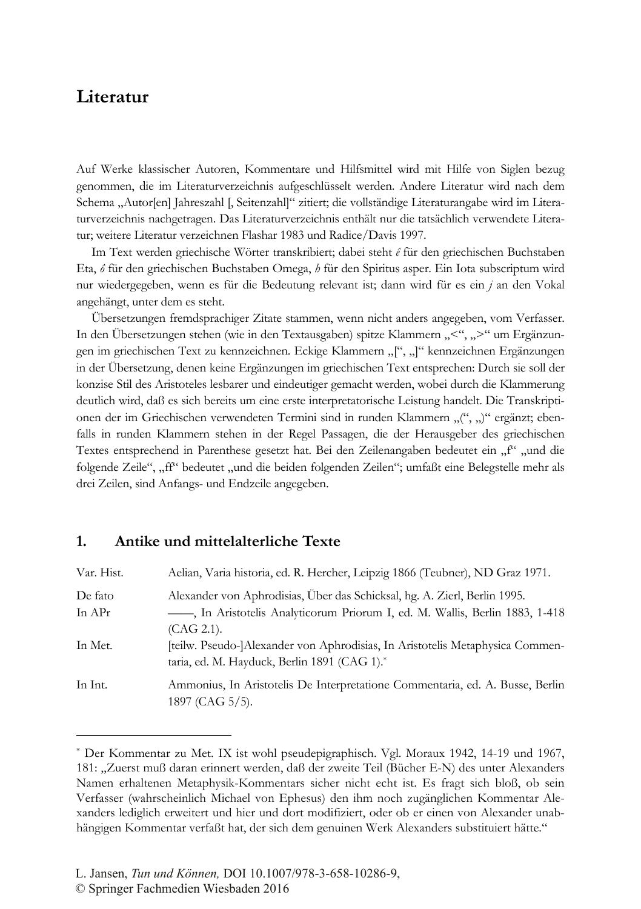# Literatur

Auf Werke klassischer Autoren, Kommentare und Hilfsmittel wird mit Hilfe von Siglen bezug genommen, die im Literaturverzeichnis aufgeschlüsselt werden. Andere Literatur wird nach dem Schema „Autor[en] Jahreszahl [, Seitenzahl]“ zitiert; die vollständige Literaturangabe wird im Literaturverzeichnis nachgetragen. Das Literaturverzeichnis enthält nur die tatsächlich verwendete Literatur; weitere Literatur verzeichnen Flashar 1983 und Radice/Davis 1997.

Im Text werden griechische Wörter transkribiert; dabei steht *ê* für den griechischen Buchstaben Eta, *ô* für den griechischen Buchstaben Omega, *h* für den Spiritus asper. Ein Iota subscriptum wird nur wiedergegeben, wenn es für die Bedeutung relevant ist; dann wird für es ein *j* an den Vokal angehängt, unter dem es steht.

Übersetzungen fremdsprachiger Zitate stammen, wenn nicht anders angegeben, vom Verfasser. In den Übersetzungen stehen (wie in den Textausgaben) spitze Klammern „<“, „>“ um Ergänzungen im griechischen Text zu kennzeichnen. Eckige Klammern „[“, „]“ kennzeichnen Ergänzungen in der Übersetzung, denen keine Ergänzungen im griechischen Text entsprechen: Durch sie soll der konzise Stil des Aristoteles lesbarer und eindeutiger gemacht werden, wobei durch die Klammerung deutlich wird, daß es sich bereits um eine erste interpretatorische Leistung handelt. Die Transkriptionen der im Griechischen verwendeten Termini sind in runden Klammern „(“, „)“ ergänzt; ebenfalls in runden Klammern stehen in der Regel Passagen, die der Herausgeber des griechischen Textes entsprechend in Parenthese gesetzt hat. Bei den Zeilenangaben bedeutet ein „f“ „und die folgende Zeile“, „ff“ bedeutet „und die beiden folgenden Zeilen“; umfaßt eine Belegstelle mehr als drei Zeilen, sind Anfangs- und Endzeile angegeben.

## 1. Antike und mittelalterliche Texte

| | |
|---|---|
| Var. Hist. | Aelian, Varia historia, ed. R. Hercher, Leipzig 1866 (Teubner), ND Graz 1971. |
| De fato | Alexander von Aphrodisias, Über das Schicksal, hg. A. Zierl, Berlin 1995. |
| In APr | ——, In Aristotelis Analyticorum Priorum I, ed. M. Wallis, Berlin 1883, 1-418 (CAG 2.1). |
| In Met. | [teilw. Pseudo-]Alexander von Aphrodisias, In Aristotelis Metaphysica Commentaria, ed. M. Hayduck, Berlin 1891 (CAG 1).* |
| In Int. | Ammonius, In Aristotelis De Interpretatione Commentaria, ed. A. Busse, Berlin 1897 (CAG 5/5). |

\* Der Kommentar zu Met. IX ist wohl pseudepigraphisch. Vgl. Moraux 1942, 14-19 und 1967, 181: „Zuerst muß daran erinnert werden, daß der zweite Teil (Bücher E-N) des unter Alexanders Namen erhaltenen Metaphysik-Kommentars sicher nicht echt ist. Es fragt sich bloß, ob sein Verfasser (wahrscheinlich Michael von Ephesus) den ihm noch zugänglichen Kommentar Alexanders lediglich erweitert und hier und dort modifiziert, oder ob er einen von Alexander unabhängigen Kommentar verfaßt hat, der sich dem genuinen Werk Alexanders substituiert hätte.“

L. Jansen, *Tun und Können,* DOI 10.1007/978-3-658-10286-9,
© Springer Fachmedien Wiesbaden 2016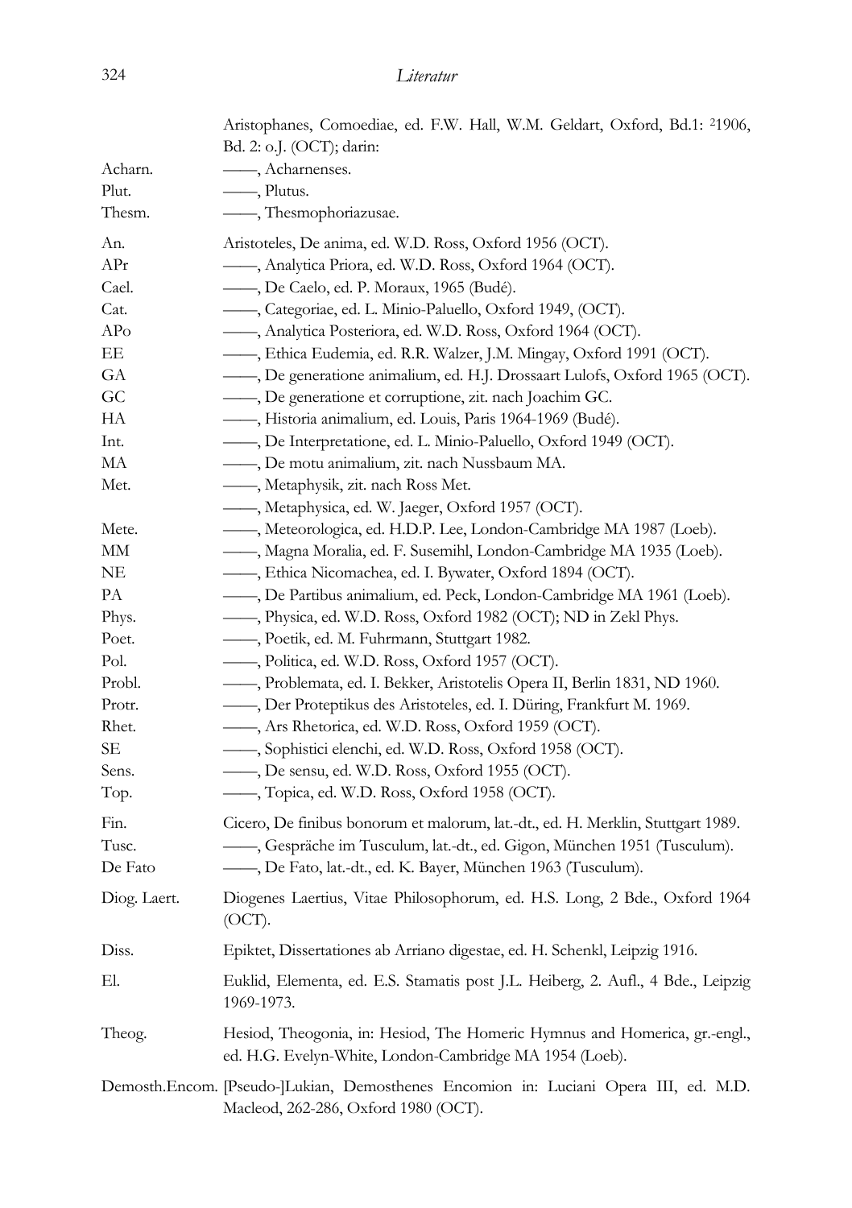| | |
|---|---|
| | Aristophanes, Comoediae, ed. F.W. Hall, W.M. Geldart, Oxford, Bd.1: [2]1906, Bd. 2: o.J. (OCT); darin: |
| Acharn. | ——, Acharnenses. |
| Plut. | ——, Plutus. |
| Thesm. | ——, Thesmophoriazusae. |
| An. | Aristoteles, De anima, ed. W.D. Ross, Oxford 1956 (OCT). |
| APr | ——, Analytica Priora, ed. W.D. Ross, Oxford 1964 (OCT). |
| Cael. | ——, De Caelo, ed. P. Moraux, 1965 (Budé). |
| Cat. | ——, Categoriae, ed. L. Minio-Paluello, Oxford 1949, (OCT). |
| APo | ——, Analytica Posteriora, ed. W.D. Ross, Oxford 1964 (OCT). |
| EE | ——, Ethica Eudemia, ed. R.R. Walzer, J.M. Mingay, Oxford 1991 (OCT). |
| GA | ——, De generatione animalium, ed. H.J. Drossaart Lulofs, Oxford 1965 (OCT). |
| GC | ——, De generatione et corruptione, zit. nach Joachim GC. |
| HA | ——, Historia animalium, ed. Louis, Paris 1964-1969 (Budé). |
| Int. | ——, De Interpretatione, ed. L. Minio-Paluello, Oxford 1949 (OCT). |
| MA | ——, De motu animalium, zit. nach Nussbaum MA. |
| Met. | ——, Metaphysik, zit. nach Ross Met. |
| | ——, Metaphysica, ed. W. Jaeger, Oxford 1957 (OCT). |
| Mete. | ——, Meteorologica, ed. H.D.P. Lee, London-Cambridge MA 1987 (Loeb). |
| MM | ——, Magna Moralia, ed. F. Susemihl, London-Cambridge MA 1935 (Loeb). |
| NE | ——, Ethica Nicomachea, ed. I. Bywater, Oxford 1894 (OCT). |
| PA | ——, De Partibus animalium, ed. Peck, London-Cambridge MA 1961 (Loeb). |
| Phys. | ——, Physica, ed. W.D. Ross, Oxford 1982 (OCT); ND in Zekl Phys. |
| Poet. | ——, Poetik, ed. M. Fuhrmann, Stuttgart 1982. |
| Pol. | ——, Politica, ed. W.D. Ross, Oxford 1957 (OCT). |
| Probl. | ——, Problemata, ed. I. Bekker, Aristotelis Opera II, Berlin 1831, ND 1960. |
| Protr. | ——, Der Proteptikus des Aristoteles, ed. I. Düring, Frankfurt M. 1969. |
| Rhet. | ——, Ars Rhetorica, ed. W.D. Ross, Oxford 1959 (OCT). |
| SE | ——, Sophistici elenchi, ed. W.D. Ross, Oxford 1958 (OCT). |
| Sens. | ——, De sensu, ed. W.D. Ross, Oxford 1955 (OCT). |
| Top. | ——, Topica, ed. W.D. Ross, Oxford 1958 (OCT). |
| Fin. | Cicero, De finibus bonorum et malorum, lat.-dt., ed. H. Merklin, Stuttgart 1989. |
| Tusc. | ——, Gespräche im Tusculum, lat.-dt., ed. Gigon, München 1951 (Tusculum). |
| De Fato | ——, De Fato, lat.-dt., ed. K. Bayer, München 1963 (Tusculum). |
| Diog. Laert. | Diogenes Laertius, Vitae Philosophorum, ed. H.S. Long, 2 Bde., Oxford 1964 (OCT). |
| Diss. | Epiktet, Dissertationes ab Arriano digestae, ed. H. Schenkl, Leipzig 1916. |
| El. | Euklid, Elementa, ed. E.S. Stamatis post J.L. Heiberg, 2. Aufl., 4 Bde., Leipzig 1969-1973. |
| Theog. | Hesiod, Theogonia, in: Hesiod, The Homeric Hymnus and Homerica, gr.-engl., ed. H.G. Evelyn-White, London-Cambridge MA 1954 (Loeb). |
| Demosth.Encom. | [Pseudo-]Lukian, Demosthenes Encomion in: Luciani Opera III, ed. M.D. Macleod, 262-286, Oxford 1980 (OCT). |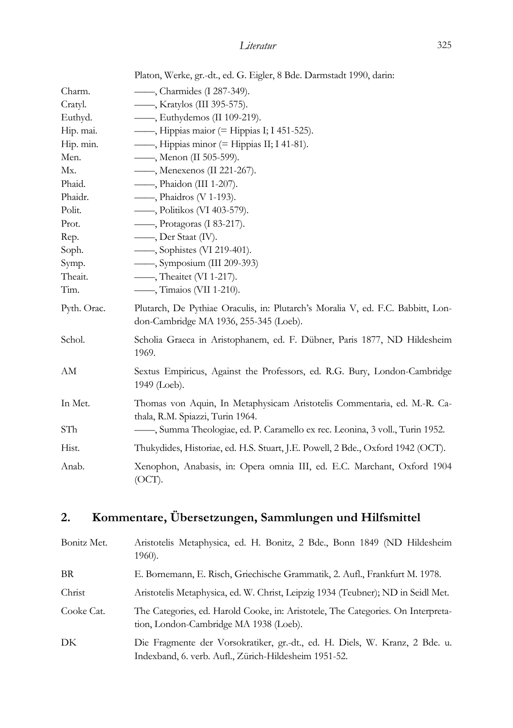| | |
|---|---|
| | Platon, Werke, gr.-dt., ed. G. Eigler, 8 Bde. Darmstadt 1990, darin: |
| Charm. | ——, Charmides (I 287-349). |
| Cratyl. | ——, Kratylos (III 395-575). |
| Euthyd. | ——, Euthydemos (II 109-219). |
| Hip. mai. | ——, Hippias maior (= Hippias I; I 451-525). |
| Hip. min. | ——, Hippias minor (= Hippias II; I 41-81). |
| Men. | ——, Menon (II 505-599). |
| Mx. | ——, Menexenos (II 221-267). |
| Phaid. | ——, Phaidon (III 1-207). |
| Phaidr. | ——, Phaidros (V 1-193). |
| Polit. | ——, Politikos (VI 403-579). |
| Prot. | ——, Protagoras (I 83-217). |
| Rep. | ——, Der Staat (IV). |
| Soph. | ——, Sophistes (VI 219-401). |
| Symp. | ——, Symposium (III 209-393) |
| Theait. | ——, Theaitet (VI 1-217). |
| Tim. | ——, Timaios (VII 1-210). |
| Pyth. Orac. | Plutarch, De Pythiae Oraculis, in: Plutarch's Moralia V, ed. F.C. Babbitt, London-Cambridge MA 1936, 255-345 (Loeb). |
| Schol. | Scholia Graeca in Aristophanem, ed. F. Dübner, Paris 1877, ND Hildesheim 1969. |
| AM | Sextus Empiricus, Against the Professors, ed. R.G. Bury, London-Cambridge 1949 (Loeb). |
| In Met. | Thomas von Aquin, In Metaphysicam Aristotelis Commentaria, ed. M.-R. Cathala, R.M. Spiazzi, Turin 1964. |
| STh | ——, Summa Theologiae, ed. P. Caramello ex rec. Leonina, 3 voll., Turin 1952. |
| Hist. | Thukydides, Historiae, ed. H.S. Stuart, J.E. Powell, 2 Bde., Oxford 1942 (OCT). |
| Anab. | Xenophon, Anabasis, in: Opera omnia III, ed. E.C. Marchant, Oxford 1904 (OCT). |

## 2. Kommentare, Übersetzungen, Sammlungen und Hilfsmittel

| | |
|---|---|
| Bonitz Met. | Aristotelis Metaphysica, ed. H. Bonitz, 2 Bde., Bonn 1849 (ND Hildesheim 1960). |
| BR | E. Bornemann, E. Risch, Griechische Grammatik, 2. Aufl., Frankfurt M. 1978. |
| Christ | Aristotelis Metaphysica, ed. W. Christ, Leipzig 1934 (Teubner); ND in Seidl Met. |
| Cooke Cat. | The Categories, ed. Harold Cooke, in: Aristotele, The Categories. On Interpretation, London-Cambridge MA 1938 (Loeb). |
| DK | Die Fragmente der Vorsokratiker, gr.-dt., ed. H. Diels, W. Kranz, 2 Bde. u. Indexband, 6. verb. Aufl., Zürich-Hildesheim 1951-52. |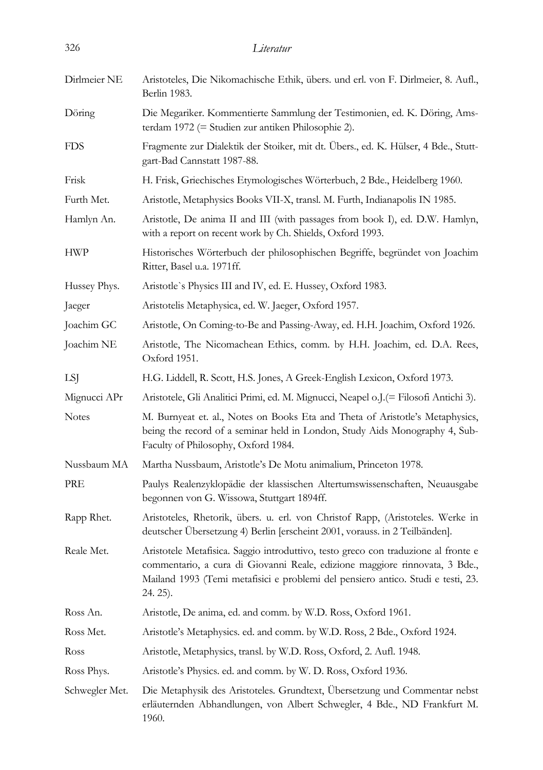| | |
|---|---|
| Dirlmeier NE | Aristoteles, Die Nikomachische Ethik, übers. und erl. von F. Dirlmeier, 8. Aufl., Berlin 1983. |
| Döring | Die Megariker. Kommentierte Sammlung der Testimonien, ed. K. Döring, Amsterdam 1972 (= Studien zur antiken Philosophie 2). |
| FDS | Fragmente zur Dialektik der Stoiker, mit dt. Übers., ed. K. Hülser, 4 Bde., Stuttgart-Bad Cannstatt 1987-88. |
| Frisk | H. Frisk, Griechisches Etymologisches Wörterbuch, 2 Bde., Heidelberg 1960. |
| Furth Met. | Aristotle, Metaphysics Books VII-X, transl. M. Furth, Indianapolis IN 1985. |
| Hamlyn An. | Aristotle, De anima II and III (with passages from book I), ed. D.W. Hamlyn, with a report on recent work by Ch. Shields, Oxford 1993. |
| HWP | Historisches Wörterbuch der philosophischen Begriffe, begründet von Joachim Ritter, Basel u.a. 1971ff. |
| Hussey Phys. | Aristotle`s Physics III and IV, ed. E. Hussey, Oxford 1983. |
| Jaeger | Aristotelis Metaphysica, ed. W. Jaeger, Oxford 1957. |
| Joachim GC | Aristotle, On Coming-to-Be and Passing-Away, ed. H.H. Joachim, Oxford 1926. |
| Joachim NE | Aristotle, The Nicomachean Ethics, comm. by H.H. Joachim, ed. D.A. Rees, Oxford 1951. |
| LSJ | H.G. Liddell, R. Scott, H.S. Jones, A Greek-English Lexicon, Oxford 1973. |
| Mignucci APr | Aristotele, Gli Analitici Primi, ed. M. Mignucci, Neapel o.J.(= Filosofi Antichi 3). |
| Notes | M. Burnyeat et. al., Notes on Books Eta and Theta of Aristotle's Metaphysics, being the record of a seminar held in London, Study Aids Monography 4, Sub-Faculty of Philosophy, Oxford 1984. |
| Nussbaum MA | Martha Nussbaum, Aristotle's De Motu animalium, Princeton 1978. |
| PRE | Paulys Realenzyklopädie der klassischen Altertumswissenschaften, Neuausgabe begonnen von G. Wissowa, Stuttgart 1894ff. |
| Rapp Rhet. | Aristoteles, Rhetorik, übers. u. erl. von Christof Rapp, (Aristoteles. Werke in deutscher Übersetzung 4) Berlin [erscheint 2001, vorauss. in 2 Teilbänden]. |
| Reale Met. | Aristotele Metafisica. Saggio introduttivo, testo greco con traduzione al fronte e commentario, a cura di Giovanni Reale, edizione maggiore rinnovata, 3 Bde., Mailand 1993 (Temi metafisici e problemi del pensiero antico. Studi e testi, 23. 24. 25). |
| Ross An. | Aristotle, De anima, ed. and comm. by W.D. Ross, Oxford 1961. |
| Ross Met. | Aristotle's Metaphysics. ed. and comm. by W.D. Ross, 2 Bde., Oxford 1924. |
| Ross | Aristotle, Metaphysics, transl. by W.D. Ross, Oxford, 2. Aufl. 1948. |
| Ross Phys. | Aristotle's Physics. ed. and comm. by W. D. Ross, Oxford 1936. |
| Schwegler Met. | Die Metaphysik des Aristoteles. Grundtext, Übersetzung und Commentar nebst erläuternden Abhandlungen, von Albert Schwegler, 4 Bde., ND Frankfurt M. 1960. |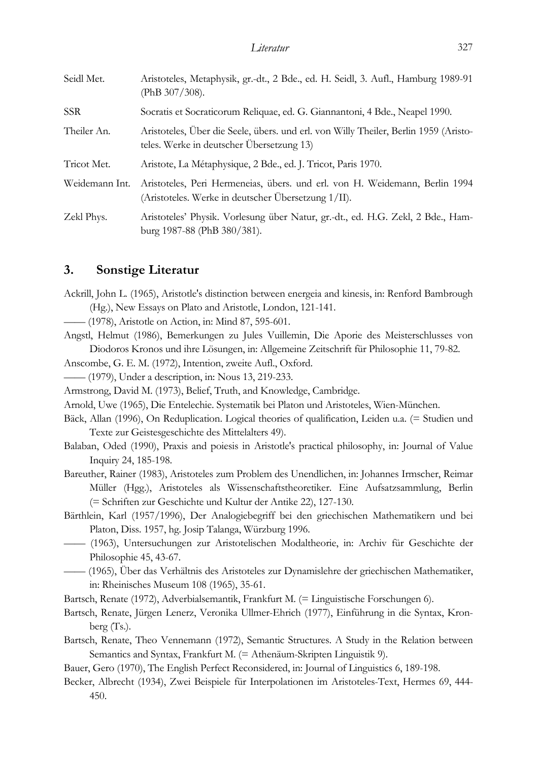| | |
|---|---|
| Seidl Met. | Aristoteles, Metaphysik, gr.-dt., 2 Bde., ed. H. Seidl, 3. Aufl., Hamburg 1989-91 (PhB 307/308). |
| SSR | Socratis et Socraticorum Reliquae, ed. G. Giannantoni, 4 Bde., Neapel 1990. |
| Theiler An. | Aristoteles, Über die Seele, übers. und erl. von Willy Theiler, Berlin 1959 (Aristoteles. Werke in deutscher Übersetzung 13) |
| Tricot Met. | Aristote, La Métaphysique, 2 Bde., ed. J. Tricot, Paris 1970. |
| Weidemann Int. | Aristoteles, Peri Hermeneias, übers. und erl. von H. Weidemann, Berlin 1994 (Aristoteles. Werke in deutscher Übersetzung 1/II). |
| Zekl Phys. | Aristoteles' Physik. Vorlesung über Natur, gr.-dt., ed. H.G. Zekl, 2 Bde., Hamburg 1987-88 (PhB 380/381). |

## 3. Sonstige Literatur

Ackrill, John L. (1965), Aristotle's distinction between energeia and kinesis, in: Renford Bambrough (Hg.), New Essays on Plato and Aristotle, London, 121-141.

—— (1978), Aristotle on Action, in: Mind 87, 595-601.

Angstl, Helmut (1986), Bemerkungen zu Jules Vuillemin, Die Aporie des Meisterschlusses von Diodoros Kronos und ihre Lösungen, in: Allgemeine Zeitschrift für Philosophie 11, 79-82.

Anscombe, G. E. M. (1972), Intention, zweite Aufl., Oxford.

—— (1979), Under a description, in: Nous 13, 219-233.

Armstrong, David M. (1973), Belief, Truth, and Knowledge, Cambridge.

Arnold, Uwe (1965), Die Entelechie. Systematik bei Platon und Aristoteles, Wien-München.

Bäck, Allan (1996), On Reduplication. Logical theories of qualification, Leiden u.a. (= Studien und Texte zur Geistesgeschichte des Mittelalters 49).

Balaban, Oded (1990), Praxis and poiesis in Aristotle's practical philosophy, in: Journal of Value Inquiry 24, 185-198.

Bareuther, Rainer (1983), Aristoteles zum Problem des Unendlichen, in: Johannes Irmscher, Reimar Müller (Hgg.), Aristoteles als Wissenschaftstheoretiker. Eine Aufsatzsammlung, Berlin (= Schriften zur Geschichte und Kultur der Antike 22), 127-130.

Bärthlein, Karl (1957/1996), Der Analogiebegriff bei den griechischen Mathematikern und bei Platon, Diss. 1957, hg. Josip Talanga, Würzburg 1996.

—— (1963), Untersuchungen zur Aristotelischen Modaltheorie, in: Archiv für Geschichte der Philosophie 45, 43-67.

—— (1965), Über das Verhältnis des Aristoteles zur Dynamislehre der griechischen Mathematiker, in: Rheinisches Museum 108 (1965), 35-61.

Bartsch, Renate (1972), Adverbialsemantik, Frankfurt M. (= Linguistische Forschungen 6).

Bartsch, Renate, Jürgen Lenerz, Veronika Ullmer-Ehrich (1977), Einführung in die Syntax, Kronberg (Ts.).

Bartsch, Renate, Theo Vennemann (1972), Semantic Structures. A Study in the Relation between Semantics and Syntax, Frankfurt M. (= Athenäum-Skripten Linguistik 9).

Bauer, Gero (1970), The English Perfect Reconsidered, in: Journal of Linguistics 6, 189-198.

Becker, Albrecht (1934), Zwei Beispiele für Interpolationen im Aristoteles-Text, Hermes 69, 444-450.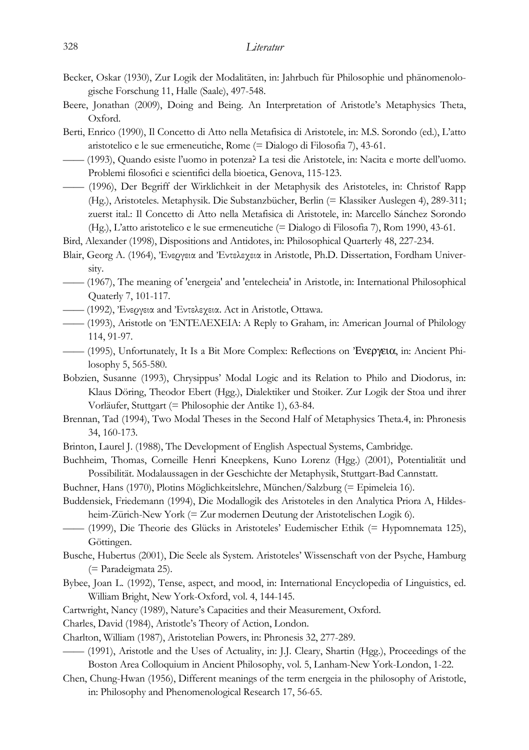Becker, Oskar (1930), Zur Logik der Modalitäten, in: Jahrbuch für Philosophie und phänomenologische Forschung 11, Halle (Saale), 497-548.

Beere, Jonathan (2009), Doing and Being. An Interpretation of Aristotle's Metaphysics Theta, Oxford.

Berti, Enrico (1990), Il Concetto di Atto nella Metafisica di Aristotele, in: M.S. Sorondo (ed.), L'atto aristotelico e le sue ermeneutiche, Rome (= Dialogo di Filosofia 7), 43-61.

—— (1993), Quando esiste l'uomo in potenza? La tesi die Aristotele, in: Nacita e morte dell'uomo. Problemi filosofici e scientifici della bioetica, Genova, 115-123.

—— (1996), Der Begriff der Wirklichkeit in der Metaphysik des Aristoteles, in: Christof Rapp (Hg.), Aristoteles. Metaphysik. Die Substanzbücher, Berlin (= Klassiker Auslegen 4), 289-311; zuerst ital.: Il Concetto di Atto nella Metafisica di Aristotele, in: Marcello Sánchez Sorondo (Hg.), L'atto aristotelico e le sue ermeneutiche (= Dialogo di Filosofia 7), Rom 1990, 43-61.

Bird, Alexander (1998), Dispositions and Antidotes, in: Philosophical Quarterly 48, 227-234.

Blair, Georg A. (1964), Ἐνεϱγεια and Ἐντελεχεια in Aristotle, Ph.D. Dissertation, Fordham University.

—— (1967), The meaning of 'energeia' and 'entelecheia' in Aristotle, in: International Philosophical Quaterly 7, 101-117.

—— (1992), Ἐνεϱγεια and Ἐντελεχεια. Act in Aristotle, Ottawa.

—— (1993), Aristotle on ἘΝΤΕΛΕΧΕΙΑ: A Reply to Graham, in: American Journal of Philology 114, 91-97.

—— (1995), Unfortunately, It Is a Bit More Complex: Reflections on Ἐνεργεια, in: Ancient Philosophy 5, 565-580.

Bobzien, Susanne (1993), Chrysippus' Modal Logic and its Relation to Philo and Diodorus, in: Klaus Döring, Theodor Ebert (Hgg.), Dialektiker und Stoiker. Zur Logik der Stoa und ihrer Vorläufer, Stuttgart (= Philosophie der Antike 1), 63-84.

Brennan, Tad (1994), Two Modal Theses in the Second Half of Metaphysics Theta.4, in: Phronesis 34, 160-173.

Brinton, Laurel J. (1988), The Development of English Aspectual Systems, Cambridge.

Buchheim, Thomas, Corneille Henri Kneepkens, Kuno Lorenz (Hgg.) (2001), Potentialität und Possibilität. Modalaussagen in der Geschichte der Metaphysik, Stuttgart-Bad Cannstatt.

Buchner, Hans (1970), Plotins Möglichkeitslehre, München/Salzburg (= Epimeleia 16).

Buddensiek, Friedemann (1994), Die Modallogik des Aristoteles in den Analytica Priora A, Hildesheim-Zürich-New York (= Zur modernen Deutung der Aristotelischen Logik 6).

—— (1999), Die Theorie des Glücks in Aristoteles' Eudemischer Ethik (= Hypomnemata 125), Göttingen.

Busche, Hubertus (2001), Die Seele als System. Aristoteles' Wissenschaft von der Psyche, Hamburg (= Paradeigmata 25).

Bybee, Joan L. (1992), Tense, aspect, and mood, in: International Encyclopedia of Linguistics, ed. William Bright, New York-Oxford, vol. 4, 144-145.

Cartwright, Nancy (1989), Nature's Capacities and their Measurement, Oxford.

Charles, David (1984), Aristotle's Theory of Action, London.

Charlton, William (1987), Aristotelian Powers, in: Phronesis 32, 277-289.

—— (1991), Aristotle and the Uses of Actuality, in: J.J. Cleary, Shartin (Hgg.), Proceedings of the Boston Area Colloquium in Ancient Philosophy, vol. 5, Lanham-New York-London, 1-22.

Chen, Chung-Hwan (1956), Different meanings of the term energeia in the philosophy of Aristotle, in: Philosophy and Phenomenological Research 17, 56-65.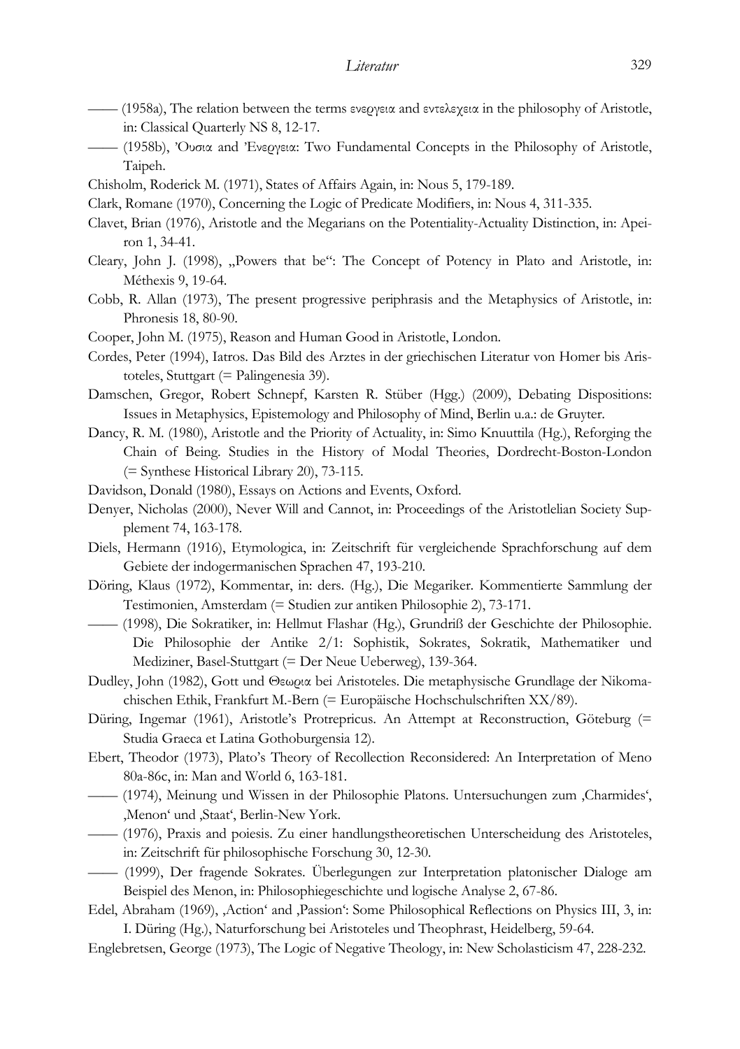—— (1958a), The relation between the terms ενεργεια and εντελεχεια in the philosophy of Aristotle, in: Classical Quarterly NS 8, 12-17.

—— (1958b), 'Ουσια and 'Ενεργεια: Two Fundamental Concepts in the Philosophy of Aristotle, Taipeh.

Chisholm, Roderick M. (1971), States of Affairs Again, in: Nous 5, 179-189.

Clark, Romane (1970), Concerning the Logic of Predicate Modifiers, in: Nous 4, 311-335.

Clavet, Brian (1976), Aristotle and the Megarians on the Potentiality-Actuality Distinction, in: Apeiron 1, 34-41.

Cleary, John J. (1998), „Powers that be“: The Concept of Potency in Plato and Aristotle, in: Méthexis 9, 19-64.

Cobb, R. Allan (1973), The present progressive periphrasis and the Metaphysics of Aristotle, in: Phronesis 18, 80-90.

Cooper, John M. (1975), Reason and Human Good in Aristotle, London.

Cordes, Peter (1994), Iatros. Das Bild des Arztes in der griechischen Literatur von Homer bis Aristoteles, Stuttgart (= Palingenesia 39).

Damschen, Gregor, Robert Schnepf, Karsten R. Stüber (Hgg.) (2009), Debating Dispositions: Issues in Metaphysics, Epistemology and Philosophy of Mind, Berlin u.a.: de Gruyter.

Dancy, R. M. (1980), Aristotle and the Priority of Actuality, in: Simo Knuuttila (Hg.), Reforging the Chain of Being. Studies in the History of Modal Theories, Dordrecht-Boston-London (= Synthese Historical Library 20), 73-115.

Davidson, Donald (1980), Essays on Actions and Events, Oxford.

Denyer, Nicholas (2000), Never Will and Cannot, in: Proceedings of the Aristotlelian Society Supplement 74, 163-178.

Diels, Hermann (1916), Etymologica, in: Zeitschrift für vergleichende Sprachforschung auf dem Gebiete der indogermanischen Sprachen 47, 193-210.

Döring, Klaus (1972), Kommentar, in: ders. (Hg.), Die Megariker. Kommentierte Sammlung der Testimonien, Amsterdam (= Studien zur antiken Philosophie 2), 73-171.

—— (1998), Die Sokratiker, in: Hellmut Flashar (Hg.), Grundriß der Geschichte der Philosophie. Die Philosophie der Antike 2/1: Sophistik, Sokrates, Sokratik, Mathematiker und Mediziner, Basel-Stuttgart (= Der Neue Ueberweg), 139-364.

Dudley, John (1982), Gott und Θεωρια bei Aristoteles. Die metaphysische Grundlage der Nikomachischen Ethik, Frankfurt M.-Bern (= Europäische Hochschulschriften XX/89).

Düring, Ingemar (1961), Aristotle's Protrepricus. An Attempt at Reconstruction, Göteburg (= Studia Graeca et Latina Gothoburgensia 12).

Ebert, Theodor (1973), Plato's Theory of Recollection Reconsidered: An Interpretation of Meno 80a-86c, in: Man and World 6, 163-181.

—— (1974), Meinung und Wissen in der Philosophie Platons. Untersuchungen zum ‚Charmides', ‚Menon' und ‚Staat', Berlin-New York.

—— (1976), Praxis and poiesis. Zu einer handlungstheoretischen Unterscheidung des Aristoteles, in: Zeitschrift für philosophische Forschung 30, 12-30.

—— (1999), Der fragende Sokrates. Überlegungen zur Interpretation platonischer Dialoge am Beispiel des Menon, in: Philosophiegeschichte und logische Analyse 2, 67-86.

Edel, Abraham (1969), ‚Action' and ‚Passion': Some Philosophical Reflections on Physics III, 3, in: I. Düring (Hg.), Naturforschung bei Aristoteles und Theophrast, Heidelberg, 59-64.

Englebretsen, George (1973), The Logic of Negative Theology, in: New Scholasticism 47, 228-232.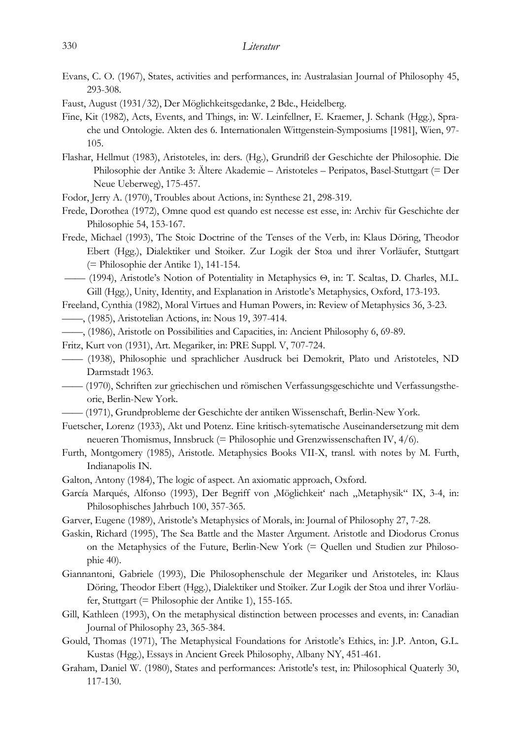Evans, C. O. (1967), States, activities and performances, in: Australasian Journal of Philosophy 45, 293-308.

Faust, August (1931/32), Der Möglichkeitsgedanke, 2 Bde., Heidelberg.

Fine, Kit (1982), Acts, Events, and Things, in: W. Leinfellner, E. Kraemer, J. Schank (Hgg.), Sprache und Ontologie. Akten des 6. Internationalen Wittgenstein-Symposiums [1981], Wien, 97-105.

Flashar, Hellmut (1983), Aristoteles, in: ders. (Hg.), Grundriß der Geschichte der Philosophie. Die Philosophie der Antike 3: Ältere Akademie – Aristoteles – Peripatos, Basel-Stuttgart (= Der Neue Ueberweg), 175-457.

Fodor, Jerry A. (1970), Troubles about Actions, in: Synthese 21, 298-319.

Frede, Dorothea (1972), Omne quod est quando est necesse est esse, in: Archiv für Geschichte der Philosophie 54, 153-167.

Frede, Michael (1993), The Stoic Doctrine of the Tenses of the Verb, in: Klaus Döring, Theodor Ebert (Hgg.), Dialektiker und Stoiker. Zur Logik der Stoa und ihrer Vorläufer, Stuttgart (= Philosophie der Antike 1), 141-154.

—— (1994), Aristotle's Notion of Potentiality in Metaphysics Θ, in: T. Scaltas, D. Charles, M.L. Gill (Hgg.), Unity, Identity, and Explanation in Aristotle's Metaphysics, Oxford, 173-193.

Freeland, Cynthia (1982), Moral Virtues and Human Powers, in: Review of Metaphysics 36, 3-23.

——, (1985), Aristotelian Actions, in: Nous 19, 397-414.

——, (1986), Aristotle on Possibilities and Capacities, in: Ancient Philosophy 6, 69-89.

Fritz, Kurt von (1931), Art. Megariker, in: PRE Suppl. V, 707-724.

—— (1938), Philosophie und sprachlicher Ausdruck bei Demokrit, Plato und Aristoteles, ND Darmstadt 1963.

—— (1970), Schriften zur griechischen und römischen Verfassungsgeschichte und Verfassungstheorie, Berlin-New York.

—— (1971), Grundprobleme der Geschichte der antiken Wissenschaft, Berlin-New York.

Fuetscher, Lorenz (1933), Akt und Potenz. Eine kritisch-sytematische Auseinandersetzung mit dem neueren Thomismus, Innsbruck (= Philosophie und Grenzwissenschaften IV, 4/6).

Furth, Montgomery (1985), Aristotle. Metaphysics Books VII-X, transl. with notes by M. Furth, Indianapolis IN.

Galton, Antony (1984), The logic of aspect. An axiomatic approach, Oxford.

García Marqués, Alfonso (1993), Der Begriff von ‚Möglichkeit' nach „Metaphysik" IX, 3-4, in: Philosophisches Jahrbuch 100, 357-365.

Garver, Eugene (1989), Aristotle's Metaphysics of Morals, in: Journal of Philosophy 27, 7-28.

Gaskin, Richard (1995), The Sea Battle and the Master Argument. Aristotle and Diodorus Cronus on the Metaphysics of the Future, Berlin-New York (= Quellen und Studien zur Philosophie 40).

Giannantoni, Gabriele (1993), Die Philosophenschule der Megariker und Aristoteles, in: Klaus Döring, Theodor Ebert (Hgg.), Dialektiker und Stoiker. Zur Logik der Stoa und ihrer Vorläufer, Stuttgart (= Philosophie der Antike 1), 155-165.

Gill, Kathleen (1993), On the metaphysical distinction between processes and events, in: Canadian Journal of Philosophy 23, 365-384.

Gould, Thomas (1971), The Metaphysical Foundations for Aristotle's Ethics, in: J.P. Anton, G.L. Kustas (Hgg.), Essays in Ancient Greek Philosophy, Albany NY, 451-461.

Graham, Daniel W. (1980), States and performances: Aristotle's test, in: Philosophical Quaterly 30, 117-130.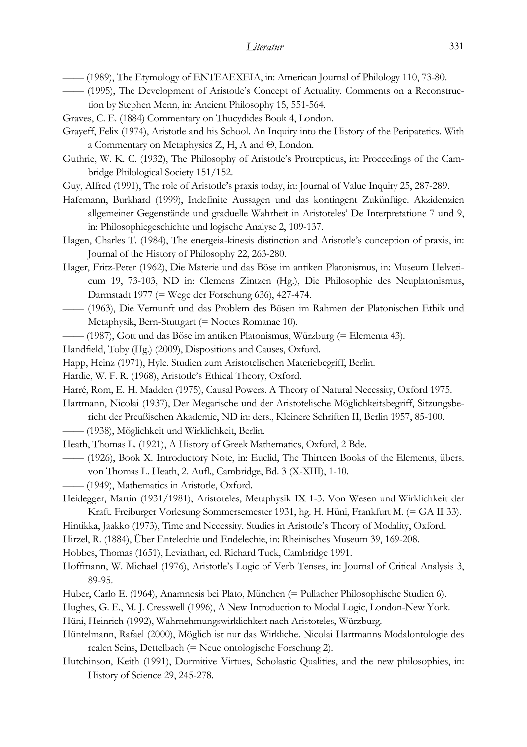—— (1989), The Etymology of ΕΝΤΕΛΕΧΕΙΑ, in: American Journal of Philology 110, 73-80.

—— (1995), The Development of Aristotle's Concept of Actuality. Comments on a Reconstruction by Stephen Menn, in: Ancient Philosophy 15, 551-564.

Graves, C. E. (1884) Commentary on Thucydides Book 4, London.

Grayeff, Felix (1974), Aristotle and his School. An Inquiry into the History of the Peripatetics. With a Commentary on Metaphysics Z, H, Λ and Θ, London.

Guthrie, W. K. C. (1932), The Philosophy of Aristotle's Protrepticus, in: Proceedings of the Cambridge Philological Society 151/152.

Guy, Alfred (1991), The role of Aristotle's praxis today, in: Journal of Value Inquiry 25, 287-289.

Hafemann, Burkhard (1999), Indefinite Aussagen und das kontingent Zukünftige. Akzidenzien allgemeiner Gegenstände und graduelle Wahrheit in Aristoteles' De Interpretatione 7 und 9, in: Philosophiegeschichte und logische Analyse 2, 109-137.

Hagen, Charles T. (1984), The energeia-kinesis distinction and Aristotle's conception of praxis, in: Journal of the History of Philosophy 22, 263-280.

Hager, Fritz-Peter (1962), Die Materie und das Böse im antiken Platonismus, in: Museum Helveticum 19, 73-103, ND in: Clemens Zintzen (Hg.), Die Philosophie des Neuplatonismus, Darmstadt 1977 (= Wege der Forschung 636), 427-474.

—— (1963), Die Vernunft und das Problem des Bösen im Rahmen der Platonischen Ethik und Metaphysik, Bern-Stuttgart (= Noctes Romanae 10).

—— (1987), Gott und das Böse im antiken Platonismus, Würzburg (= Elementa 43).

Handfield, Toby (Hg.) (2009), Dispositions and Causes, Oxford.

Happ, Heinz (1971), Hyle. Studien zum Aristotelischen Materiebegriff, Berlin.

Hardie, W. F. R. (1968), Aristotle's Ethical Theory, Oxford.

Harré, Rom, E. H. Madden (1975), Causal Powers. A Theory of Natural Necessity, Oxford 1975.

Hartmann, Nicolai (1937), Der Megarische und der Aristotelische Möglichkeitsbegriff, Sitzungsbericht der Preußischen Akademie, ND in: ders., Kleinere Schriften II, Berlin 1957, 85-100.

—— (1938), Möglichkeit und Wirklichkeit, Berlin.

Heath, Thomas L. (1921), A History of Greek Mathematics, Oxford, 2 Bde.

—— (1926), Book X. Introductory Note, in: Euclid, The Thirteen Books of the Elements, übers. von Thomas L. Heath, 2. Aufl., Cambridge, Bd. 3 (X-XIII), 1-10.

—— (1949), Mathematics in Aristotle, Oxford.

Heidegger, Martin (1931/1981), Aristoteles, Metaphysik IX 1-3. Von Wesen und Wirklichkeit der Kraft. Freiburger Vorlesung Sommersemester 1931, hg. H. Hüni, Frankfurt M. (= GA II 33).

Hintikka, Jaakko (1973), Time and Necessity. Studies in Aristotle's Theory of Modality, Oxford.

Hirzel, R. (1884), Über Entelechie und Endelechie, in: Rheinisches Museum 39, 169-208.

Hobbes, Thomas (1651), Leviathan, ed. Richard Tuck, Cambridge 1991.

Hoffmann, W. Michael (1976), Aristotle's Logic of Verb Tenses, in: Journal of Critical Analysis 3, 89-95.

Huber, Carlo E. (1964), Anamnesis bei Plato, München (= Pullacher Philosophische Studien 6).

Hughes, G. E., M. J. Cresswell (1996), A New Introduction to Modal Logic, London-New York.

Hüni, Heinrich (1992), Wahrnehmungswirklichkeit nach Aristoteles, Würzburg.

Hüntelmann, Rafael (2000), Möglich ist nur das Wirkliche. Nicolai Hartmanns Modalontologie des realen Seins, Dettelbach (= Neue ontologische Forschung 2).

Hutchinson, Keith (1991), Dormitive Virtues, Scholastic Qualities, and the new philosophies, in: History of Science 29, 245-278.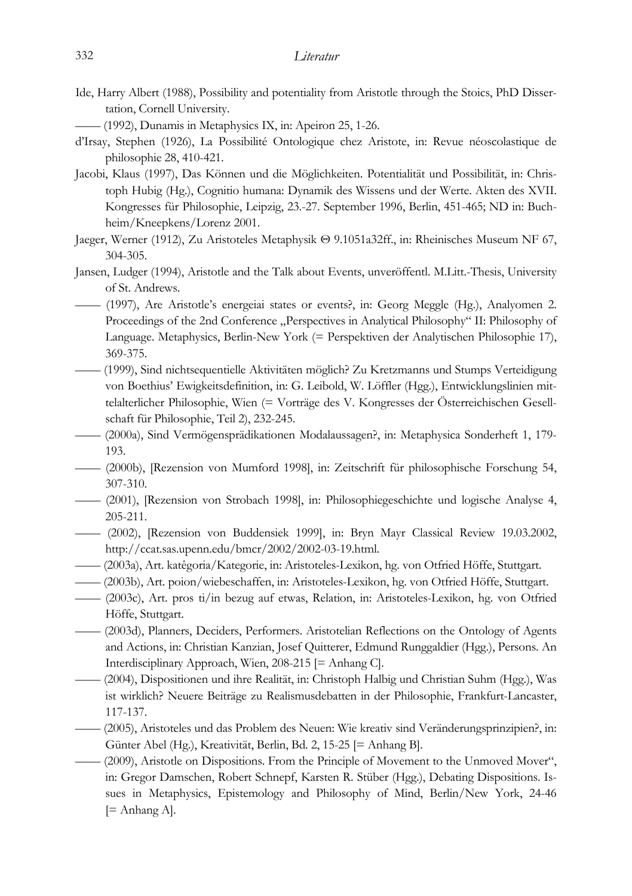Ide, Harry Albert (1988), Possibility and potentiality from Aristotle through the Stoics, PhD Dissertation, Cornell University.

—— (1992), Dunamis in Metaphysics IX, in: Apeiron 25, 1-26.

d'Irsay, Stephen (1926), La Possibilité Ontologique chez Aristote, in: Revue néoscolastique de philosophie 28, 410-421.

Jacobi, Klaus (1997), Das Können und die Möglichkeiten. Potentialität und Possibilität, in: Christoph Hubig (Hg.), Cognitio humana: Dynamik des Wissens und der Werte. Akten des XVII. Kongresses für Philosophie, Leipzig, 23.-27. September 1996, Berlin, 451-465; ND in: Buchheim/Kneepkens/Lorenz 2001.

Jaeger, Werner (1912), Zu Aristoteles Metaphysik Θ 9.1051a32ff., in: Rheinisches Museum NF 67, 304-305.

Jansen, Ludger (1994), Aristotle and the Talk about Events, unveröffentl. M.Litt.-Thesis, University of St. Andrews.

—— (1997), Are Aristotle's energeiai states or events?, in: Georg Meggle (Hg.), Analyomen 2. Proceedings of the 2nd Conference „Perspectives in Analytical Philosophy" II: Philosophy of Language. Metaphysics, Berlin-New York (= Perspektiven der Analytischen Philosophie 17), 369-375.

—— (1999), Sind nichtsequentielle Aktivitäten möglich? Zu Kretzmanns und Stumps Verteidigung von Boethius' Ewigkeitsdefinition, in: G. Leibold, W. Löffler (Hgg.), Entwicklungslinien mittelalterlicher Philosophie, Wien (= Vorträge des V. Kongresses der Österreichischen Gesellschaft für Philosophie, Teil 2), 232-245.

—— (2000a), Sind Vermögensprädikationen Modalaussagen?, in: Metaphysica Sonderheft 1, 179-193.

—— (2000b), [Rezension von Mumford 1998], in: Zeitschrift für philosophische Forschung 54, 307-310.

—— (2001), [Rezension von Strobach 1998], in: Philosophiegeschichte und logische Analyse 4, 205-211.

—— (2002), [Rezension von Buddensiek 1999], in: Bryn Mayr Classical Review 19.03.2002, http://ccat.sas.upenn.edu/bmcr/2002/2002-03-19.html.

—— (2003a), Art. katêgoria/Kategorie, in: Aristoteles-Lexikon, hg. von Otfried Höffe, Stuttgart.

—— (2003b), Art. poion/wiebeschaffen, in: Aristoteles-Lexikon, hg. von Otfried Höffe, Stuttgart.

—— (2003c), Art. pros ti/in bezug auf etwas, Relation, in: Aristoteles-Lexikon, hg. von Otfried Höffe, Stuttgart.

—— (2003d), Planners, Deciders, Performers. Aristotelian Reflections on the Ontology of Agents and Actions, in: Christian Kanzian, Josef Quitterer, Edmund Runggaldier (Hgg.), Persons. An Interdisciplinary Approach, Wien, 208-215 [= Anhang C].

—— (2004), Dispositionen und ihre Realität, in: Christoph Halbig und Christian Suhm (Hgg.), Was ist wirklich? Neuere Beiträge zu Realismusdebatten in der Philosophie, Frankfurt-Lancaster, 117-137.

—— (2005), Aristoteles und das Problem des Neuen: Wie kreativ sind Veränderungsprinzipien?, in: Günter Abel (Hg.), Kreativität, Berlin, Bd. 2, 15-25 [= Anhang B].

—— (2009), Aristotle on Dispositions. From the Principle of Movement to the Unmoved Mover", in: Gregor Damschen, Robert Schnepf, Karsten R. Stüber (Hgg.), Debating Dispositions. Issues in Metaphysics, Epistemology and Philosophy of Mind, Berlin/New York, 24-46 [= Anhang A].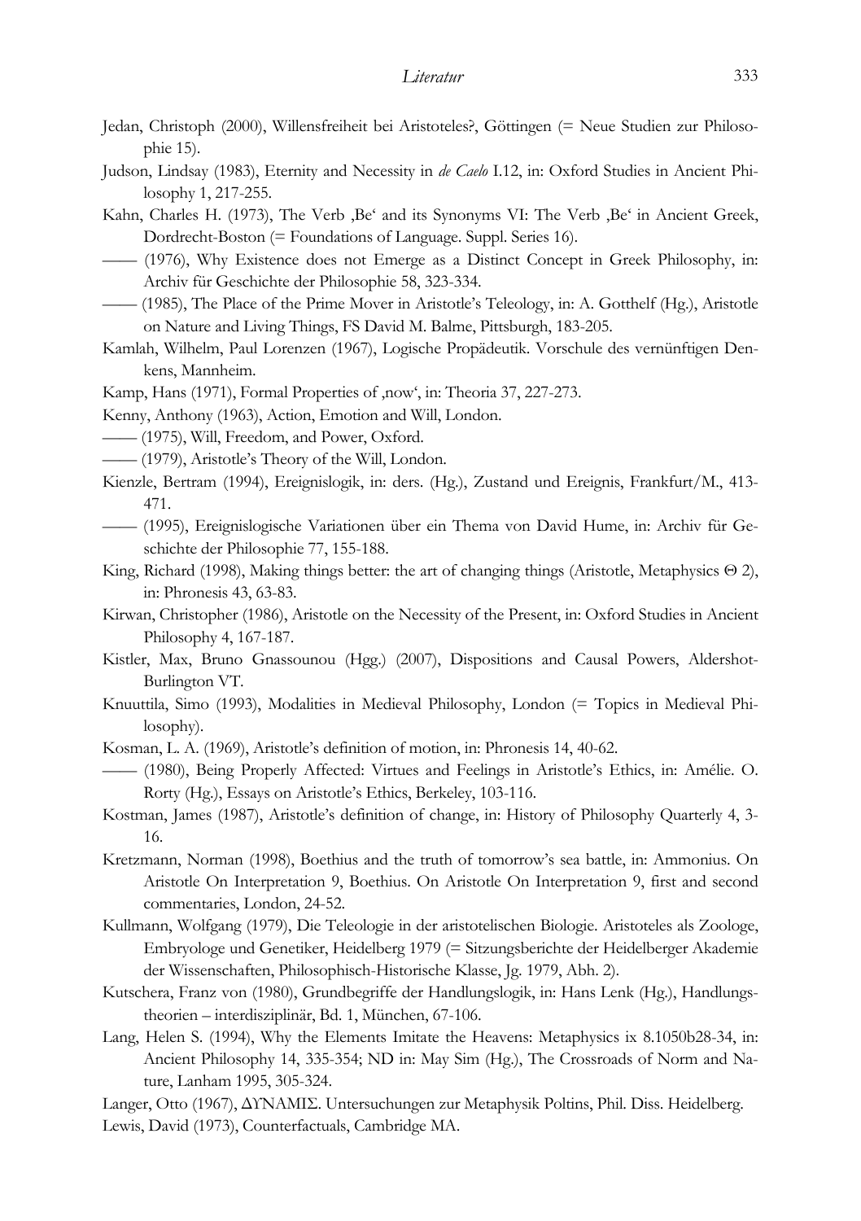Jedan, Christoph (2000), Willensfreiheit bei Aristoteles?, Göttingen (= Neue Studien zur Philosophie 15).

Judson, Lindsay (1983), Eternity and Necessity in *de Caelo* I.12, in: Oxford Studies in Ancient Philosophy 1, 217-255.

Kahn, Charles H. (1973), The Verb ‚Be' and its Synonyms VI: The Verb ‚Be' in Ancient Greek, Dordrecht-Boston (= Foundations of Language. Suppl. Series 16).

—— (1976), Why Existence does not Emerge as a Distinct Concept in Greek Philosophy, in: Archiv für Geschichte der Philosophie 58, 323-334.

—— (1985), The Place of the Prime Mover in Aristotle's Teleology, in: A. Gotthelf (Hg.), Aristotle on Nature and Living Things, FS David M. Balme, Pittsburgh, 183-205.

Kamlah, Wilhelm, Paul Lorenzen (1967), Logische Propädeutik. Vorschule des vernünftigen Denkens, Mannheim.

Kamp, Hans (1971), Formal Properties of ‚now', in: Theoria 37, 227-273.

Kenny, Anthony (1963), Action, Emotion and Will, London.

—— (1975), Will, Freedom, and Power, Oxford.

—— (1979), Aristotle's Theory of the Will, London.

Kienzle, Bertram (1994), Ereignislogik, in: ders. (Hg.), Zustand und Ereignis, Frankfurt/M., 413-471.

—— (1995), Ereignislogische Variationen über ein Thema von David Hume, in: Archiv für Geschichte der Philosophie 77, 155-188.

King, Richard (1998), Making things better: the art of changing things (Aristotle, Metaphysics Θ 2), in: Phronesis 43, 63-83.

Kirwan, Christopher (1986), Aristotle on the Necessity of the Present, in: Oxford Studies in Ancient Philosophy 4, 167-187.

Kistler, Max, Bruno Gnassounou (Hgg.) (2007), Dispositions and Causal Powers, Aldershot-Burlington VT.

Knuuttila, Simo (1993), Modalities in Medieval Philosophy, London (= Topics in Medieval Philosophy).

Kosman, L. A. (1969), Aristotle's definition of motion, in: Phronesis 14, 40-62.

—— (1980), Being Properly Affected: Virtues and Feelings in Aristotle's Ethics, in: Amélie. O. Rorty (Hg.), Essays on Aristotle's Ethics, Berkeley, 103-116.

Kostman, James (1987), Aristotle's definition of change, in: History of Philosophy Quarterly 4, 3-16.

Kretzmann, Norman (1998), Boethius and the truth of tomorrow's sea battle, in: Ammonius. On Aristotle On Interpretation 9, Boethius. On Aristotle On Interpretation 9, first and second commentaries, London, 24-52.

Kullmann, Wolfgang (1979), Die Teleologie in der aristotelischen Biologie. Aristoteles als Zoologe, Embryologe und Genetiker, Heidelberg 1979 (= Sitzungsberichte der Heidelberger Akademie der Wissenschaften, Philosophisch-Historische Klasse, Jg. 1979, Abh. 2).

Kutschera, Franz von (1980), Grundbegriffe der Handlungslogik, in: Hans Lenk (Hg.), Handlungstheorien – interdisziplinär, Bd. 1, München, 67-106.

Lang, Helen S. (1994), Why the Elements Imitate the Heavens: Metaphysics ix 8.1050b28-34, in: Ancient Philosophy 14, 335-354; ND in: May Sim (Hg.), The Crossroads of Norm and Nature, Lanham 1995, 305-324.

Langer, Otto (1967), ΔΥΝΑΜΙΣ. Untersuchungen zur Metaphysik Poltins, Phil. Diss. Heidelberg.

Lewis, David (1973), Counterfactuals, Cambridge MA.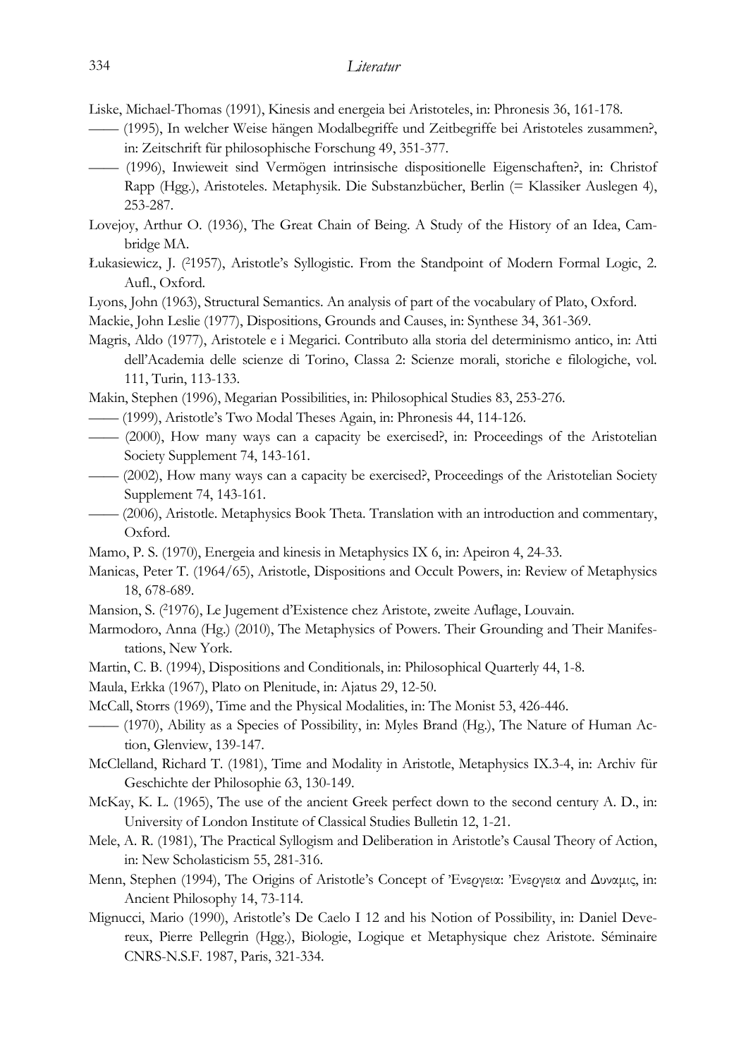Liske, Michael-Thomas (1991), Kinesis and energeia bei Aristoteles, in: Phronesis 36, 161-178.

—— (1995), In welcher Weise hängen Modalbegriffe und Zeitbegriffe bei Aristoteles zusammen?, in: Zeitschrift für philosophische Forschung 49, 351-377.

—— (1996), Inwieweit sind Vermögen intrinsische dispositionelle Eigenschaften?, in: Christof Rapp (Hgg.), Aristoteles. Metaphysik. Die Substanzbücher, Berlin (= Klassiker Auslegen 4), 253-287.

Lovejoy, Arthur O. (1936), The Great Chain of Being. A Study of the History of an Idea, Cambridge MA.

Łukasiewicz, J. ([2]1957), Aristotle's Syllogistic. From the Standpoint of Modern Formal Logic, 2. Aufl., Oxford.

Lyons, John (1963), Structural Semantics. An analysis of part of the vocabulary of Plato, Oxford.

Mackie, John Leslie (1977), Dispositions, Grounds and Causes, in: Synthese 34, 361-369.

Magris, Aldo (1977), Aristotele e i Megarici. Contributo alla storia del determinismo antico, in: Atti dell'Academia delle scienze di Torino, Classa 2: Scienze morali, storiche e filologiche, vol. 111, Turin, 113-133.

Makin, Stephen (1996), Megarian Possibilities, in: Philosophical Studies 83, 253-276.

—— (1999), Aristotle's Two Modal Theses Again, in: Phronesis 44, 114-126.

—— (2000), How many ways can a capacity be exercised?, in: Proceedings of the Aristotelian Society Supplement 74, 143-161.

—— (2002), How many ways can a capacity be exercised?, Proceedings of the Aristotelian Society Supplement 74, 143-161.

—— (2006), Aristotle. Metaphysics Book Theta. Translation with an introduction and commentary, Oxford.

Mamo, P. S. (1970), Energeia and kinesis in Metaphysics IX 6, in: Apeiron 4, 24-33.

Manicas, Peter T. (1964/65), Aristotle, Dispositions and Occult Powers, in: Review of Metaphysics 18, 678-689.

Mansion, S. ([2]1976), Le Jugement d'Existence chez Aristote, zweite Auflage, Louvain.

Marmodoro, Anna (Hg.) (2010), The Metaphysics of Powers. Their Grounding and Their Manifestations, New York.

Martin, C. B. (1994), Dispositions and Conditionals, in: Philosophical Quarterly 44, 1-8.

Maula, Erkka (1967), Plato on Plenitude, in: Ajatus 29, 12-50.

McCall, Storrs (1969), Time and the Physical Modalities, in: The Monist 53, 426-446.

—— (1970), Ability as a Species of Possibility, in: Myles Brand (Hg.), The Nature of Human Action, Glenview, 139-147.

McClelland, Richard T. (1981), Time and Modality in Aristotle, Metaphysics IX.3-4, in: Archiv für Geschichte der Philosophie 63, 130-149.

McKay, K. L. (1965), The use of the ancient Greek perfect down to the second century A. D., in: University of London Institute of Classical Studies Bulletin 12, 1-21.

Mele, A. R. (1981), The Practical Syllogism and Deliberation in Aristotle's Causal Theory of Action, in: New Scholasticism 55, 281-316.

Menn, Stephen (1994), The Origins of Aristotle's Concept of Ἐνεργεια: Ἐνεργεια and Δυναμις, in: Ancient Philosophy 14, 73-114.

Mignucci, Mario (1990), Aristotle's De Caelo I 12 and his Notion of Possibility, in: Daniel Devereux, Pierre Pellegrin (Hgg.), Biologie, Logique et Metaphysique chez Aristote. Séminaire CNRS-N.S.F. 1987, Paris, 321-334.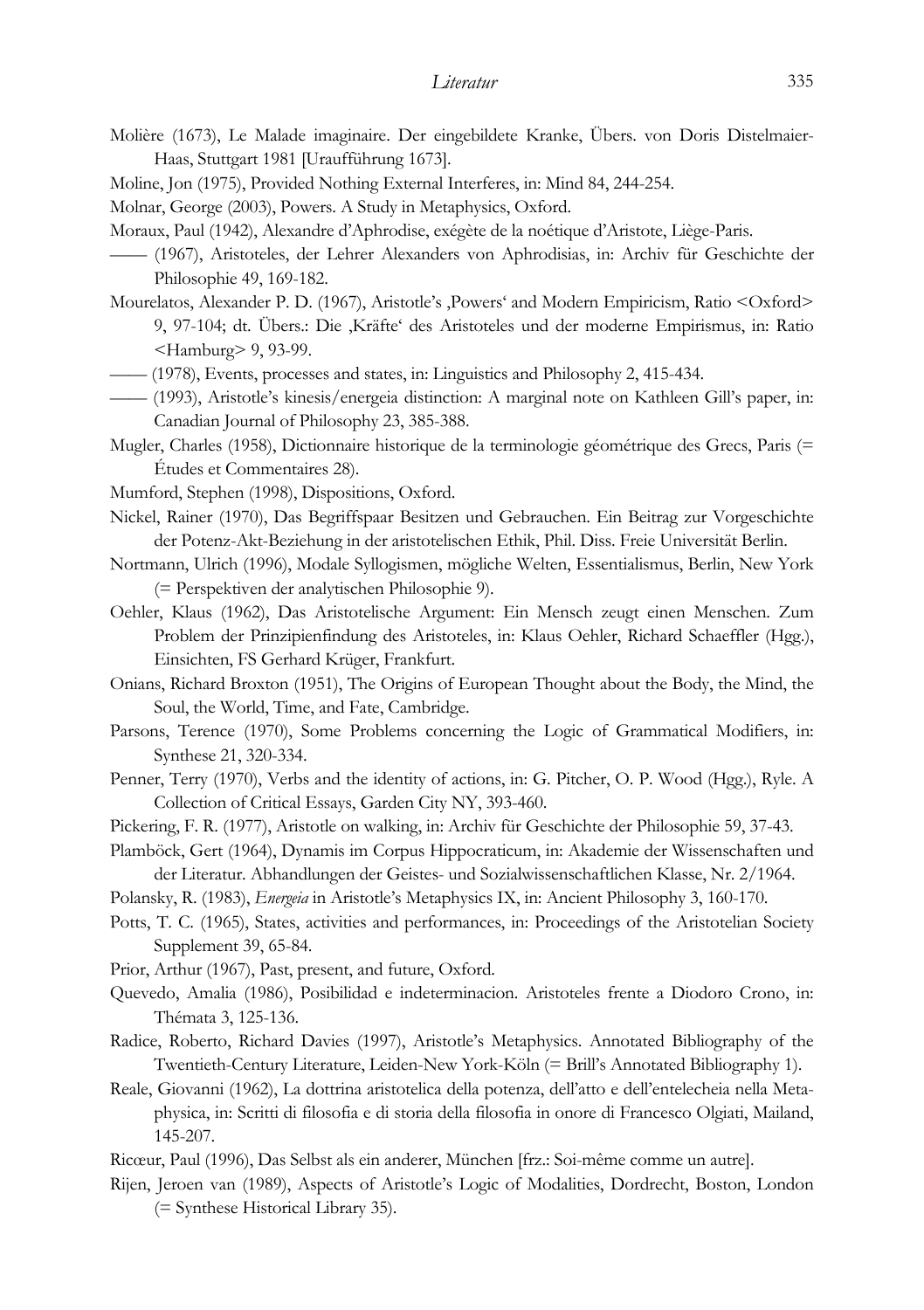Molière (1673), Le Malade imaginaire. Der eingebildete Kranke, Übers. von Doris Distelmaier-Haas, Stuttgart 1981 [Uraufführung 1673].

Moline, Jon (1975), Provided Nothing External Interferes, in: Mind 84, 244-254.

Molnar, George (2003), Powers. A Study in Metaphysics, Oxford.

Moraux, Paul (1942), Alexandre d'Aphrodise, exégète de la noétique d'Aristote, Liège-Paris.

—— (1967), Aristoteles, der Lehrer Alexanders von Aphrodisias, in: Archiv für Geschichte der Philosophie 49, 169-182.

Mourelatos, Alexander P. D. (1967), Aristotle's ‚Powers' and Modern Empiricism, Ratio <Oxford> 9, 97-104; dt. Übers.: Die ‚Kräfte' des Aristoteles und der moderne Empirismus, in: Ratio <Hamburg> 9, 93-99.

—— (1978), Events, processes and states, in: Linguistics and Philosophy 2, 415-434.

—— (1993), Aristotle's kinesis/energeia distinction: A marginal note on Kathleen Gill's paper, in: Canadian Journal of Philosophy 23, 385-388.

Mugler, Charles (1958), Dictionnaire historique de la terminologie géométrique des Grecs, Paris (= Études et Commentaires 28).

Mumford, Stephen (1998), Dispositions, Oxford.

Nickel, Rainer (1970), Das Begriffspaar Besitzen und Gebrauchen. Ein Beitrag zur Vorgeschichte der Potenz-Akt-Beziehung in der aristotelischen Ethik, Phil. Diss. Freie Universität Berlin.

Nortmann, Ulrich (1996), Modale Syllogismen, mögliche Welten, Essentialismus, Berlin, New York (= Perspektiven der analytischen Philosophie 9).

Oehler, Klaus (1962), Das Aristotelische Argument: Ein Mensch zeugt einen Menschen. Zum Problem der Prinzipienfindung des Aristoteles, in: Klaus Oehler, Richard Schaeffler (Hgg.), Einsichten, FS Gerhard Krüger, Frankfurt.

Onians, Richard Broxton (1951), The Origins of European Thought about the Body, the Mind, the Soul, the World, Time, and Fate, Cambridge.

Parsons, Terence (1970), Some Problems concerning the Logic of Grammatical Modifiers, in: Synthese 21, 320-334.

Penner, Terry (1970), Verbs and the identity of actions, in: G. Pitcher, O. P. Wood (Hgg.), Ryle. A Collection of Critical Essays, Garden City NY, 393-460.

Pickering, F. R. (1977), Aristotle on walking, in: Archiv für Geschichte der Philosophie 59, 37-43.

Plamböck, Gert (1964), Dynamis im Corpus Hippocraticum, in: Akademie der Wissenschaften und der Literatur. Abhandlungen der Geistes- und Sozialwissenschaftlichen Klasse, Nr. 2/1964.

Polansky, R. (1983), *Energeia* in Aristotle's Metaphysics IX, in: Ancient Philosophy 3, 160-170.

Potts, T. C. (1965), States, activities and performances, in: Proceedings of the Aristotelian Society Supplement 39, 65-84.

Prior, Arthur (1967), Past, present, and future, Oxford.

Quevedo, Amalia (1986), Posibilidad e indeterminacion. Aristoteles frente a Diodoro Crono, in: Thémata 3, 125-136.

Radice, Roberto, Richard Davies (1997), Aristotle's Metaphysics. Annotated Bibliography of the Twentieth-Century Literature, Leiden-New York-Köln (= Brill's Annotated Bibliography 1).

Reale, Giovanni (1962), La dottrina aristotelica della potenza, dell'atto e dell'entelecheia nella Metaphysica, in: Scritti di filosofia e di storia della filosofia in onore di Francesco Olgiati, Mailand, 145-207.

Ricœur, Paul (1996), Das Selbst als ein anderer, München [frz.: Soi-même comme un autre].

Rijen, Jeroen van (1989), Aspects of Aristotle's Logic of Modalities, Dordrecht, Boston, London (= Synthese Historical Library 35).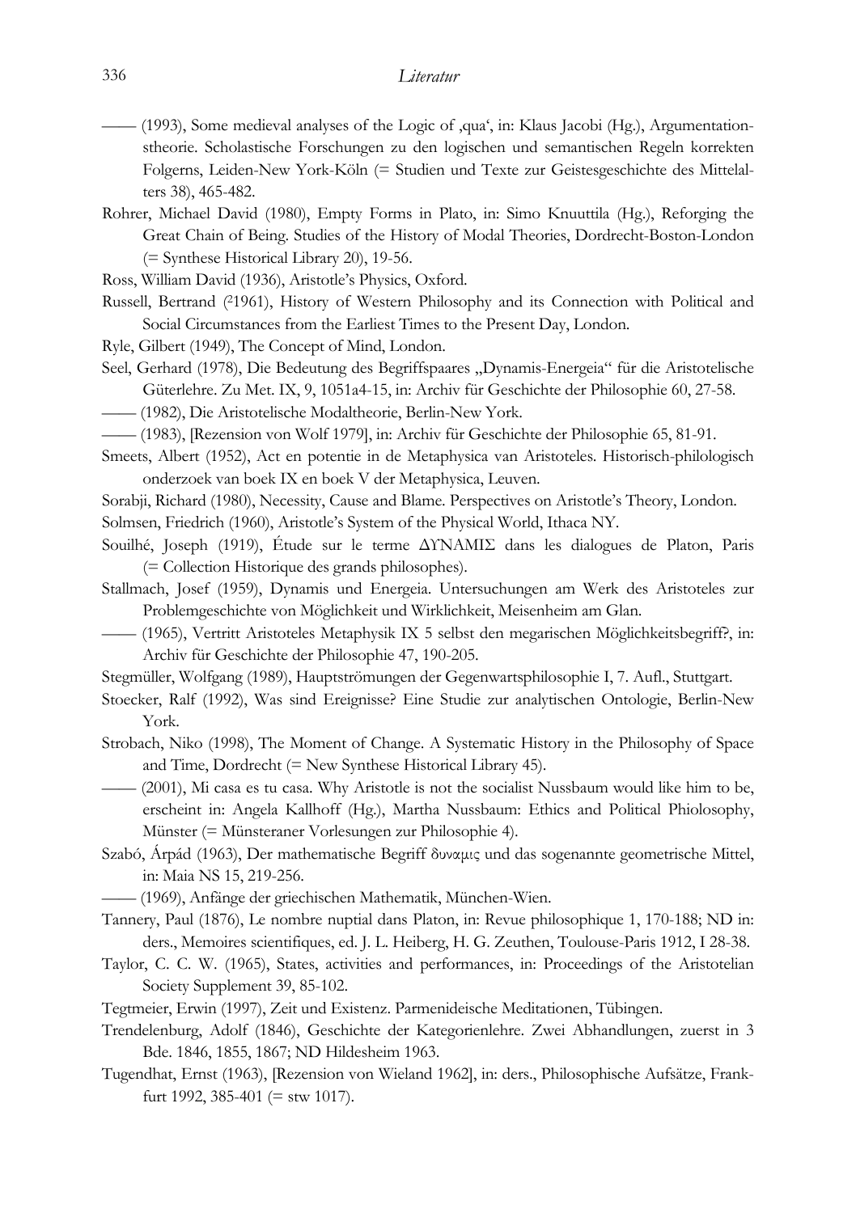—— (1993), Some medieval analyses of the Logic of ‚qua', in: Klaus Jacobi (Hg.), Argumentationstheorie. Scholastische Forschungen zu den logischen und semantischen Regeln korrekten Folgerns, Leiden-New York-Köln (= Studien und Texte zur Geistesgeschichte des Mittelalters 38), 465-482.

Rohrer, Michael David (1980), Empty Forms in Plato, in: Simo Knuuttila (Hg.), Reforging the Great Chain of Being. Studies of the History of Modal Theories, Dordrecht-Boston-London (= Synthese Historical Library 20), 19-56.

Ross, William David (1936), Aristotle's Physics, Oxford.

Russell, Bertrand ([2]1961), History of Western Philosophy and its Connection with Political and Social Circumstances from the Earliest Times to the Present Day, London.

Ryle, Gilbert (1949), The Concept of Mind, London.

Seel, Gerhard (1978), Die Bedeutung des Begriffspaares „Dynamis-Energeia" für die Aristotelische Güterlehre. Zu Met. IX, 9, 1051a4-15, in: Archiv für Geschichte der Philosophie 60, 27-58.

—— (1982), Die Aristotelische Modaltheorie, Berlin-New York.

—— (1983), [Rezension von Wolf 1979], in: Archiv für Geschichte der Philosophie 65, 81-91.

Smeets, Albert (1952), Act en potentie in de Metaphysica van Aristoteles. Historisch-philologisch onderzoek van boek IX en boek V der Metaphysica, Leuven.

Sorabji, Richard (1980), Necessity, Cause and Blame. Perspectives on Aristotle's Theory, London.

Solmsen, Friedrich (1960), Aristotle's System of the Physical World, Ithaca NY.

Souilhé, Joseph (1919), Étude sur le terme ΔΥΝΑΜΙΣ dans les dialogues de Platon, Paris (= Collection Historique des grands philosophes).

Stallmach, Josef (1959), Dynamis und Energeia. Untersuchungen am Werk des Aristoteles zur Problemgeschichte von Möglichkeit und Wirklichkeit, Meisenheim am Glan.

—— (1965), Vertritt Aristoteles Metaphysik IX 5 selbst den megarischen Möglichkeitsbegriff?, in: Archiv für Geschichte der Philosophie 47, 190-205.

Stegmüller, Wolfgang (1989), Hauptströmungen der Gegenwartsphilosophie I, 7. Aufl., Stuttgart.

Stoecker, Ralf (1992), Was sind Ereignisse? Eine Studie zur analytischen Ontologie, Berlin-New York.

Strobach, Niko (1998), The Moment of Change. A Systematic History in the Philosophy of Space and Time, Dordrecht (= New Synthese Historical Library 45).

—— (2001), Mi casa es tu casa. Why Aristotle is not the socialist Nussbaum would like him to be, erscheint in: Angela Kallhoff (Hg.), Martha Nussbaum: Ethics and Political Phiolosophy, Münster (= Münsteraner Vorlesungen zur Philosophie 4).

Szabó, Árpád (1963), Der mathematische Begriff δυναμις und das sogenannte geometrische Mittel, in: Maia NS 15, 219-256.

—— (1969), Anfänge der griechischen Mathematik, München-Wien.

Tannery, Paul (1876), Le nombre nuptial dans Platon, in: Revue philosophique 1, 170-188; ND in: ders., Memoires scientifiques, ed. J. L. Heiberg, H. G. Zeuthen, Toulouse-Paris 1912, I 28-38.

Taylor, C. C. W. (1965), States, activities and performances, in: Proceedings of the Aristotelian Society Supplement 39, 85-102.

Tegtmeier, Erwin (1997), Zeit und Existenz. Parmenideische Meditationen, Tübingen.

Trendelenburg, Adolf (1846), Geschichte der Kategorienlehre. Zwei Abhandlungen, zuerst in 3 Bde. 1846, 1855, 1867; ND Hildesheim 1963.

Tugendhat, Ernst (1963), [Rezension von Wieland 1962], in: ders., Philosophische Aufsätze, Frankfurt 1992, 385-401 (= stw 1017).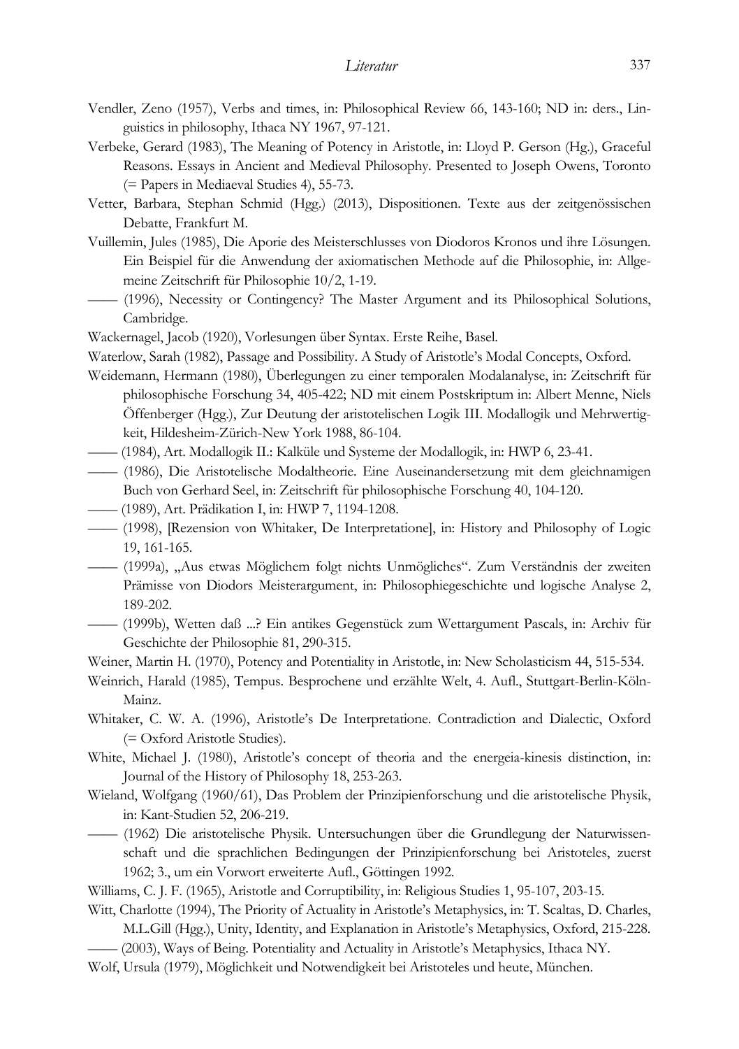Vendler, Zeno (1957), Verbs and times, in: Philosophical Review 66, 143-160; ND in: ders., Linguistics in philosophy, Ithaca NY 1967, 97-121.

Verbeke, Gerard (1983), The Meaning of Potency in Aristotle, in: Lloyd P. Gerson (Hg.), Graceful Reasons. Essays in Ancient and Medieval Philosophy. Presented to Joseph Owens, Toronto (= Papers in Mediaeval Studies 4), 55-73.

Vetter, Barbara, Stephan Schmid (Hgg.) (2013), Dispositionen. Texte aus der zeitgenössischen Debatte, Frankfurt M.

Vuillemin, Jules (1985), Die Aporie des Meisterschlusses von Diodoros Kronos und ihre Lösungen. Ein Beispiel für die Anwendung der axiomatischen Methode auf die Philosophie, in: Allgemeine Zeitschrift für Philosophie 10/2, 1-19.

—— (1996), Necessity or Contingency? The Master Argument and its Philosophical Solutions, Cambridge.

Wackernagel, Jacob (1920), Vorlesungen über Syntax. Erste Reihe, Basel.

Waterlow, Sarah (1982), Passage and Possibility. A Study of Aristotle's Modal Concepts, Oxford.

Weidemann, Hermann (1980), Überlegungen zu einer temporalen Modalanalyse, in: Zeitschrift für philosophische Forschung 34, 405-422; ND mit einem Postskriptum in: Albert Menne, Niels Öffenberger (Hgg.), Zur Deutung der aristotelischen Logik III. Modallogik und Mehrwertigkeit, Hildesheim-Zürich-New York 1988, 86-104.

—— (1984), Art. Modallogik II.: Kalküle und Systeme der Modallogik, in: HWP 6, 23-41.

—— (1986), Die Aristotelische Modaltheorie. Eine Auseinandersetzung mit dem gleichnamigen Buch von Gerhard Seel, in: Zeitschrift für philosophische Forschung 40, 104-120.

—— (1989), Art. Prädikation I, in: HWP 7, 1194-1208.

—— (1998), [Rezension von Whitaker, De Interpretatione], in: History and Philosophy of Logic 19, 161-165.

—— (1999a), „Aus etwas Möglichem folgt nichts Unmögliches". Zum Verständnis der zweiten Prämisse von Diodors Meisterargument, in: Philosophiegeschichte und logische Analyse 2, 189-202.

—— (1999b), Wetten daß ...? Ein antikes Gegenstück zum Wettargument Pascals, in: Archiv für Geschichte der Philosophie 81, 290-315.

Weiner, Martin H. (1970), Potency and Potentiality in Aristotle, in: New Scholasticism 44, 515-534.

Weinrich, Harald (1985), Tempus. Besprochene und erzählte Welt, 4. Aufl., Stuttgart-Berlin-Köln-Mainz.

Whitaker, C. W. A. (1996), Aristotle's De Interpretatione. Contradiction and Dialectic, Oxford (= Oxford Aristotle Studies).

White, Michael J. (1980), Aristotle's concept of theoria and the energeia-kinesis distinction, in: Journal of the History of Philosophy 18, 253-263.

Wieland, Wolfgang (1960/61), Das Problem der Prinzipienforschung und die aristotelische Physik, in: Kant-Studien 52, 206-219.

—— (1962) Die aristotelische Physik. Untersuchungen über die Grundlegung der Naturwissenschaft und die sprachlichen Bedingungen der Prinzipienforschung bei Aristoteles, zuerst 1962; 3., um ein Vorwort erweiterte Aufl., Göttingen 1992.

Williams, C. J. F. (1965), Aristotle and Corruptibility, in: Religious Studies 1, 95-107, 203-15.

Witt, Charlotte (1994), The Priority of Actuality in Aristotle's Metaphysics, in: T. Scaltas, D. Charles, M.L.Gill (Hgg.), Unity, Identity, and Explanation in Aristotle's Metaphysics, Oxford, 215-228.

—— (2003), Ways of Being. Potentiality and Actuality in Aristotle's Metaphysics, Ithaca NY.

Wolf, Ursula (1979), Möglichkeit und Notwendigkeit bei Aristoteles und heute, München.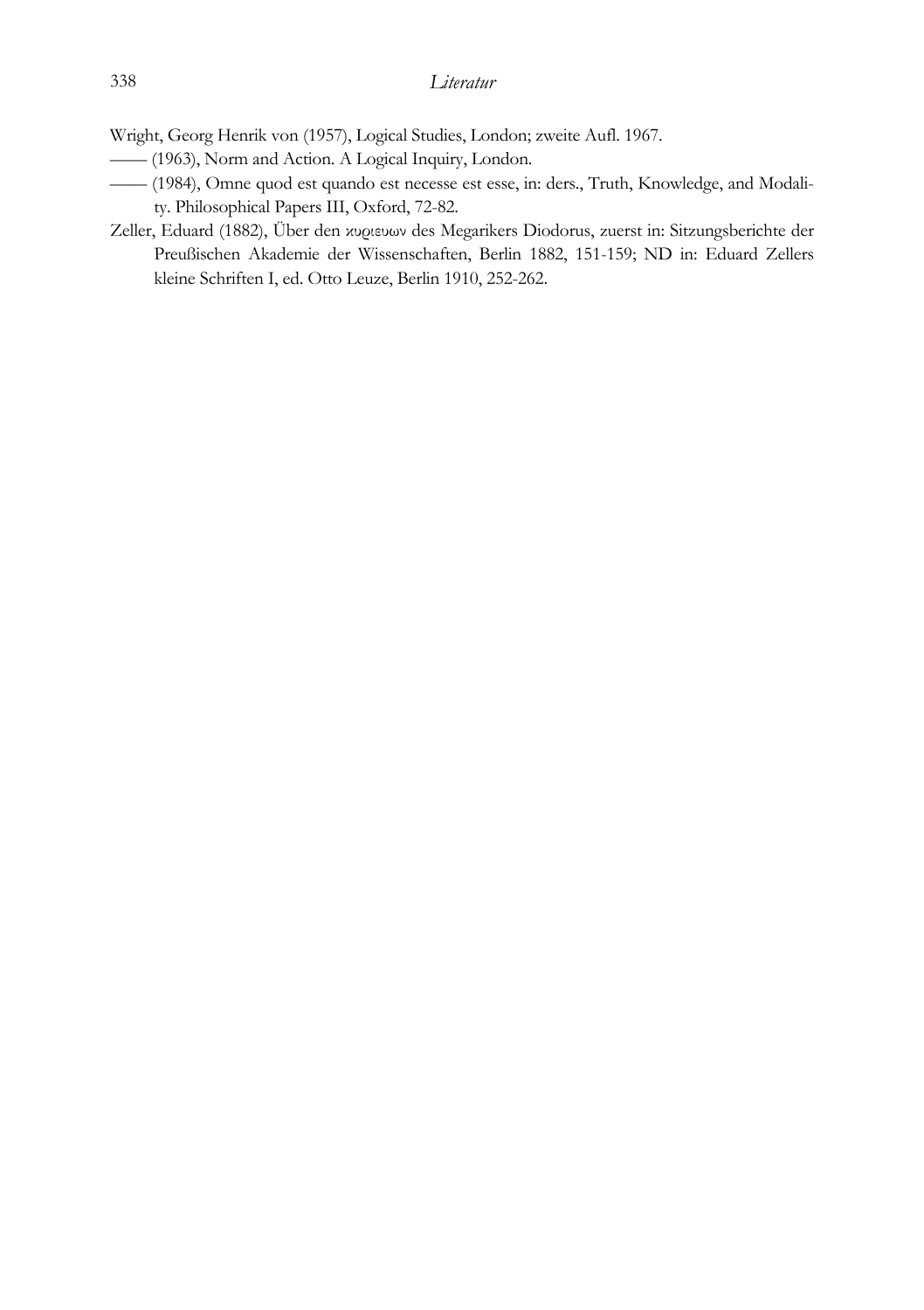Wright, Georg Henrik von (1957), Logical Studies, London; zweite Aufl. 1967.

—— (1963), Norm and Action. A Logical Inquiry, London.

—— (1984), Omne quod est quando est necesse est esse, in: ders., Truth, Knowledge, and Modality. Philosophical Papers III, Oxford, 72-82.

Zeller, Eduard (1882), Über den κυριευων des Megarikers Diodorus, zuerst in: Sitzungsberichte der Preußischen Akademie der Wissenschaften, Berlin 1882, 151-159; ND in: Eduard Zellers kleine Schriften I, ed. Otto Leuze, Berlin 1910, 252-262.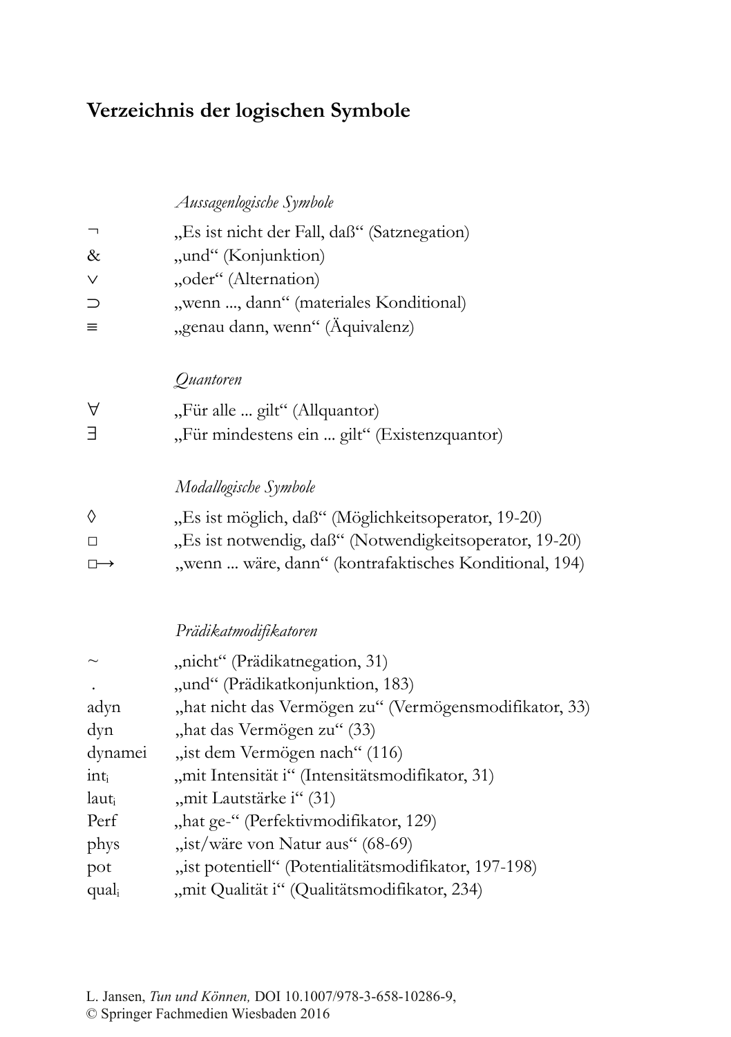# Verzeichnis der logischen Symbole

*Aussagenlogische Symbole*

| | |
|---|---|
| ¬ | „Es ist nicht der Fall, daß" (Satznegation) |
| & | „und" (Konjunktion) |
| ∨ | „oder" (Alternation) |
| ⊃ | „wenn ..., dann" (materiales Konditional) |
| ≡ | „genau dann, wenn" (Äquivalenz) |

*Quantoren*

| | |
|---|---|
| ∀ | „Für alle ... gilt" (Allquantor) |
| ∃ | „Für mindestens ein ... gilt" (Existenzquantor) |

*Modallogische Symbole*

| | |
|---|---|
| ◊ | „Es ist möglich, daß" (Möglichkeitsoperator, 19-20) |
| □ | „Es ist notwendig, daß" (Notwendigkeitsoperator, 19-20) |
| □→ | „wenn ... wäre, dann" (kontrafaktisches Konditional, 194) |

*Prädikatmodifikatoren*

| | |
|---|---|
| ~ | „nicht" (Prädikatnegation, 31) |
| . | „und" (Prädikatkonjunktion, 183) |
| adyn | „hat nicht das Vermögen zu" (Vermögensmodifikator, 33) |
| dyn | „hat das Vermögen zu" (33) |
| dynamei | „ist dem Vermögen nach" (116) |
| $int_i$ | „mit Intensität i" (Intensitätsmodifikator, 31) |
| $laut_i$ | „mit Lautstärke i" (31) |
| Perf | „hat ge-" (Perfektivmodifikator, 129) |
| phys | „ist/wäre von Natur aus" (68-69) |
| pot | „ist potentiell" (Potentialitätsmodifikator, 197-198) |
| $qual_i$ | „mit Qualität i" (Qualitätsmodifikator, 234) |

L. Jansen, *Tun und Können,* DOI 10.1007/978-3-658-10286-9,
© Springer Fachmedien Wiesbaden 2016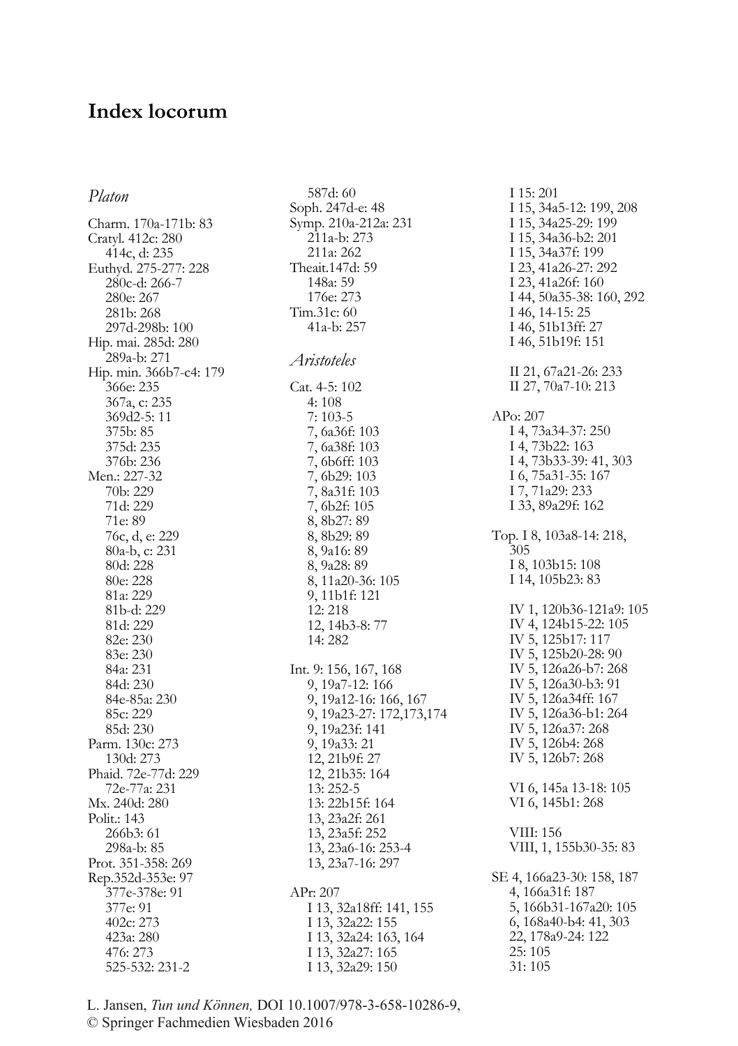# Index locorum

*Platon*

Charm. 170a-171b: 83
Cratyl. 412c: 280
    414c, d: 235
Euthyd. 275-277: 228
    280c-d: 266-7
    280e: 267
    281b: 268
    297d-298b: 100
Hip. mai. 285d: 280
    289a-b: 271
Hip. min. 366b7-c4: 179
    366e: 235
    367a, c: 235
    369d2-5: 11
    375b: 85
    375d: 235
    376b: 236
Men.: 227-32
    70b: 229
    71d: 229
    71e: 89
    76c, d, e: 229
    80a-b, c: 231
    80d: 228
    80e: 228
    81a: 229
    81b-d: 229
    81d: 229
    82e: 230
    83e: 230
    84a: 231
    84d: 230
    84e-85a: 230
    85c: 229
    85d: 230
Parm. 130c: 273
    130d: 273
Phaid. 72e-77d: 229
    72e-77a: 231
Mx. 240d: 280
Polit.: 143
    266b3: 61
    298a-b: 85
Prot. 351-358: 269
Rep.352d-353e: 97
    377e-378e: 91
    377e: 91
    402c: 273
    423a: 280
    476: 273
    525-532: 231-2
    587d: 60
Soph. 247d-e: 48
Symp. 210a-212a: 231
    211a-b: 273
    211a: 262
Theait.147d: 59
    148a: 59
    176e: 273
Tim.31c: 60
    41a-b: 257

*Aristoteles*

Cat. 4-5: 102
    4: 108
    7: 103-5
    7, 6a36f: 103
    7, 6a38f: 103
    7, 6b6ff: 103
    7, 6b29: 103
    7, 8a31f: 103
    7, 6b2f: 105
    8, 8b27: 89
    8, 8b29: 89
    8, 9a16: 89
    8, 9a28: 89
    8, 11a20-36: 105
    9, 11b1f: 121
    12: 218
    12, 14b3-8: 77
    14: 282

Int. 9: 156, 167, 168
    9, 19a7-12: 166
    9, 19a12-16: 166, 167
    9, 19a23-27: 172,173,174
    9, 19a23f: 141
    9, 19a33: 21
    12, 21b9f: 27
    12, 21b35: 164
    13: 252-5
    13: 22b15f: 164
    13, 23a2f: 261
    13, 23a5f: 252
    13, 23a6-16: 253-4
    13, 23a7-16: 297

APr: 207
    I 13, 32a18ff: 141, 155
    I 13, 32a22: 155
    I 13, 32a24: 163, 164
    I 13, 32a27: 165
    I 13, 32a29: 150
    I 15: 201
    I 15, 34a5-12: 199, 208
    I 15, 34a25-29: 199
    I 15, 34a36-b2: 201
    I 15, 34a37f: 199
    I 23, 41a26-27: 292
    I 23, 41a26f: 160
    I 44, 50a35-38: 160, 292
    I 46, 14-15: 25
    I 46, 51b13ff: 27
    I 46, 51b19f: 151

    II 21, 67a21-26: 233
    II 27, 70a7-10: 213

APo: 207
    I 4, 73a34-37: 250
    I 4, 73b22: 163
    I 4, 73b33-39: 41, 303
    I 6, 75a31-35: 167
    I 7, 71a29: 233
    I 33, 89a29f: 162

Top. I 8, 103a8-14: 218, 305
    I 8, 103b15: 108
    I 14, 105b23: 83

    IV 1, 120b36-121a9: 105
    IV 4, 124b15-22: 105
    IV 5, 125b17: 117
    IV 5, 125b20-28: 90
    IV 5, 126a26-b7: 268
    IV 5, 126a30-b3: 91
    IV 5, 126a34ff: 167
    IV 5, 126a36-b1: 264
    IV 5, 126a37: 268
    IV 5, 126b4: 268
    IV 5, 126b7: 268

    VI 6, 145a 13-18: 105
    VI 6, 145b1: 268

    VIII: 156
    VIII, 1, 155b30-35: 83

SE 4, 166a23-30: 158, 187
    4, 166a31f: 187
    5, 166b31-167a20: 105
    6, 168a40-b4: 41, 303
    22, 178a9-24: 122
    25: 105
    31: 105

L. Jansen, *Tun und Können,* DOI 10.1007/978-3-658-10286-9,
© Springer Fachmedien Wiesbaden 2016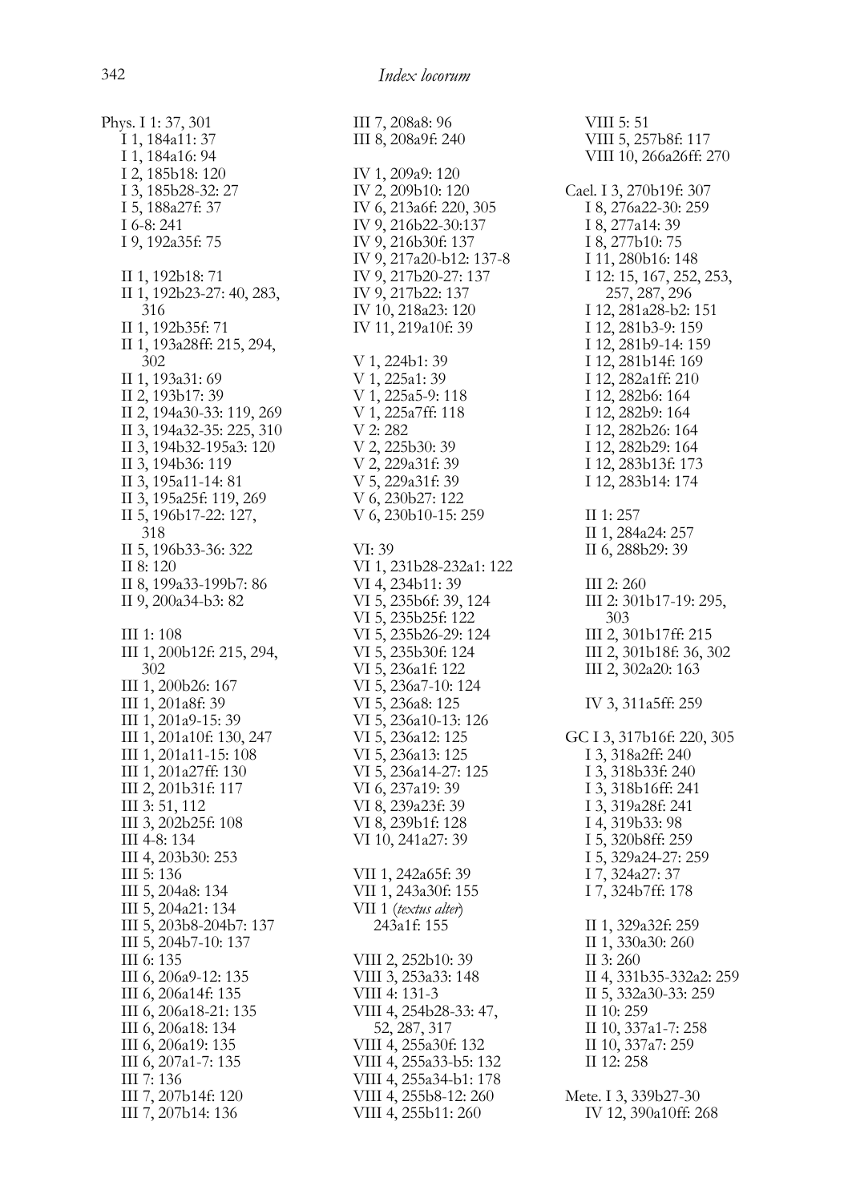Phys. I 1: 37, 301
I 1, 184a11: 37
I 1, 184a16: 94
I 2, 185b18: 120
I 3, 185b28-32: 27
I 5, 188a27f: 37
I 6-8: 241
I 9, 192a35f: 75

II 1, 192b18: 71
II 1, 192b23-27: 40, 283, 316
II 1, 192b35f: 71
II 1, 193a28ff: 215, 294, 302
II 1, 193a31: 69
II 2, 193b17: 39
II 2, 194a30-33: 119, 269
II 3, 194a32-35: 225, 310
II 3, 194b32-195a3: 120
II 3, 194b36: 119
II 3, 195a11-14: 81
II 3, 195a25f: 119, 269
II 5, 196b17-22: 127, 318
II 5, 196b33-36: 322
II 8: 120
II 8, 199a33-199b7: 86
II 9, 200a34-b3: 82

III 1: 108
III 1, 200b12f: 215, 294, 302
III 1, 200b26: 167
III 1, 201a8f: 39
III 1, 201a9-15: 39
III 1, 201a10f: 130, 247
III 1, 201a11-15: 108
III 1, 201a27ff: 130
III 2, 201b31f: 117
III 3: 51, 112
III 3, 202b25f: 108
III 4-8: 134
III 4, 203b30: 253
III 5: 136
III 5, 204a8: 134
III 5, 204a21: 134
III 5, 203b8-204b7: 137
III 5, 204b7-10: 137
III 6: 135
III 6, 206a9-12: 135
III 6, 206a14f: 135
III 6, 206a18-21: 135
III 6, 206a18: 134
III 6, 206a19: 135
III 6, 207a1-7: 135
III 7: 136
III 7, 207b14f: 120
III 7, 207b14: 136
III 7, 208a8: 96
III 8, 208a9f: 240

IV 1, 209a9: 120
IV 2, 209b10: 120
IV 6, 213a6f: 220, 305
IV 9, 216b22-30:137
IV 9, 216b30f: 137
IV 9, 217a20-b12: 137-8
IV 9, 217b20-27: 137
IV 9, 217b22: 137
IV 10, 218a23: 120
IV 11, 219a10f: 39

V 1, 224b1: 39
V 1, 225a1: 39
V 1, 225a5-9: 118
V 1, 225a7ff: 118
V 2: 282
V 2, 225b30: 39
V 2, 229a31f: 39
V 5, 229a31f: 39
V 6, 230b27: 122
V 6, 230b10-15: 259

VI: 39
VI 1, 231b28-232a1: 122
VI 4, 234b11: 39
VI 5, 235b6f: 39, 124
VI 5, 235b25f: 122
VI 5, 235b26-29: 124
VI 5, 235b30f: 124
VI 5, 236a1f: 122
VI 5, 236a7-10: 124
VI 5, 236a8: 125
VI 5, 236a10-13: 126
VI 5, 236a12: 125
VI 5, 236a13: 125
VI 5, 236a14-27: 125
VI 6, 237a19: 39
VI 8, 239a23f: 39
VI 8, 239b1f: 128
VI 10, 241a27: 39

VII 1, 242a65f: 39
VII 1, 243a30f: 155
VII 1 (*textus alter*) 243a1f: 155

VIII 2, 252b10: 39
VIII 3, 253a33: 148
VIII 4: 131-3
VIII 4, 254b28-33: 47, 52, 287, 317
VIII 4, 255a30f: 132
VIII 4, 255a33-b5: 132
VIII 4, 255a34-b1: 178
VIII 4, 255b8-12: 260
VIII 4, 255b11: 260
VIII 5: 51
VIII 5, 257b8f: 117
VIII 10, 266a26ff: 270

Cael. I 3, 270b19f: 307
I 8, 276a22-30: 259
I 8, 277a14: 39
I 8, 277b10: 75
I 11, 280b16: 148
I 12: 15, 167, 252, 253, 257, 287, 296
I 12, 281a28-b2: 151
I 12, 281b3-9: 159
I 12, 281b9-14: 159
I 12, 281b14f: 169
I 12, 282a1ff: 210
I 12, 282b6: 164
I 12, 282b9: 164
I 12, 282b26: 164
I 12, 282b29: 164
I 12, 283b13f: 173
I 12, 283b14: 174

II 1: 257
II 1, 284a24: 257
II 6, 288b29: 39

III 2: 260
III 2: 301b17-19: 295, 303
III 2, 301b17ff: 215
III 2, 301b18f: 36, 302
III 2, 302a20: 163

IV 3, 311a5ff: 259

GC I 3, 317b16f: 220, 305
I 3, 318a2ff: 240
I 3, 318b33f: 240
I 3, 318b16ff: 241
I 3, 319a28f: 241
I 4, 319b33: 98
I 5, 320b8ff: 259
I 5, 329a24-27: 259
I 7, 324a27: 37
I 7, 324b7ff: 178

II 1, 329a32f: 259
II 1, 330a30: 260
II 3: 260
II 4, 331b35-332a2: 259
II 5, 332a30-33: 259
II 10: 259
II 10, 337a1-7: 258
II 10, 337a7: 259
II 12: 258

Mete. I 3, 339b27-30
IV 12, 390a10ff: 268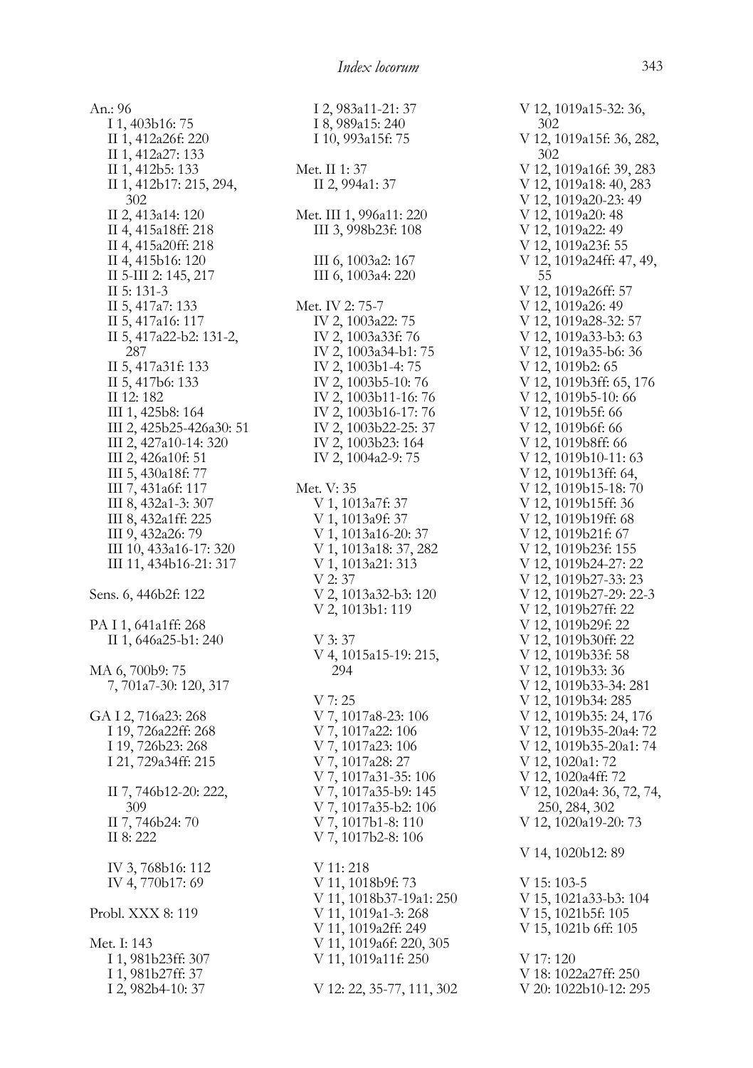# Index locorum

An.: 96
- I 1, 403b16: 75
- II 1, 412a26f: 220
- II 1, 412a27: 133
- II 1, 412b5: 133
- II 1, 412b17: 215, 294, 302
- II 2, 413a14: 120
- II 4, 415a18ff: 218
- II 4, 415a20ff: 218
- II 4, 415b16: 120
- II 5-III 2: 145, 217
- II 5: 131-3
- II 5, 417a7: 133
- II 5, 417a16: 117
- II 5, 417a22-b2: 131-2, 287
- II 5, 417a31f: 133
- II 5, 417b6: 133
- II 12: 182
- III 1, 425b8: 164
- III 2, 425b25-426a30: 51
- III 2, 427a10-14: 320
- III 2, 426a10f: 51
- III 5, 430a18f: 77
- III 7, 431a6f: 117
- III 8, 432a1-3: 307
- III 8, 432a1ff: 225
- III 9, 432a26: 79
- III 10, 433a16-17: 320
- III 11, 434b16-21: 317

Sens. 6, 446b2f: 122

PA I 1, 641a1ff: 268
- II 1, 646a25-b1: 240

MA 6, 700b9: 75
- 7, 701a7-30: 120, 317

GA I 2, 716a23: 268
- I 19, 726a22ff: 268
- I 19, 726b23: 268
- I 21, 729a34ff: 215

- II 7, 746b12-20: 222, 309
- II 7, 746b24: 70
- II 8: 222

- IV 3, 768b16: 112
- IV 4, 770b17: 69

Probl. XXX 8: 119

Met. I: 143
- I 1, 981b23ff: 307
- I 1, 981b27ff: 37
- I 2, 982b4-10: 37
- I 2, 983a11-21: 37
- I 8, 989a15: 240
- I 10, 993a15f: 75

Met. II 1: 37
- II 2, 994a1: 37

Met. III 1, 996a11: 220
- III 3, 998b23f: 108

- III 6, 1003a2: 167
- III 6, 1003a4: 220

Met. IV 2: 75-7
- IV 2, 1003a22: 75
- IV 2, 1003a33f: 76
- IV 2, 1003a34-b1: 75
- IV 2, 1003b1-4: 75
- IV 2, 1003b5-10: 76
- IV 2, 1003b11-16: 76
- IV 2, 1003b16-17: 76
- IV 2, 1003b22-25: 37
- IV 2, 1003b23: 164
- IV 2, 1004a2-9: 75

Met. V: 35
- V 1, 1013a7f: 37
- V 1, 1013a9f: 37
- V 1, 1013a16-20: 37
- V 1, 1013a18: 37, 282
- V 1, 1013a21: 313
- V 2: 37
- V 2, 1013a32-b3: 120
- V 2, 1013b1: 119

- V 3: 37
- V 4, 1015a15-19: 215, 294

- V 7: 25
- V 7, 1017a8-23: 106
- V 7, 1017a22: 106
- V 7, 1017a23: 106
- V 7, 1017a28: 27
- V 7, 1017a31-35: 106
- V 7, 1017a35-b9: 145
- V 7, 1017a35-b2: 106
- V 7, 1017b1-8: 110
- V 7, 1017b2-8: 106

- V 11: 218
- V 11, 1018b9f: 73
- V 11, 1018b37-19a1: 250
- V 11, 1019a1-3: 268
- V 11, 1019a2ff: 249
- V 11, 1019a6f: 220, 305
- V 11, 1019a11f: 250

- V 12: 22, 35-77, 111, 302
- V 12, 1019a15-32: 36, 302
- V 12, 1019a15f: 36, 282, 302
- V 12, 1019a16f: 39, 283
- V 12, 1019a18: 40, 283
- V 12, 1019a20-23: 49
- V 12, 1019a20: 48
- V 12, 1019a22: 49
- V 12, 1019a23f: 55
- V 12, 1019a24ff: 47, 49, 55
- V 12, 1019a26ff: 57
- V 12, 1019a26: 49
- V 12, 1019a28-32: 57
- V 12, 1019a33-b3: 63
- V 12, 1019a35-b6: 36
- V 12, 1019b2: 65
- V 12, 1019b3ff: 65, 176
- V 12, 1019b5-10: 66
- V 12, 1019b5f: 66
- V 12, 1019b6f: 66
- V 12, 1019b8ff: 66
- V 12, 1019b10-11: 63
- V 12, 1019b13ff: 64,
- V 12, 1019b15-18: 70
- V 12, 1019b15ff: 36
- V 12, 1019b19ff: 68
- V 12, 1019b21f: 67
- V 12, 1019b23f: 155
- V 12, 1019b24-27: 22
- V 12, 1019b27-33: 23
- V 12, 1019b27-29: 22-3
- V 12, 1019b27ff: 22
- V 12, 1019b29f: 22
- V 12, 1019b30ff: 22
- V 12, 1019b33f: 58
- V 12, 1019b33: 36
- V 12, 1019b33-34: 281
- V 12, 1019b34: 285
- V 12, 1019b35: 24, 176
- V 12, 1019b35-20a4: 72
- V 12, 1019b35-20a1: 74
- V 12, 1020a1: 72
- V 12, 1020a4ff: 72
- V 12, 1020a4: 36, 72, 74, 250, 284, 302
- V 12, 1020a19-20: 73

- V 14, 1020b12: 89

- V 15: 103-5
- V 15, 1021a33-b3: 104
- V 15, 1021b5f: 105
- V 15, 1021b 6ff: 105

- V 17: 120
- V 18: 1022a27ff: 250
- V 20: 1022b10-12: 295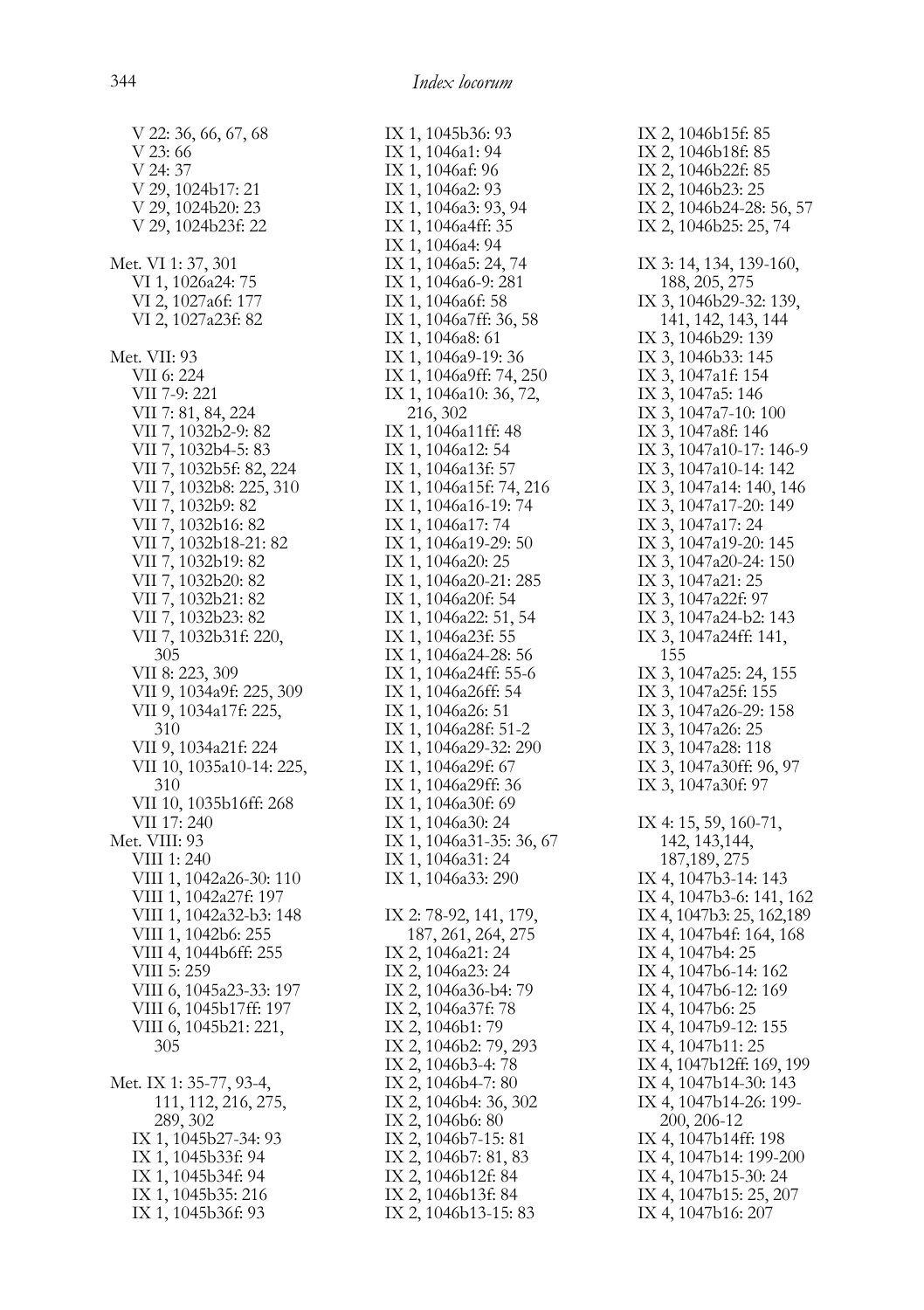V 22: 36, 66, 67, 68
V 23: 66
V 24: 37
V 29, 1024b17: 21
V 29, 1024b20: 23
V 29, 1024b23f: 22

Met. VI 1: 37, 301
VI 1, 1026a24: 75
VI 2, 1027a6f: 177
VI 2, 1027a23f: 82

Met. VII: 93
VII 6: 224
VII 7-9: 221
VII 7: 81, 84, 224
VII 7, 1032b2-9: 82
VII 7, 1032b4-5: 83
VII 7, 1032b5f: 82, 224
VII 7, 1032b8: 225, 310
VII 7, 1032b9: 82
VII 7, 1032b16: 82
VII 7, 1032b18-21: 82
VII 7, 1032b19: 82
VII 7, 1032b20: 82
VII 7, 1032b21: 82
VII 7, 1032b23: 82
VII 7, 1032b31f: 220, 305
VII 8: 223, 309
VII 9, 1034a9f: 225, 309
VII 9, 1034a17f: 225, 310
VII 9, 1034a21f: 224
VII 10, 1035a10-14: 225, 310
VII 10, 1035b16ff: 268
VII 17: 240

Met. VIII: 93
VIII 1: 240
VIII 1, 1042a26-30: 110
VIII 1, 1042a27f: 197
VIII 1, 1042a32-b3: 148
VIII 1, 1042b6: 255
VIII 4, 1044b6ff: 255
VIII 5: 259
VIII 6, 1045a23-33: 197
VIII 6, 1045b17ff: 197
VIII 6, 1045b21: 221, 305

Met. IX 1: 35-77, 93-4, 111, 112, 216, 275, 289, 302
IX 1, 1045b27-34: 93
IX 1, 1045b33f: 94
IX 1, 1045b34f: 94
IX 1, 1045b35: 216
IX 1, 1045b36f: 93
IX 1, 1045b36: 93
IX 1, 1046a1: 94
IX 1, 1046af: 96
IX 1, 1046a2: 93
IX 1, 1046a3: 93, 94
IX 1, 1046a4ff: 35
IX 1, 1046a4: 94
IX 1, 1046a5: 24, 74
IX 1, 1046a6-9: 281
IX 1, 1046a6f: 58
IX 1, 1046a7ff: 36, 58
IX 1, 1046a8: 61
IX 1, 1046a9-19: 36
IX 1, 1046a9ff: 74, 250
IX 1, 1046a10: 36, 72, 216, 302
IX 1, 1046a11ff: 48
IX 1, 1046a12: 54
IX 1, 1046a13f: 57
IX 1, 1046a15f: 74, 216
IX 1, 1046a16-19: 74
IX 1, 1046a17: 74
IX 1, 1046a19-29: 50
IX 1, 1046a20: 25
IX 1, 1046a20-21: 285
IX 1, 1046a20f: 54
IX 1, 1046a22: 51, 54
IX 1, 1046a23f: 55
IX 1, 1046a24-28: 56
IX 1, 1046a24ff: 55-6
IX 1, 1046a26ff: 54
IX 1, 1046a26: 51
IX 1, 1046a28f: 51-2
IX 1, 1046a29-32: 290
IX 1, 1046a29f: 67
IX 1, 1046a29ff: 36
IX 1, 1046a30f: 69
IX 1, 1046a30: 24
IX 1, 1046a31-35: 36, 67
IX 1, 1046a31: 24
IX 1, 1046a33: 290

IX 2: 78-92, 141, 179, 187, 261, 264, 275
IX 2, 1046a21: 24
IX 2, 1046a23: 24
IX 2, 1046a36-b4: 79
IX 2, 1046a37f: 78
IX 2, 1046b1: 79
IX 2, 1046b2: 79, 293
IX 2, 1046b3-4: 78
IX 2, 1046b4-7: 80
IX 2, 1046b4: 36, 302
IX 2, 1046b6: 80
IX 2, 1046b7-15: 81
IX 2, 1046b7: 81, 83
IX 2, 1046b12f: 84
IX 2, 1046b13f: 84
IX 2, 1046b13-15: 83
IX 2, 1046b15f: 85
IX 2, 1046b18f: 85
IX 2, 1046b22f: 85
IX 2, 1046b23: 25
IX 2, 1046b24-28: 56, 57
IX 2, 1046b25: 25, 74

IX 3: 14, 134, 139-160, 188, 205, 275
IX 3, 1046b29-32: 139, 141, 142, 143, 144
IX 3, 1046b29: 139
IX 3, 1046b33: 145
IX 3, 1047a1f: 154
IX 3, 1047a5: 146
IX 3, 1047a7-10: 100
IX 3, 1047a8f: 146
IX 3, 1047a10-17: 146-9
IX 3, 1047a10-14: 142
IX 3, 1047a14: 140, 146
IX 3, 1047a17-20: 149
IX 3, 1047a17: 24
IX 3, 1047a19-20: 145
IX 3, 1047a20-24: 150
IX 3, 1047a21: 25
IX 3, 1047a22f: 97
IX 3, 1047a24-b2: 143
IX 3, 1047a24ff: 141, 155
IX 3, 1047a25: 24, 155
IX 3, 1047a25f: 155
IX 3, 1047a26-29: 158
IX 3, 1047a26: 25
IX 3, 1047a28: 118
IX 3, 1047a30ff: 96, 97
IX 3, 1047a30f: 97

IX 4: 15, 59, 160-71, 142, 143,144, 187,189, 275
IX 4, 1047b3-14: 143
IX 4, 1047b3-6: 141, 162
IX 4, 1047b3: 25, 162,189
IX 4, 1047b4f: 164, 168
IX 4, 1047b4: 25
IX 4, 1047b6-14: 162
IX 4, 1047b6-12: 169
IX 4, 1047b6: 25
IX 4, 1047b9-12: 155
IX 4, 1047b11: 25
IX 4, 1047b12ff: 169, 199
IX 4, 1047b14-30: 143
IX 4, 1047b14-26: 199-200, 206-12
IX 4, 1047b14ff: 198
IX 4, 1047b14: 199-200
IX 4, 1047b15-30: 24
IX 4, 1047b15: 25, 207
IX 4, 1047b16: 207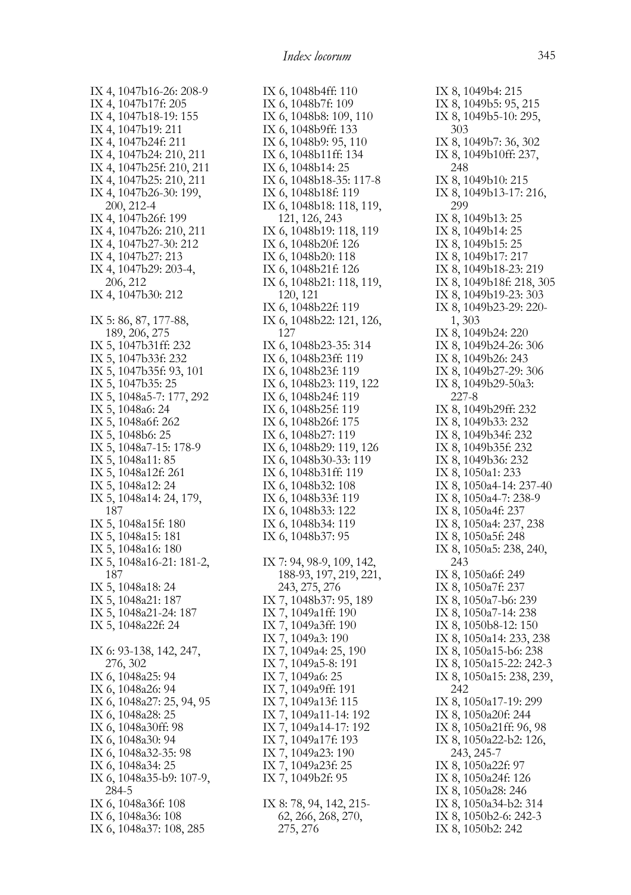IX 4, 1047b16-26: 208-9
IX 4, 1047b17f: 205
IX 4, 1047b18-19: 155
IX 4, 1047b19: 211
IX 4, 1047b24f: 211
IX 4, 1047b24: 210, 211
IX 4, 1047b25f: 210, 211
IX 4, 1047b25: 210, 211
IX 4, 1047b26-30: 199, 200, 212-4
IX 4, 1047b26f: 199
IX 4, 1047b26: 210, 211
IX 4, 1047b27-30: 212
IX 4, 1047b27: 213
IX 4, 1047b29: 203-4, 206, 212
IX 4, 1047b30: 212

IX 5: 86, 87, 177-88, 189, 206, 275
IX 5, 1047b31ff: 232
IX 5, 1047b33f: 232
IX 5, 1047b35f: 93, 101
IX 5, 1047b35: 25
IX 5, 1048a5-7: 177, 292
IX 5, 1048a6: 24
IX 5, 1048a6f: 262
IX 5, 1048b6: 25
IX 5, 1048a7-15: 178-9
IX 5, 1048a11: 85
IX 5, 1048a12f: 261
IX 5, 1048a12: 24
IX 5, 1048a14: 24, 179, 187
IX 5, 1048a15f: 180
IX 5, 1048a15: 181
IX 5, 1048a16: 180
IX 5, 1048a16-21: 181-2, 187
IX 5, 1048a18: 24
IX 5, 1048a21: 187
IX 5, 1048a21-24: 187
IX 5, 1048a22f: 24

IX 6: 93-138, 142, 247, 276, 302
IX 6, 1048a25: 94
IX 6, 1048a26: 94
IX 6, 1048a27: 25, 94, 95
IX 6, 1048a28: 25
IX 6, 1048a30ff: 98
IX 6, 1048a30: 94
IX 6, 1048a32-35: 98
IX 6, 1048a34: 25
IX 6, 1048a35-b9: 107-9, 284-5
IX 6, 1048a36f: 108
IX 6, 1048a36: 108
IX 6, 1048a37: 108, 285
IX 6, 1048b4ff: 110
IX 6, 1048b7f: 109
IX 6, 1048b8: 109, 110
IX 6, 1048b9ff: 133
IX 6, 1048b9: 95, 110
IX 6, 1048b11ff: 134
IX 6, 1048b14: 25
IX 6, 1048b18-35: 117-8
IX 6, 1048b18f: 119
IX 6, 1048b18: 118, 119, 121, 126, 243
IX 6, 1048b19: 118, 119
IX 6, 1048b20f: 126
IX 6, 1048b20: 118
IX 6, 1048b21f: 126
IX 6, 1048b21: 118, 119, 120, 121
IX 6, 1048b22f: 119
IX 6, 1048b22: 121, 126, 127
IX 6, 1048b23-35: 314
IX 6, 1048b23ff: 119
IX 6, 1048b23f: 119
IX 6, 1048b23: 119, 122
IX 6, 1048b24f: 119
IX 6, 1048b25f: 119
IX 6, 1048b26f: 175
IX 6, 1048b27: 119
IX 6, 1048b29: 119, 126
IX 6, 1048b30-33: 119
IX 6, 1048b31ff: 119
IX 6, 1048b32: 108
IX 6, 1048b33f: 119
IX 6, 1048b33: 122
IX 6, 1048b34: 119
IX 6, 1048b37: 95

IX 7: 94, 98-9, 109, 142, 188-93, 197, 219, 221, 243, 275, 276
IX 7, 1048b37: 95, 189
IX 7, 1049a1ff: 190
IX 7, 1049a3ff: 190
IX 7, 1049a3: 190
IX 7, 1049a4: 25, 190
IX 7, 1049a5-8: 191
IX 7, 1049a6: 25
IX 7, 1049a9ff: 191
IX 7, 1049a13f: 115
IX 7, 1049a11-14: 192
IX 7, 1049a14-17: 192
IX 7, 1049a17f: 193
IX 7, 1049a23: 190
IX 7, 1049a23f: 25
IX 7, 1049b2f: 95

IX 8: 78, 94, 142, 215-62, 266, 268, 270, 275, 276
IX 8, 1049b4: 215
IX 8, 1049b5: 95, 215
IX 8, 1049b5-10: 295, 303
IX 8, 1049b7: 36, 302
IX 8, 1049b10ff: 237, 248
IX 8, 1049b10: 215
IX 8, 1049b13-17: 216, 299
IX 8, 1049b13: 25
IX 8, 1049b14: 25
IX 8, 1049b15: 25
IX 8, 1049b17: 217
IX 8, 1049b18-23: 219
IX 8, 1049b18f: 218, 305
IX 8, 1049b19-23: 303
IX 8, 1049b23-29: 220-1, 303
IX 8, 1049b24: 220
IX 8, 1049b24-26: 306
IX 8, 1049b26: 243
IX 8, 1049b27-29: 306
IX 8, 1049b29-50a3: 227-8
IX 8, 1049b29ff: 232
IX 8, 1049b33: 232
IX 8, 1049b34f: 232
IX 8, 1049b35f: 232
IX 8, 1049b36: 232
IX 8, 1050a1: 233
IX 8, 1050a4-14: 237-40
IX 8, 1050a4-7: 238-9
IX 8, 1050a4f: 237
IX 8, 1050a4: 237, 238
IX 8, 1050a5f: 248
IX 8, 1050a5: 238, 240, 243
IX 8, 1050a6f: 249
IX 8, 1050a7f: 237
IX 8, 1050a7-b6: 239
IX 8, 1050a7-14: 238
IX 8, 1050b8-12: 150
IX 8, 1050a14: 233, 238
IX 8, 1050a15-b6: 238
IX 8, 1050a15-22: 242-3
IX 8, 1050a15: 238, 239, 242
IX 8, 1050a17-19: 299
IX 8, 1050a20f: 244
IX 8, 1050a21ff: 96, 98
IX 8, 1050a22-b2: 126, 243, 245-7
IX 8, 1050a22f: 97
IX 8, 1050a24f: 126
IX 8, 1050a28: 246
IX 8, 1050a34-b2: 314
IX 8, 1050b2-6: 242-3
IX 8, 1050b2: 242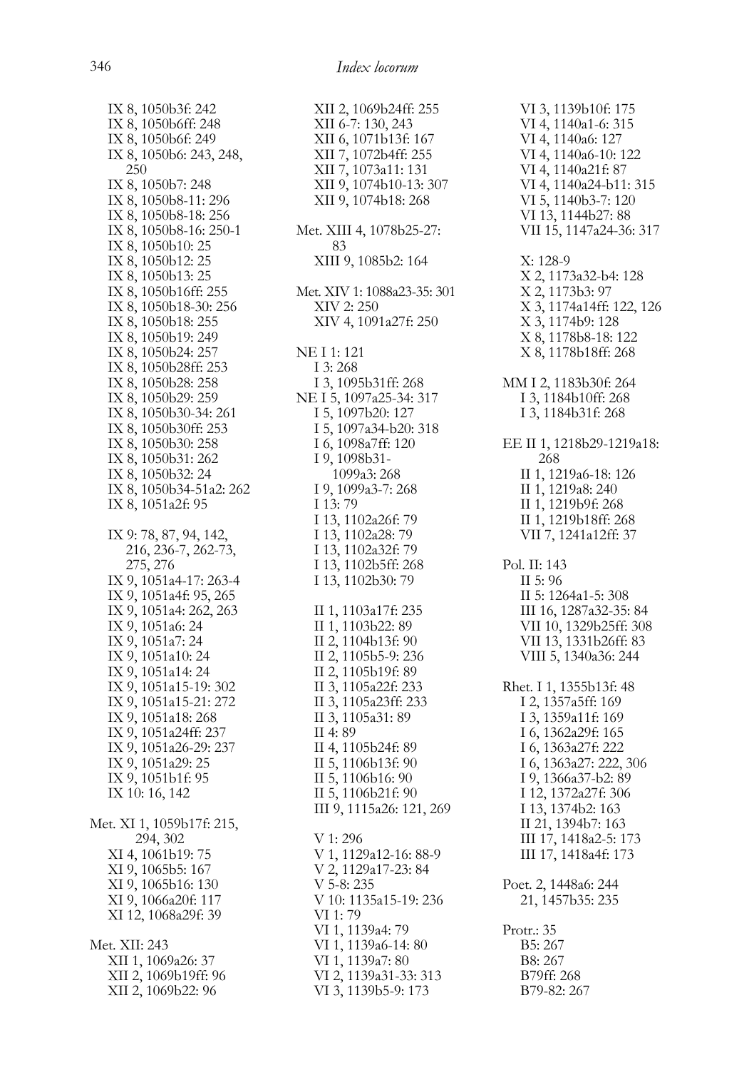IX 8, 1050b3f: 242
IX 8, 1050b6ff: 248
IX 8, 1050b6f: 249
IX 8, 1050b6: 243, 248, 250
IX 8, 1050b7: 248
IX 8, 1050b8-11: 296
IX 8, 1050b8-18: 256
IX 8, 1050b8-16: 250-1
IX 8, 1050b10: 25
IX 8, 1050b12: 25
IX 8, 1050b13: 25
IX 8, 1050b16ff: 255
IX 8, 1050b18-30: 256
IX 8, 1050b18: 255
IX 8, 1050b19: 249
IX 8, 1050b24: 257
IX 8, 1050b28ff: 253
IX 8, 1050b28: 258
IX 8, 1050b29: 259
IX 8, 1050b30-34: 261
IX 8, 1050b30ff: 253
IX 8, 1050b30: 258
IX 8, 1050b31: 262
IX 8, 1050b32: 24
IX 8, 1050b34-51a2: 262
IX 8, 1051a2f: 95

IX 9: 78, 87, 94, 142, 216, 236-7, 262-73, 275, 276
IX 9, 1051a4-17: 263-4
IX 9, 1051a4f: 95, 265
IX 9, 1051a4: 262, 263
IX 9, 1051a6: 24
IX 9, 1051a7: 24
IX 9, 1051a10: 24
IX 9, 1051a14: 24
IX 9, 1051a15-19: 302
IX 9, 1051a15-21: 272
IX 9, 1051a18: 268
IX 9, 1051a24ff: 237
IX 9, 1051a26-29: 237
IX 9, 1051a29: 25
IX 9, 1051b1f: 95
IX 10: 16, 142

Met. XI 1, 1059b17f: 215, 294, 302
XI 4, 1061b19: 75
XI 9, 1065b5: 167
XI 9, 1065b16: 130
XI 9, 1066a20f: 117
XI 12, 1068a29f: 39

Met. XII: 243
XII 1, 1069a26: 37
XII 2, 1069b19ff: 96
XII 2, 1069b22: 96
XII 2, 1069b24ff: 255
XII 6-7: 130, 243
XII 6, 1071b13f: 167
XII 7, 1072b4ff: 255
XII 7, 1073a11: 131
XII 9, 1074b10-13: 307
XII 9, 1074b18: 268

Met. XIII 4, 1078b25-27: 83
XIII 9, 1085b2: 164

Met. XIV 1: 1088a23-35: 301
XIV 2: 250
XIV 4, 1091a27f: 250

NE I 1: 121
I 3: 268
I 3, 1095b31ff: 268
NE I 5, 1097a25-34: 317
I 5, 1097b20: 127
I 5, 1097a34-b20: 318
I 6, 1098a7ff: 120
I 9, 1098b31-1099a3: 268
I 9, 1099a3-7: 268
I 13: 79
I 13, 1102a26f: 79
I 13, 1102a28: 79
I 13, 1102a32f: 79
I 13, 1102b5ff: 268
I 13, 1102b30: 79

II 1, 1103a17f: 235
II 1, 1103b22: 89
II 2, 1104b13f: 90
II 2, 1105b5-9: 236
II 2, 1105b19f: 89
II 3, 1105a22f: 233
II 3, 1105a23ff: 233
II 3, 1105a31: 89
II 4: 89
II 4, 1105b24f: 89
II 5, 1106b13f: 90
II 5, 1106b16: 90
II 5, 1106b21f: 90
III 9, 1115a26: 121, 269

V 1: 296
V 1, 1129a12-16: 88-9
V 2, 1129a17-23: 84
V 5-8: 235
V 10: 1135a15-19: 236
VI 1: 79
VI 1, 1139a4: 79
VI 1, 1139a6-14: 80
VI 1, 1139a7: 80
VI 2, 1139a31-33: 313
VI 3, 1139b5-9: 173
VI 3, 1139b10f: 175
VI 4, 1140a1-6: 315
VI 4, 1140a6: 127
VI 4, 1140a6-10: 122
VI 4, 1140a21f: 87
VI 4, 1140a24-b11: 315
VI 5, 1140b3-7: 120
VI 13, 1144b27: 88
VII 15, 1147a24-36: 317

X: 128-9
X 2, 1173a32-b4: 128
X 2, 1173b3: 97
X 3, 1174a14ff: 122, 126
X 3, 1174b9: 128
X 8, 1178b8-18: 122
X 8, 1178b18ff: 268

MM I 2, 1183b30f: 264
I 3, 1184b10ff: 268
I 3, 1184b31f: 268

EE II 1, 1218b29-1219a18: 268
II 1, 1219a6-18: 126
II 1, 1219a8: 240
II 1, 1219b9f: 268
II 1, 1219b18ff: 268
VII 7, 1241a12ff: 37

Pol. II: 143
II 5: 96
II 5: 1264a1-5: 308
III 16, 1287a32-35: 84
VII 10, 1329b25ff: 308
VII 13, 1331b26ff: 83
VIII 5, 1340a36: 244

Rhet. I 1, 1355b13f: 48
I 2, 1357a5ff: 169
I 3, 1359a11f: 169
I 6, 1362a29f: 165
I 6, 1363a27f: 222
I 6, 1363a27: 222, 306
I 9, 1366a37-b2: 89
I 12, 1372a27f: 306
I 13, 1374b2: 163
II 21, 1394b7: 163
III 17, 1418a2-5: 173
III 17, 1418a4f: 173

Poet. 2, 1448a6: 244
21, 1457b35: 235

Protr.: 35
B5: 267
B8: 267
B79ff: 268
B79-82: 267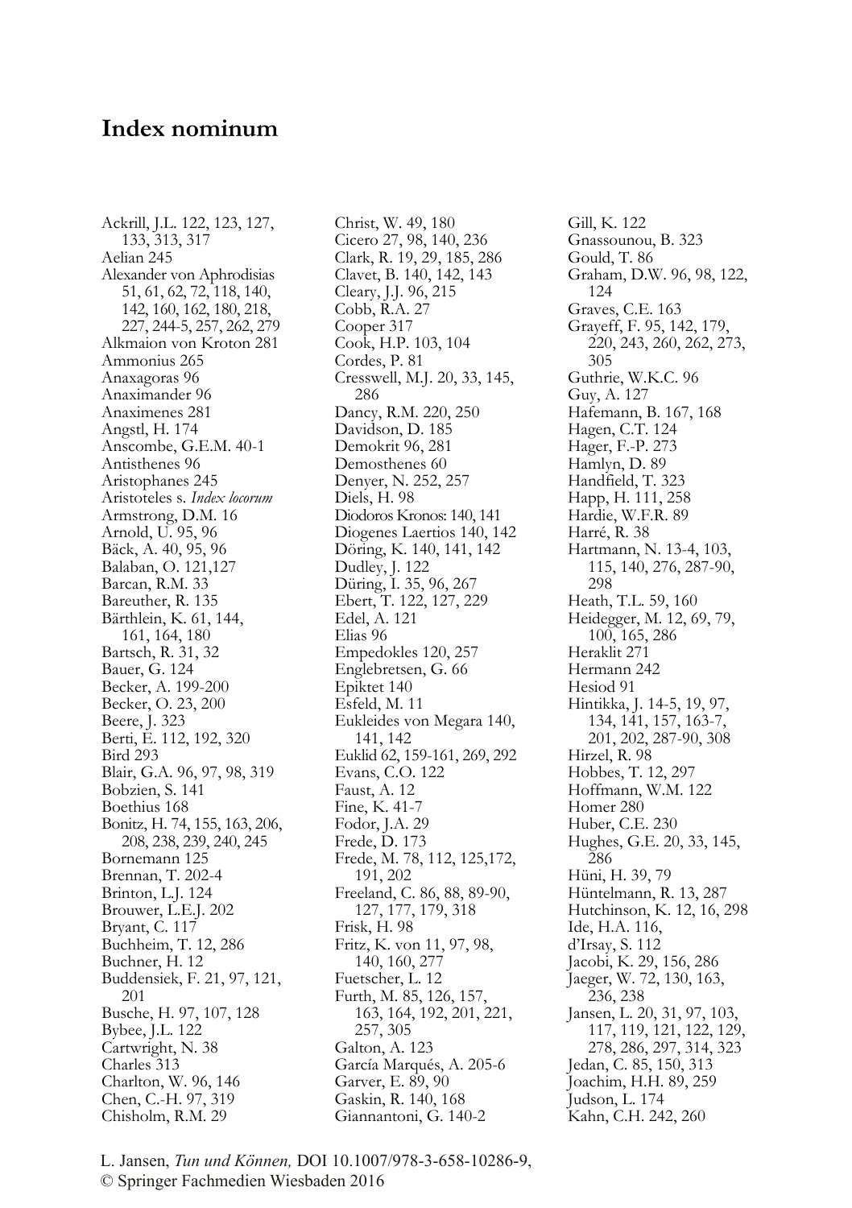# Index nominum

Ackrill, J.L. 122, 123, 127, 133, 313, 317
Aelian 245
Alexander von Aphrodisias 51, 61, 62, 72, 118, 140, 142, 160, 162, 180, 218, 227, 244-5, 257, 262, 279
Alkmaion von Kroton 281
Ammonius 265
Anaxagoras 96
Anaximander 96
Anaximenes 281
Angstl, H. 174
Anscombe, G.E.M. 40-1
Antisthenes 96
Aristophanes 245
Aristoteles s. *Index locorum*
Armstrong, D.M. 16
Arnold, U. 95, 96
Bäck, A. 40, 95, 96
Balaban, O. 121,127
Barcan, R.M. 33
Bareuther, R. 135
Bärthlein, K. 61, 144, 161, 164, 180
Bartsch, R. 31, 32
Bauer, G. 124
Becker, A. 199-200
Becker, O. 23, 200
Beere, J. 323
Berti, E. 112, 192, 320
Bird 293
Blair, G.A. 96, 97, 98, 319
Bobzien, S. 141
Boethius 168
Bonitz, H. 74, 155, 163, 206, 208, 238, 239, 240, 245
Bornemann 125
Brennan, T. 202-4
Brinton, L.J. 124
Brouwer, L.E.J. 202
Bryant, C. 117
Buchheim, T. 12, 286
Buchner, H. 12
Buddensiek, F. 21, 97, 121, 201
Busche, H. 97, 107, 128
Bybee, J.L. 122
Cartwright, N. 38
Charles 313
Charlton, W. 96, 146
Chen, C.-H. 97, 319
Chisholm, R.M. 29
Christ, W. 49, 180
Cicero 27, 98, 140, 236
Clark, R. 19, 29, 185, 286
Clavet, B. 140, 142, 143
Cleary, J.J. 96, 215
Cobb, R.A. 27
Cooper 317
Cook, H.P. 103, 104
Cordes, P. 81
Cresswell, M.J. 20, 33, 145, 286
Dancy, R.M. 220, 250
Davidson, D. 185
Demokrit 96, 281
Demosthenes 60
Denyer, N. 252, 257
Diels, H. 98
Diodoros Kronos: 140, 141
Diogenes Laertios 140, 142
Döring, K. 140, 141, 142
Dudley, J. 122
Düring, I. 35, 96, 267
Ebert, T. 122, 127, 229
Edel, A. 121
Elias 96
Empedokles 120, 257
Englebretsen, G. 66
Epiktet 140
Esfeld, M. 11
Eukleides von Megara 140, 141, 142
Euklid 62, 159-161, 269, 292
Evans, C.O. 122
Faust, A. 12
Fine, K. 41-7
Fodor, J.A. 29
Frede, D. 173
Frede, M. 78, 112, 125,172, 191, 202
Freeland, C. 86, 88, 89-90, 127, 177, 179, 318
Frisk, H. 98
Fritz, K. von 11, 97, 98, 140, 160, 277
Fuetscher, L. 12
Furth, M. 85, 126, 157, 163, 164, 192, 201, 221, 257, 305
Galton, A. 123
García Marqués, A. 205-6
Garver, E. 89, 90
Gaskin, R. 140, 168
Giannantoni, G. 140-2
Gill, K. 122
Gnassounou, B. 323
Gould, T. 86
Graham, D.W. 96, 98, 122, 124
Graves, C.E. 163
Grayeff, F. 95, 142, 179, 220, 243, 260, 262, 273, 305
Guthrie, W.K.C. 96
Guy, A. 127
Hafemann, B. 167, 168
Hagen, C.T. 124
Hager, F.-P. 273
Hamlyn, D. 89
Handfield, T. 323
Happ, H. 111, 258
Hardie, W.F.R. 89
Harré, R. 38
Hartmann, N. 13-4, 103, 115, 140, 276, 287-90, 298
Heath, T.L. 59, 160
Heidegger, M. 12, 69, 79, 100, 165, 286
Heraklit 271
Hermann 242
Hesiod 91
Hintikka, J. 14-5, 19, 97, 134, 141, 157, 163-7, 201, 202, 287-90, 308
Hirzel, R. 98
Hobbes, T. 12, 297
Hoffmann, W.M. 122
Homer 280
Huber, C.E. 230
Hughes, G.E. 20, 33, 145, 286
Hüni, H. 39, 79
Hüntelmann, R. 13, 287
Hutchinson, K. 12, 16, 298
Ide, H.A. 116,
d'Irsay, S. 112
Jacobi, K. 29, 156, 286
Jaeger, W. 72, 130, 163, 236, 238
Jansen, L. 20, 31, 97, 103, 117, 119, 121, 122, 129, 278, 286, 297, 314, 323
Jedan, C. 85, 150, 313
Joachim, H.H. 89, 259
Judson, L. 174
Kahn, C.H. 242, 260

L. Jansen, *Tun und Können,* DOI 10.1007/978-3-658-10286-9,
© Springer Fachmedien Wiesbaden 2016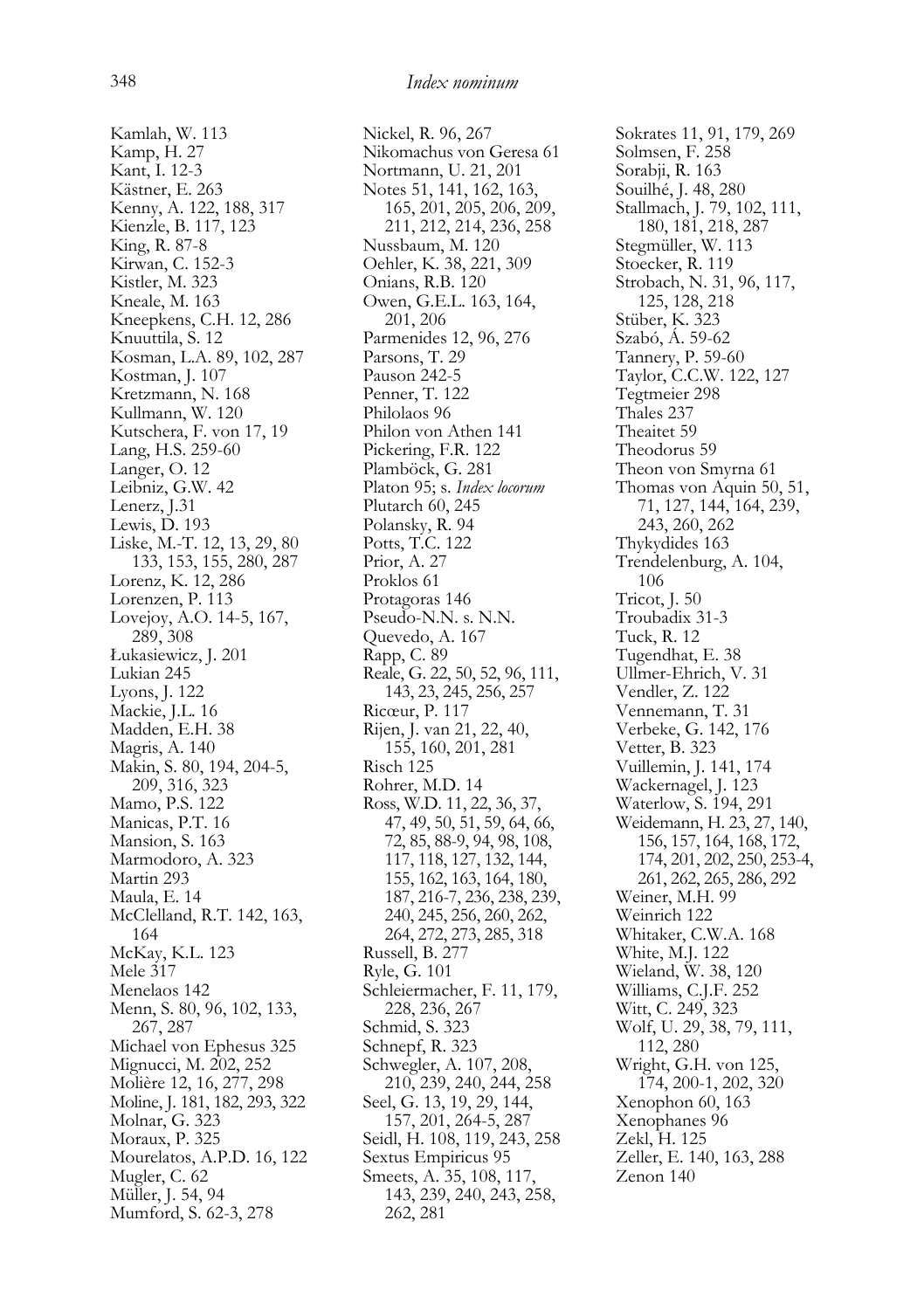Kamlah, W. 113
Kamp, H. 27
Kant, I. 12-3
Kästner, E. 263
Kenny, A. 122, 188, 317
Kienzle, B. 117, 123
King, R. 87-8
Kirwan, C. 152-3
Kistler, M. 323
Kneale, M. 163
Kneepkens, C.H. 12, 286
Knuuttila, S. 12
Kosman, L.A. 89, 102, 287
Kostman, J. 107
Kretzmann, N. 168
Kullmann, W. 120
Kutschera, F. von 17, 19
Lang, H.S. 259-60
Langer, O. 12
Leibniz, G.W. 42
Lenerz, J.31
Lewis, D. 193
Liske, M.-T. 12, 13, 29, 80 133, 153, 155, 280, 287
Lorenz, K. 12, 286
Lorenzen, P. 113
Lovejoy, A.O. 14-5, 167, 289, 308
Łukasiewicz, J. 201
Lukian 245
Lyons, J. 122
Mackie, J.L. 16
Madden, E.H. 38
Magris, A. 140
Makin, S. 80, 194, 204-5, 209, 316, 323
Mamo, P.S. 122
Manicas, P.T. 16
Mansion, S. 163
Marmodoro, A. 323
Martin 293
Maula, E. 14
McClelland, R.T. 142, 163, 164
McKay, K.L. 123
Mele 317
Menelaos 142
Menn, S. 80, 96, 102, 133, 267, 287
Michael von Ephesus 325
Mignucci, M. 202, 252
Molière 12, 16, 277, 298
Moline, J. 181, 182, 293, 322
Molnar, G. 323
Moraux, P. 325
Mourelatos, A.P.D. 16, 122
Mugler, C. 62
Müller, J. 54, 94
Mumford, S. 62-3, 278
Nickel, R. 96, 267
Nikomachus von Geresa 61
Nortmann, U. 21, 201
Notes 51, 141, 162, 163, 165, 201, 205, 206, 209, 211, 212, 214, 236, 258
Nussbaum, M. 120
Oehler, K. 38, 221, 309
Onians, R.B. 120
Owen, G.E.L. 163, 164, 201, 206
Parmenides 12, 96, 276
Parsons, T. 29
Pauson 242-5
Penner, T. 122
Philolaos 96
Philon von Athen 141
Pickering, F.R. 122
Plamböck, G. 281
Platon 95; s. *Index locorum*
Plutarch 60, 245
Polansky, R. 94
Potts, T.C. 122
Prior, A. 27
Proklos 61
Protagoras 146
Pseudo-N.N. s. N.N.
Quevedo, A. 167
Rapp, C. 89
Reale, G. 22, 50, 52, 96, 111, 143, 23, 245, 256, 257
Ricœur, P. 117
Rijen, J. van 21, 22, 40, 155, 160, 201, 281
Risch 125
Rohrer, M.D. 14
Ross, W.D. 11, 22, 36, 37, 47, 49, 50, 51, 59, 64, 66, 72, 85, 88-9, 94, 98, 108, 117, 118, 127, 132, 144, 155, 162, 163, 164, 180, 187, 216-7, 236, 238, 239, 240, 245, 256, 260, 262, 264, 272, 273, 285, 318
Russell, B. 277
Ryle, G. 101
Schleiermacher, F. 11, 179, 228, 236, 267
Schmid, S. 323
Schnepf, R. 323
Schwegler, A. 107, 208, 210, 239, 240, 244, 258
Seel, G. 13, 19, 29, 144, 157, 201, 264-5, 287
Seidl, H. 108, 119, 243, 258
Sextus Empiricus 95
Smeets, A. 35, 108, 117, 143, 239, 240, 243, 258, 262, 281
Sokrates 11, 91, 179, 269
Solmsen, F. 258
Sorabji, R. 163
Souilhé, J. 48, 280
Stallmach, J. 79, 102, 111, 180, 181, 218, 287
Stegmüller, W. 113
Stoecker, R. 119
Strobach, N. 31, 96, 117, 125, 128, 218
Stüber, K. 323
Szabó, Á. 59-62
Tannery, P. 59-60
Taylor, C.C.W. 122, 127
Tegtmeier 298
Thales 237
Theaitet 59
Theodorus 59
Theon von Smyrna 61
Thomas von Aquin 50, 51, 71, 127, 144, 164, 239, 243, 260, 262
Thykydides 163
Trendelenburg, A. 104, 106
Tricot, J. 50
Troubadix 31-3
Tuck, R. 12
Tugendhat, E. 38
Ullmer-Ehrich, V. 31
Vendler, Z. 122
Vennemann, T. 31
Verbeke, G. 142, 176
Vetter, B. 323
Vuillemin, J. 141, 174
Wackernagel, J. 123
Waterlow, S. 194, 291
Weidemann, H. 23, 27, 140, 156, 157, 164, 168, 172, 174, 201, 202, 250, 253-4, 261, 262, 265, 286, 292
Weiner, M.H. 99
Weinrich 122
Whitaker, C.W.A. 168
White, M.J. 122
Wieland, W. 38, 120
Williams, C.J.F. 252
Witt, C. 249, 323
Wolf, U. 29, 38, 79, 111, 112, 280
Wright, G.H. von 125, 174, 200-1, 202, 320
Xenophon 60, 163
Xenophanes 96
Zekl, H. 125
Zeller, E. 140, 163, 288
Zenon 140